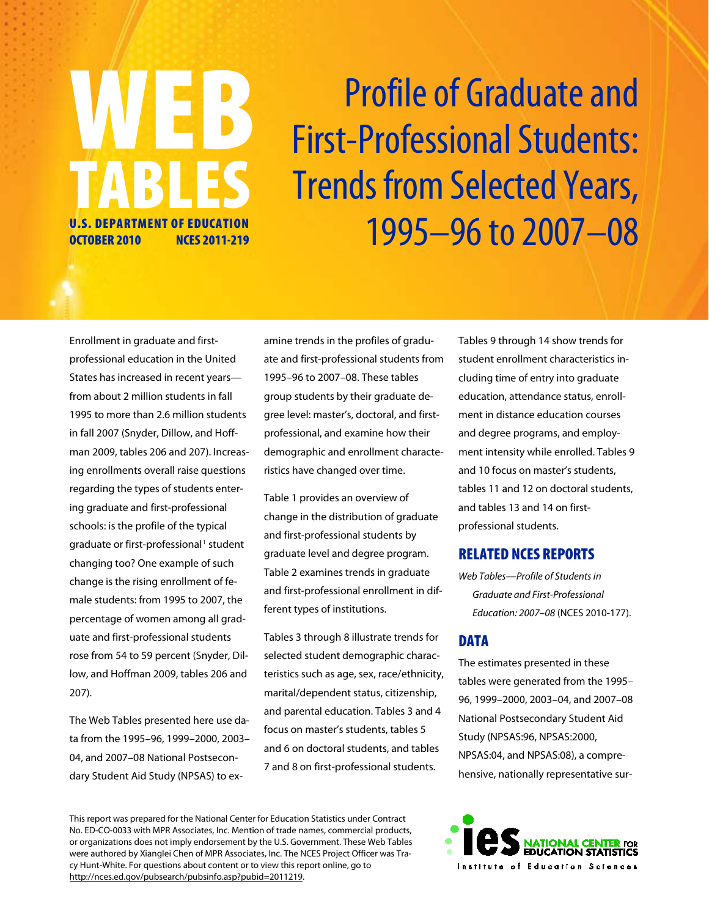# WEB TABLES

**U.S. DEPARTMENT OF EDUCATION**
**OCTOBER 2010 NCES 2011-219**

# Profile of Graduate and First-Professional Students: Trends from Selected Years, 1995–96 to 2007–08

Enrollment in graduate and first-professional education in the United States has increased in recent years—from about 2 million students in fall 1995 to more than 2.6 million students in fall 2007 (Snyder, Dillow, and Hoffman 2009, tables 206 and 207). Increasing enrollments overall raise questions regarding the types of students entering graduate and first-professional schools: is the profile of the typical graduate or first-professional[1] student changing too? One example of such change is the rising enrollment of female students: from 1995 to 2007, the percentage of women among all graduate and first-professional students rose from 54 to 59 percent (Snyder, Dillow, and Hoffman 2009, tables 206 and 207).

The Web Tables presented here use data from the 1995–96, 1999–2000, 2003–04, and 2007–08 National Postsecondary Student Aid Study (NPSAS) to examine trends in the profiles of graduate and first-professional students from 1995–96 to 2007–08. These tables group students by their graduate degree level: master's, doctoral, and first-professional, and examine how their demographic and enrollment characteristics have changed over time.

Table 1 provides an overview of change in the distribution of graduate and first-professional students by graduate level and degree program. Table 2 examines trends in graduate and first-professional enrollment in different types of institutions.

Tables 3 through 8 illustrate trends for selected student demographic characteristics such as age, sex, race/ethnicity, marital/dependent status, citizenship, and parental education. Tables 3 and 4 focus on master's students, tables 5 and 6 on doctoral students, and tables 7 and 8 on first-professional students.

Tables 9 through 14 show trends for student enrollment characteristics including time of entry into graduate education, attendance status, enrollment in distance education courses and degree programs, and employment intensity while enrolled. Tables 9 and 10 focus on master's students, tables 11 and 12 on doctoral students, and tables 13 and 14 on first-professional students.

## RELATED NCES REPORTS

*Web Tables—Profile of Students in Graduate and First-Professional Education: 2007–08* (NCES 2010-177).

## DATA

The estimates presented in these tables were generated from the 1995–96, 1999–2000, 2003–04, and 2007–08 National Postsecondary Student Aid Study (NPSAS:96, NPSAS:2000, NPSAS:04, and NPSAS:08), a comprehensive, nationally representative sur-

This report was prepared for the National Center for Education Statistics under Contract No. ED-CO-0033 with MPR Associates, Inc. Mention of trade names, commercial products, or organizations does not imply endorsement by the U.S. Government. These Web Tables were authored by Xianglei Chen of MPR Associates, Inc. The NCES Project Officer was Tracy Hunt-White. For questions about content or to view this report online, go to http://nces.ed.gov/pubsearch/pubsinfo.asp?pubid=2011219.

IES NATIONAL CENTER FOR EDUCATION STATISTICS
Institute of Education Sciences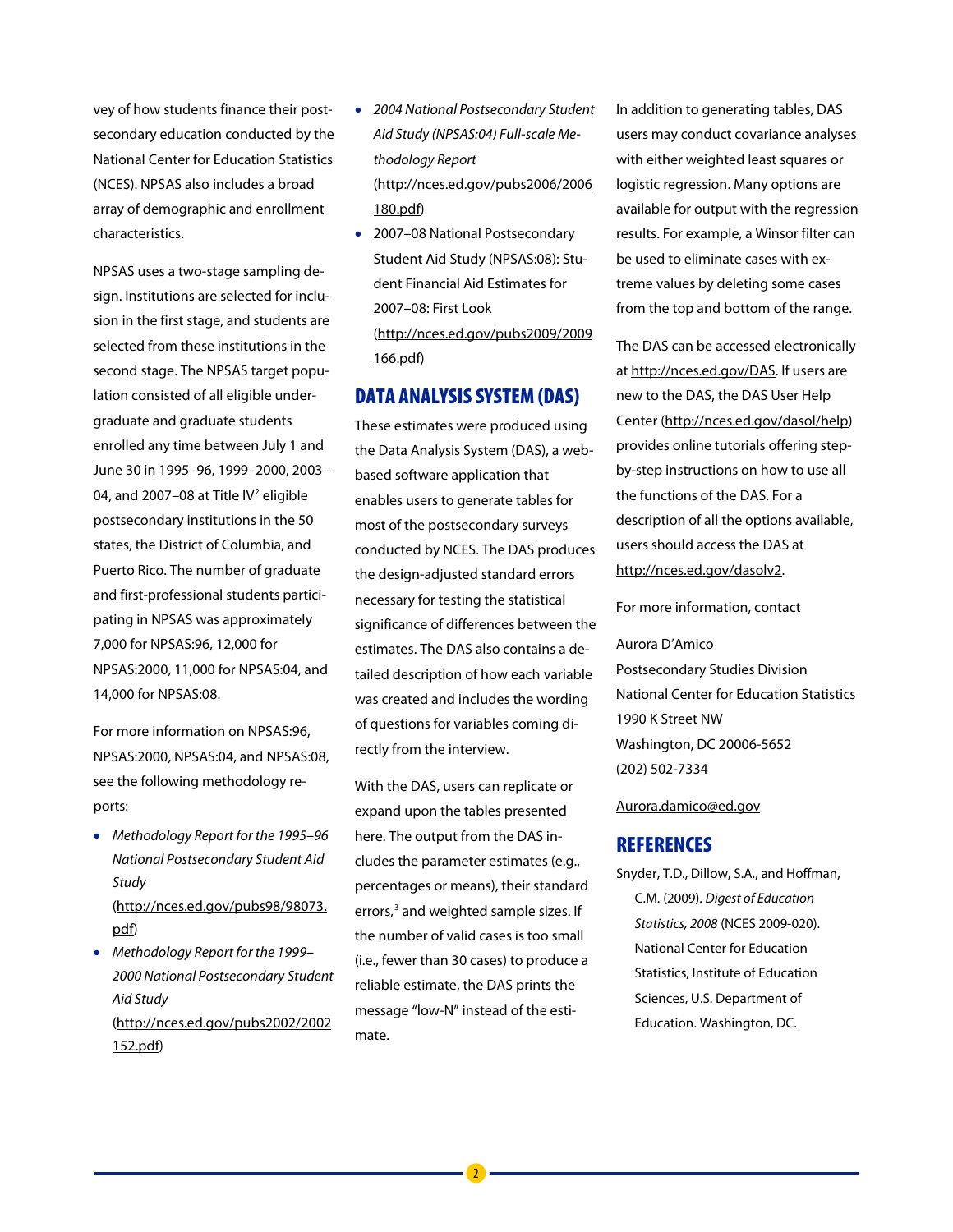vey of how students finance their postsecondary education conducted by the National Center for Education Statistics (NCES). NPSAS also includes a broad array of demographic and enrollment characteristics.

NPSAS uses a two-stage sampling design. Institutions are selected for inclusion in the first stage, and students are selected from these institutions in the second stage. The NPSAS target population consisted of all eligible undergraduate and graduate students enrolled any time between July 1 and June 30 in 1995–96, 1999–2000, 2003–04, and 2007–08 at Title IV[2] eligible postsecondary institutions in the 50 states, the District of Columbia, and Puerto Rico. The number of graduate and first-professional students participating in NPSAS was approximately 7,000 for NPSAS:96, 12,000 for NPSAS:2000, 11,000 for NPSAS:04, and 14,000 for NPSAS:08.

For more information on NPSAS:96, NPSAS:2000, NPSAS:04, and NPSAS:08, see the following methodology reports:

- *Methodology Report for the 1995–96 National Postsecondary Student Aid Study* (http://nces.ed.gov/pubs98/98073.pdf)
- *Methodology Report for the 1999–2000 National Postsecondary Student Aid Study* (http://nces.ed.gov/pubs2002/2002152.pdf)
- *2004 National Postsecondary Student Aid Study (NPSAS:04) Full-scale Methodology Report* (http://nces.ed.gov/pubs2006/2006180.pdf)
- 2007–08 National Postsecondary Student Aid Study (NPSAS:08): Student Financial Aid Estimates for 2007–08: First Look (http://nces.ed.gov/pubs2009/2009166.pdf)

## DATA ANALYSIS SYSTEM (DAS)

These estimates were produced using the Data Analysis System (DAS), a web-based software application that enables users to generate tables for most of the postsecondary surveys conducted by NCES. The DAS produces the design-adjusted standard errors necessary for testing the statistical significance of differences between the estimates. The DAS also contains a detailed description of how each variable was created and includes the wording of questions for variables coming directly from the interview.

With the DAS, users can replicate or expand upon the tables presented here. The output from the DAS includes the parameter estimates (e.g., percentages or means), their standard errors,[3] and weighted sample sizes. If the number of valid cases is too small (i.e., fewer than 30 cases) to produce a reliable estimate, the DAS prints the message "low-N" instead of the estimate.

In addition to generating tables, DAS users may conduct covariance analyses with either weighted least squares or logistic regression. Many options are available for output with the regression results. For example, a Winsor filter can be used to eliminate cases with extreme values by deleting some cases from the top and bottom of the range.

The DAS can be accessed electronically at http://nces.ed.gov/DAS. If users are new to the DAS, the DAS User Help Center (http://nces.ed.gov/dasol/help) provides online tutorials offering step-by-step instructions on how to use all the functions of the DAS. For a description of all the options available, users should access the DAS at http://nces.ed.gov/dasolv2.

For more information, contact

Aurora D'Amico
Postsecondary Studies Division
National Center for Education Statistics
1990 K Street NW
Washington, DC 20006-5652
(202) 502-7334

Aurora.damico@ed.gov

## REFERENCES

Snyder, T.D., Dillow, S.A., and Hoffman, C.M. (2009). *Digest of Education Statistics, 2008* (NCES 2009-020). National Center for Education Statistics, Institute of Education Sciences, U.S. Department of Education. Washington, DC.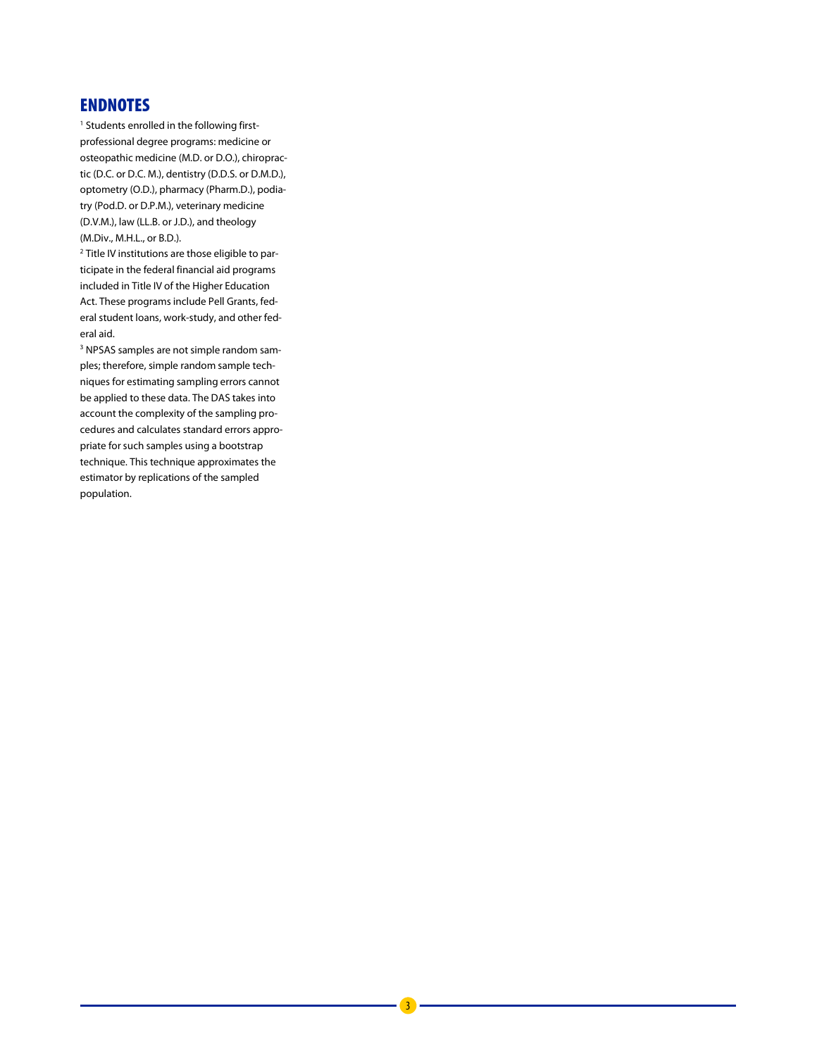## ENDNOTES

[1] Students enrolled in the following first-professional degree programs: medicine or osteopathic medicine (M.D. or D.O.), chiropractic (D.C. or D.C. M.), dentistry (D.D.S. or D.M.D.), optometry (O.D.), pharmacy (Pharm.D.), podiatry (Pod.D. or D.P.M.), veterinary medicine (D.V.M.), law (LL.B. or J.D.), and theology (M.Div., M.H.L., or B.D.).

[2] Title IV institutions are those eligible to participate in the federal financial aid programs included in Title IV of the Higher Education Act. These programs include Pell Grants, federal student loans, work-study, and other federal aid.

[3] NPSAS samples are not simple random samples; therefore, simple random sample techniques for estimating sampling errors cannot be applied to these data. The DAS takes into account the complexity of the sampling procedures and calculates standard errors appropriate for such samples using a bootstrap technique. This technique approximates the estimator by replications of the sampled population.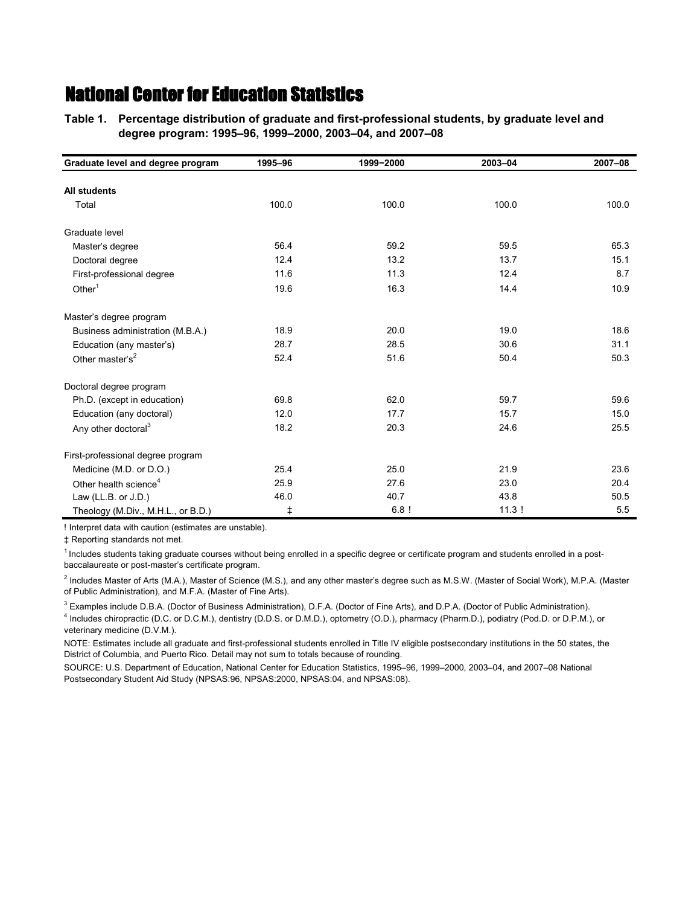# National Center for Education Statistics

**Table 1. Percentage distribution of graduate and first-professional students, by graduate level and degree program: 1995–96, 1999–2000, 2003–04, and 2007–08**

| Graduate level and degree program | 1995–96 | 1999−2000 | 2003–04 | 2007–08 |
|---|---|---|---|---|
| **All students** | | | | |
| Total | 100.0 | 100.0 | 100.0 | 100.0 |
| Graduate level | | | | |
| Master's degree | 56.4 | 59.2 | 59.5 | 65.3 |
| Doctoral degree | 12.4 | 13.2 | 13.7 | 15.1 |
| First-professional degree | 11.6 | 11.3 | 12.4 | 8.7 |
| Other[1] | 19.6 | 16.3 | 14.4 | 10.9 |
| Master's degree program | | | | |
| Business administration (M.B.A.) | 18.9 | 20.0 | 19.0 | 18.6 |
| Education (any master's) | 28.7 | 28.5 | 30.6 | 31.1 |
| Other master's[2] | 52.4 | 51.6 | 50.4 | 50.3 |
| Doctoral degree program | | | | |
| Ph.D. (except in education) | 69.8 | 62.0 | 59.7 | 59.6 |
| Education (any doctoral) | 12.0 | 17.7 | 15.7 | 15.0 |
| Any other doctoral[3] | 18.2 | 20.3 | 24.6 | 25.5 |
| First-professional degree program | | | | |
| Medicine (M.D. or D.O.) | 25.4 | 25.0 | 21.9 | 23.6 |
| Other health science[4] | 25.9 | 27.6 | 23.0 | 20.4 |
| Law (LL.B. or J.D.) | 46.0 | 40.7 | 43.8 | 50.5 |
| Theology (M.Div., M.H.L., or B.D.) | ‡ | 6.8 ! | 11.3 ! | 5.5 |

! Interpret data with caution (estimates are unstable).

‡ Reporting standards not met.

[1] Includes students taking graduate courses without being enrolled in a specific degree or certificate program and students enrolled in a post-baccalaureate or post-master's certificate program.

[2] Includes Master of Arts (M.A.), Master of Science (M.S.), and any other master's degree such as M.S.W. (Master of Social Work), M.P.A. (Master of Public Administration), and M.F.A. (Master of Fine Arts).

[3] Examples include D.B.A. (Doctor of Business Administration), D.F.A. (Doctor of Fine Arts), and D.P.A. (Doctor of Public Administration).

[4] Includes chiropractic (D.C. or D.C.M.), dentistry (D.D.S. or D.M.D.), optometry (O.D.), pharmacy (Pharm.D.), podiatry (Pod.D. or D.P.M.), or veterinary medicine (D.V.M.).

NOTE: Estimates include all graduate and first-professional students enrolled in Title IV eligible postsecondary institutions in the 50 states, the District of Columbia, and Puerto Rico. Detail may not sum to totals because of rounding.

SOURCE: U.S. Department of Education, National Center for Education Statistics, 1995–96, 1999–2000, 2003–04, and 2007–08 National Postsecondary Student Aid Study (NPSAS:96, NPSAS:2000, NPSAS:04, and NPSAS:08).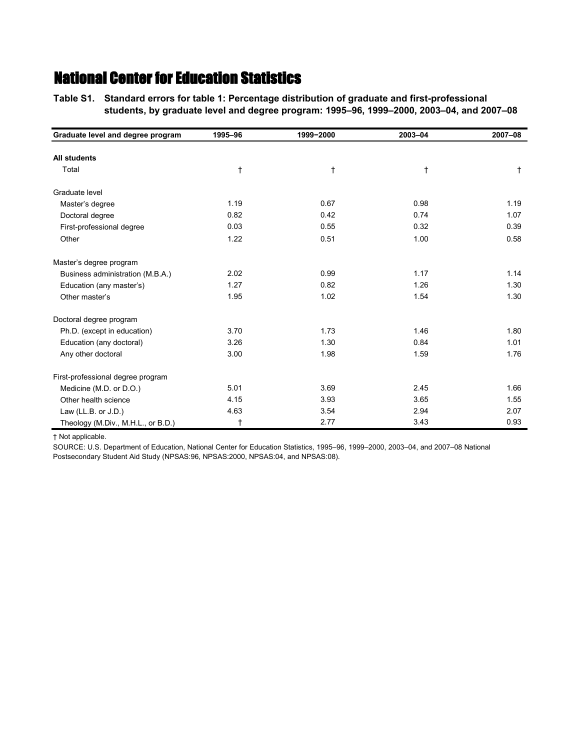# National Center for Education Statistics

**Table S1. Standard errors for table 1: Percentage distribution of graduate and first-professional students, by graduate level and degree program: 1995–96, 1999–2000, 2003–04, and 2007–08**

| Graduate level and degree program | 1995–96 | 1999–2000 | 2003–04 | 2007–08 |
|---|---|---|---|---|
| **All students** | | | | |
| Total | † | † | † | † |
| Graduate level | | | | |
| Master's degree | 1.19 | 0.67 | 0.98 | 1.19 |
| Doctoral degree | 0.82 | 0.42 | 0.74 | 1.07 |
| First-professional degree | 0.03 | 0.55 | 0.32 | 0.39 |
| Other | 1.22 | 0.51 | 1.00 | 0.58 |
| Master's degree program | | | | |
| Business administration (M.B.A.) | 2.02 | 0.99 | 1.17 | 1.14 |
| Education (any master's) | 1.27 | 0.82 | 1.26 | 1.30 |
| Other master's | 1.95 | 1.02 | 1.54 | 1.30 |
| Doctoral degree program | | | | |
| Ph.D. (except in education) | 3.70 | 1.73 | 1.46 | 1.80 |
| Education (any doctoral) | 3.26 | 1.30 | 0.84 | 1.01 |
| Any other doctoral | 3.00 | 1.98 | 1.59 | 1.76 |
| First-professional degree program | | | | |
| Medicine (M.D. or D.O.) | 5.01 | 3.69 | 2.45 | 1.66 |
| Other health science | 4.15 | 3.93 | 3.65 | 1.55 |
| Law (LL.B. or J.D.) | 4.63 | 3.54 | 2.94 | 2.07 |
| Theology (M.Div., M.H.L., or B.D.) | † | 2.77 | 3.43 | 0.93 |

† Not applicable.

SOURCE: U.S. Department of Education, National Center for Education Statistics, 1995–96, 1999–2000, 2003–04, and 2007–08 National Postsecondary Student Aid Study (NPSAS:96, NPSAS:2000, NPSAS:04, and NPSAS:08).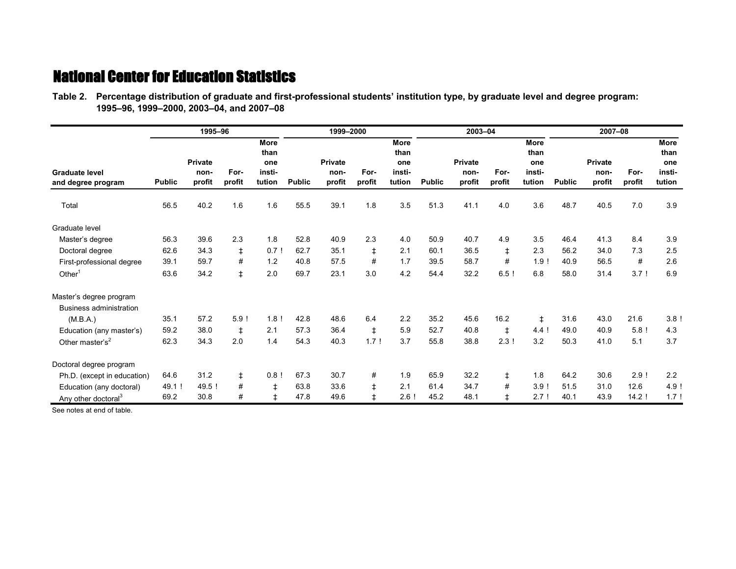# National Center for Education Statistics

**Table 2. Percentage distribution of graduate and first-professional students' institution type, by graduate level and degree program: 1995–96, 1999–2000, 2003–04, and 2007–08**

| Graduate level and degree program | 1995–96 | | | | 1999–2000 | | | | 2003–04 | | | | 2007–08 | | | |
|---|---|---|---|---|---|---|---|---|---|---|---|---|---|---|---|---|
| | Public | Private nonprofit | For-profit | More than one institution | Public | Private nonprofit | For-profit | More than one institution | Public | Private nonprofit | For-profit | More than one institution | Public | Private nonprofit | For-profit | More than one institution |
| Total | 56.5 | 40.2 | 1.6 | 1.6 | 55.5 | 39.1 | 1.8 | 3.5 | 51.3 | 41.1 | 4.0 | 3.6 | 48.7 | 40.5 | 7.0 | 3.9 |
| **Graduate level** | | | | | | | | | | | | | | | | |
| Master's degree | 56.3 | 39.6 | 2.3 | 1.8 | 52.8 | 40.9 | 2.3 | 4.0 | 50.9 | 40.7 | 4.9 | 3.5 | 46.4 | 41.3 | 8.4 | 3.9 |
| Doctoral degree | 62.6 | 34.3 | ‡ | 0.7 ! | 62.7 | 35.1 | ‡ | 2.1 | 60.1 | 36.5 | ‡ | 2.3 | 56.2 | 34.0 | 7.3 | 2.5 |
| First-professional degree | 39.1 | 59.7 | # | 1.2 | 40.8 | 57.5 | # | 1.7 | 39.5 | 58.7 | # | 1.9 ! | 40.9 | 56.5 | # | 2.6 |
| Other[1] | 63.6 | 34.2 | ‡ | 2.0 | 69.7 | 23.1 | 3.0 | 4.2 | 54.4 | 32.2 | 6.5 ! | 6.8 | 58.0 | 31.4 | 3.7 ! | 6.9 |
| **Master's degree program** | | | | | | | | | | | | | | | | |
| Business administration (M.B.A.) | 35.1 | 57.2 | 5.9 ! | 1.8 ! | 42.8 | 48.6 | 6.4 | 2.2 | 35.2 | 45.6 | 16.2 | ‡ | 31.6 | 43.0 | 21.6 | 3.8 ! |
| Education (any master's) | 59.2 | 38.0 | ‡ | 2.1 | 57.3 | 36.4 | ‡ | 5.9 | 52.7 | 40.8 | ‡ | 4.4 ! | 49.0 | 40.9 | 5.8 ! | 4.3 |
| Other master's[2] | 62.3 | 34.3 | 2.0 | 1.4 | 54.3 | 40.3 | 1.7 ! | 3.7 | 55.8 | 38.8 | 2.3 ! | 3.2 | 50.3 | 41.0 | 5.1 | 3.7 |
| **Doctoral degree program** | | | | | | | | | | | | | | | | |
| Ph.D. (except in education) | 64.6 | 31.2 | ‡ | 0.8 ! | 67.3 | 30.7 | # | 1.9 | 65.9 | 32.2 | ‡ | 1.8 | 64.2 | 30.6 | 2.9 ! | 2.2 |
| Education (any doctoral) | 49.1 ! | 49.5 ! | # | ‡ | 63.8 | 33.6 | ‡ | 2.1 | 61.4 | 34.7 | # | 3.9 ! | 51.5 | 31.0 | 12.6 | 4.9 ! |
| Any other doctoral[3] | 69.2 | 30.8 | # | ‡ | 47.8 | 49.6 | ‡ | 2.6 ! | 45.2 | 48.1 | ‡ | 2.7 ! | 40.1 | 43.9 | 14.2 ! | 1.7 ! |

See notes at end of table.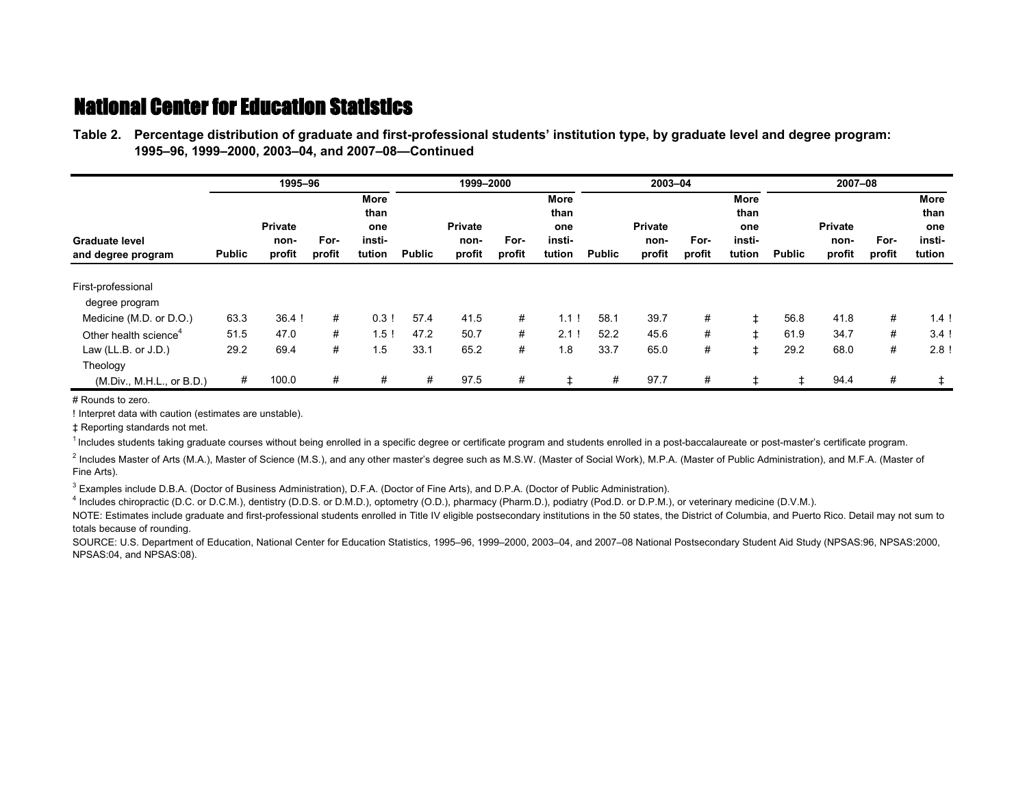## National Center for Education Statistics

**Table 2. Percentage distribution of graduate and first-professional students' institution type, by graduate level and degree program: 1995–96, 1999–2000, 2003–04, and 2007–08—Continued**

| Graduate level and degree program | 1995–96 | | | | 1999–2000 | | | | 2003–04 | | | | 2007–08 | | | |
|---|---|---|---|---|---|---|---|---|---|---|---|---|---|---|---|---|
| | Public | Private non-profit | For-profit | More than one insti-tution | Public | Private non-profit | For-profit | More than one insti-tution | Public | Private non-profit | For-profit | More than one insti-tution | Public | Private non-profit | For-profit | More than one insti-tution |
| First-professional degree program | | | | | | | | | | | | | | | | |
| Medicine (M.D. or D.O.) | 63.3 | 36.4 ! | # | 0.3 ! | 57.4 | 41.5 | # | 1.1 ! | 58.1 | 39.7 | # | ‡ | 56.8 | 41.8 | # | 1.4 ! |
| Other health science[4] | 51.5 | 47.0 | # | 1.5 ! | 47.2 | 50.7 | # | 2.1 ! | 52.2 | 45.6 | # | ‡ | 61.9 | 34.7 | # | 3.4 ! |
| Law (LL.B. or J.D.) | 29.2 | 69.4 | # | 1.5 | 33.1 | 65.2 | # | 1.8 | 33.7 | 65.0 | # | ‡ | 29.2 | 68.0 | # | 2.8 ! |
| Theology (M.Div., M.H.L., or B.D.) | # | 100.0 | # | # | # | 97.5 | # | ‡ | # | 97.7 | # | ‡ | ‡ | 94.4 | # | ‡ |

# Rounds to zero.

! Interpret data with caution (estimates are unstable).

‡ Reporting standards not met.

[1] Includes students taking graduate courses without being enrolled in a specific degree or certificate program and students enrolled in a post-baccalaureate or post-master's certificate program.

[2] Includes Master of Arts (M.A.), Master of Science (M.S.), and any other master's degree such as M.S.W. (Master of Social Work), M.P.A. (Master of Public Administration), and M.F.A. (Master of Fine Arts).

[3] Examples include D.B.A. (Doctor of Business Administration), D.F.A. (Doctor of Fine Arts), and D.P.A. (Doctor of Public Administration).

[4] Includes chiropractic (D.C. or D.C.M.), dentistry (D.D.S. or D.M.D.), optometry (O.D.), pharmacy (Pharm.D.), podiatry (Pod.D. or D.P.M.), or veterinary medicine (D.V.M.).

NOTE: Estimates include graduate and first-professional students enrolled in Title IV eligible postsecondary institutions in the 50 states, the District of Columbia, and Puerto Rico. Detail may not sum to totals because of rounding.

SOURCE: U.S. Department of Education, National Center for Education Statistics, 1995–96, 1999–2000, 2003–04, and 2007–08 National Postsecondary Student Aid Study (NPSAS:96, NPSAS:2000, NPSAS:04, and NPSAS:08).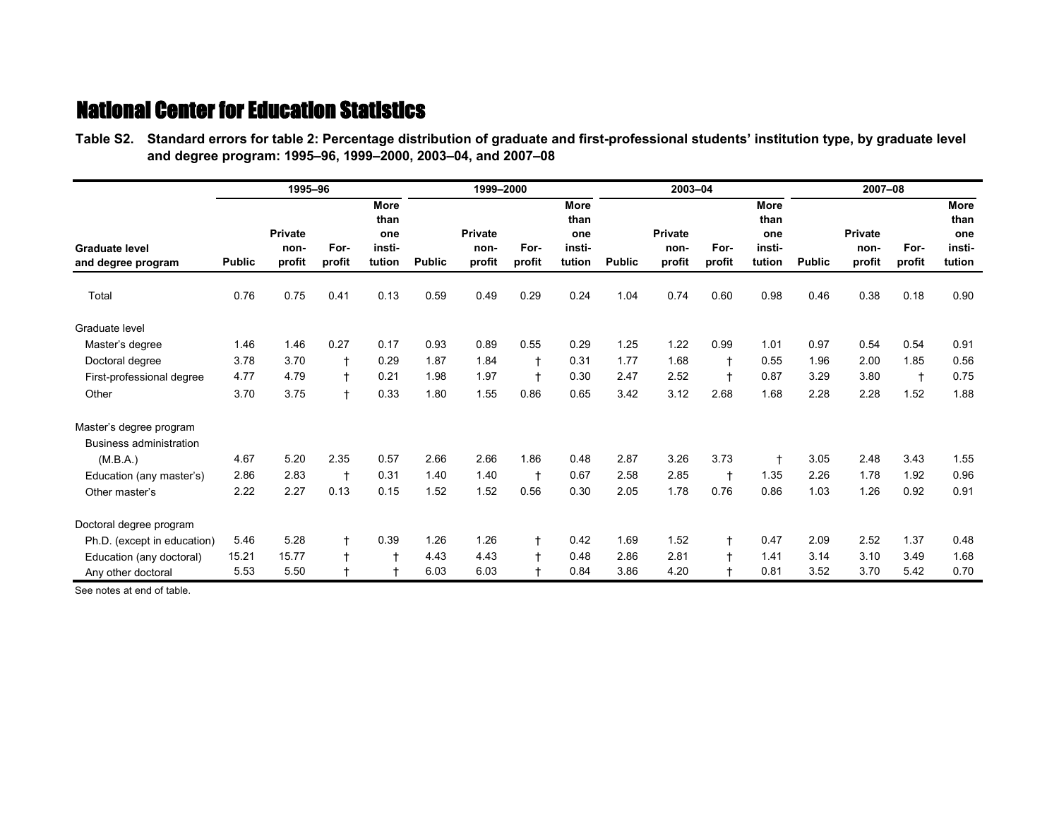# National Center for Education Statistics

**Table S2. Standard errors for table 2: Percentage distribution of graduate and first-professional students' institution type, by graduate level and degree program: 1995–96, 1999–2000, 2003–04, and 2007–08**

| Graduate level and degree program | 1995–96 | | | | 1999–2000 | | | | 2003–04 | | | | 2007–08 | | | |
|---|---|---|---|---|---|---|---|---|---|---|---|---|---|---|---|---|
| | Public | Private non-profit | For-profit | More than one institution | Public | Private non-profit | For-profit | More than one institution | Public | Private non-profit | For-profit | More than one institution | Public | Private non-profit | For-profit | More than one institution |
| Total | 0.76 | 0.75 | 0.41 | 0.13 | 0.59 | 0.49 | 0.29 | 0.24 | 1.04 | 0.74 | 0.60 | 0.98 | 0.46 | 0.38 | 0.18 | 0.90 |
| **Graduate level** | | | | | | | | | | | | | | | | |
| Master's degree | 1.46 | 1.46 | 0.27 | 0.17 | 0.93 | 0.89 | 0.55 | 0.29 | 1.25 | 1.22 | 0.99 | 1.01 | 0.97 | 0.54 | 0.54 | 0.91 |
| Doctoral degree | 3.78 | 3.70 | † | 0.29 | 1.87 | 1.84 | † | 0.31 | 1.77 | 1.68 | † | 0.55 | 1.96 | 2.00 | 1.85 | 0.56 |
| First-professional degree | 4.77 | 4.79 | † | 0.21 | 1.98 | 1.97 | † | 0.30 | 2.47 | 2.52 | † | 0.87 | 3.29 | 3.80 | † | 0.75 |
| Other | 3.70 | 3.75 | † | 0.33 | 1.80 | 1.55 | 0.86 | 0.65 | 3.42 | 3.12 | 2.68 | 1.68 | 2.28 | 2.28 | 1.52 | 1.88 |
| **Master's degree program** | | | | | | | | | | | | | | | | |
| Business administration (M.B.A.) | 4.67 | 5.20 | 2.35 | 0.57 | 2.66 | 2.66 | 1.86 | 0.48 | 2.87 | 3.26 | 3.73 | † | 3.05 | 2.48 | 3.43 | 1.55 |
| Education (any master's) | 2.86 | 2.83 | † | 0.31 | 1.40 | 1.40 | † | 0.67 | 2.58 | 2.85 | † | 1.35 | 2.26 | 1.78 | 1.92 | 0.96 |
| Other master's | 2.22 | 2.27 | 0.13 | 0.15 | 1.52 | 1.52 | 0.56 | 0.30 | 2.05 | 1.78 | 0.76 | 0.86 | 1.03 | 1.26 | 0.92 | 0.91 |
| **Doctoral degree program** | | | | | | | | | | | | | | | | |
| Ph.D. (except in education) | 5.46 | 5.28 | † | 0.39 | 1.26 | 1.26 | † | 0.42 | 1.69 | 1.52 | † | 0.47 | 2.09 | 2.52 | 1.37 | 0.48 |
| Education (any doctoral) | 15.21 | 15.77 | † | † | 4.43 | 4.43 | † | 0.48 | 2.86 | 2.81 | † | 1.41 | 3.14 | 3.10 | 3.49 | 1.68 |
| Any other doctoral | 5.53 | 5.50 | † | † | 6.03 | 6.03 | † | 0.84 | 3.86 | 4.20 | † | 0.81 | 3.52 | 3.70 | 5.42 | 0.70 |

See notes at end of table.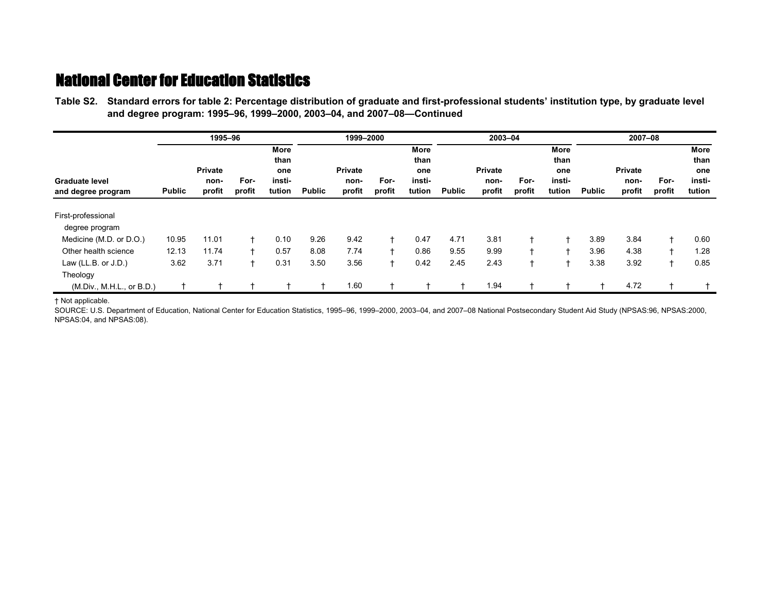# National Center for Education Statistics

**Table S2. Standard errors for table 2: Percentage distribution of graduate and first-professional students' institution type, by graduate level and degree program: 1995–96, 1999–2000, 2003–04, and 2007–08—Continued**

| Graduate level and degree program | 1995–96 | | | | 1999–2000 | | | | 2003–04 | | | | 2007–08 | | | |
|---|---|---|---|---|---|---|---|---|---|---|---|---|---|---|---|---|
| | Public | Private non-profit | For-profit | More than one insti-tution | Public | Private non-profit | For-profit | More than one insti-tution | Public | Private non-profit | For-profit | More than one insti-tution | Public | Private non-profit | For-profit | More than one insti-tution |
| First-professional degree program | | | | | | | | | | | | | | | | |
| Medicine (M.D. or D.O.) | 10.95 | 11.01 | † | 0.10 | 9.26 | 9.42 | † | 0.47 | 4.71 | 3.81 | † | † | 3.89 | 3.84 | † | 0.60 |
| Other health science | 12.13 | 11.74 | † | 0.57 | 8.08 | 7.74 | † | 0.86 | 9.55 | 9.99 | † | † | 3.96 | 4.38 | † | 1.28 |
| Law (LL.B. or J.D.) | 3.62 | 3.71 | † | 0.31 | 3.50 | 3.56 | † | 0.42 | 2.45 | 2.43 | † | † | 3.38 | 3.92 | † | 0.85 |
| Theology (M.Div., M.H.L., or B.D.) | † | † | † | † | † | 1.60 | † | † | † | 1.94 | † | † | † | 4.72 | † | † |

† Not applicable.

SOURCE: U.S. Department of Education, National Center for Education Statistics, 1995–96, 1999–2000, 2003–04, and 2007–08 National Postsecondary Student Aid Study (NPSAS:96, NPSAS:2000, NPSAS:04, and NPSAS:08).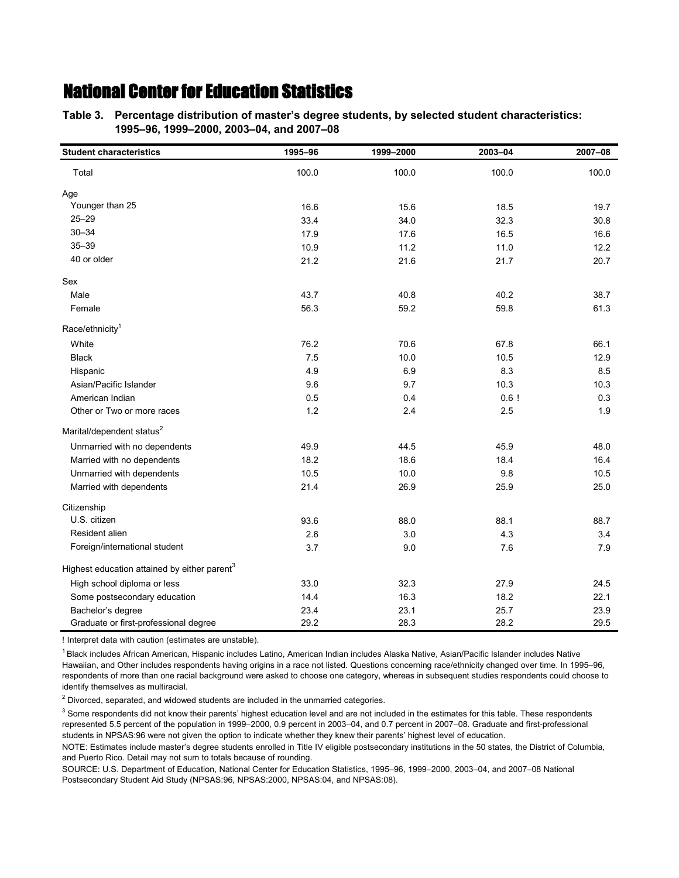# National Center for Education Statistics

**Table 3. Percentage distribution of master's degree students, by selected student characteristics: 1995–96, 1999–2000, 2003–04, and 2007–08**

| Student characteristics | 1995–96 | 1999–2000 | 2003–04 | 2007–08 |
|---|---|---|---|---|
| Total | 100.0 | 100.0 | 100.0 | 100.0 |
| Age | | | | |
| Younger than 25 | 16.6 | 15.6 | 18.5 | 19.7 |
| 25–29 | 33.4 | 34.0 | 32.3 | 30.8 |
| 30–34 | 17.9 | 17.6 | 16.5 | 16.6 |
| 35–39 | 10.9 | 11.2 | 11.0 | 12.2 |
| 40 or older | 21.2 | 21.6 | 21.7 | 20.7 |
| Sex | | | | |
| Male | 43.7 | 40.8 | 40.2 | 38.7 |
| Female | 56.3 | 59.2 | 59.8 | 61.3 |
| Race/ethnicity[1] | | | | |
| White | 76.2 | 70.6 | 67.8 | 66.1 |
| Black | 7.5 | 10.0 | 10.5 | 12.9 |
| Hispanic | 4.9 | 6.9 | 8.3 | 8.5 |
| Asian/Pacific Islander | 9.6 | 9.7 | 10.3 | 10.3 |
| American Indian | 0.5 | 0.4 | 0.6 ! | 0.3 |
| Other or Two or more races | 1.2 | 2.4 | 2.5 | 1.9 |
| Marital/dependent status[2] | | | | |
| Unmarried with no dependents | 49.9 | 44.5 | 45.9 | 48.0 |
| Married with no dependents | 18.2 | 18.6 | 18.4 | 16.4 |
| Unmarried with dependents | 10.5 | 10.0 | 9.8 | 10.5 |
| Married with dependents | 21.4 | 26.9 | 25.9 | 25.0 |
| Citizenship | | | | |
| U.S. citizen | 93.6 | 88.0 | 88.1 | 88.7 |
| Resident alien | 2.6 | 3.0 | 4.3 | 3.4 |
| Foreign/international student | 3.7 | 9.0 | 7.6 | 7.9 |
| Highest education attained by either parent[3] | | | | |
| High school diploma or less | 33.0 | 32.3 | 27.9 | 24.5 |
| Some postsecondary education | 14.4 | 16.3 | 18.2 | 22.1 |
| Bachelor's degree | 23.4 | 23.1 | 25.7 | 23.9 |
| Graduate or first-professional degree | 29.2 | 28.3 | 28.2 | 29.5 |

! Interpret data with caution (estimates are unstable).

[1] Black includes African American, Hispanic includes Latino, American Indian includes Alaska Native, Asian/Pacific Islander includes Native Hawaiian, and Other includes respondents having origins in a race not listed. Questions concerning race/ethnicity changed over time. In 1995–96, respondents of more than one racial background were asked to choose one category, whereas in subsequent studies respondents could choose to identify themselves as multiracial.

[2] Divorced, separated, and widowed students are included in the unmarried categories.

[3] Some respondents did not know their parents' highest education level and are not included in the estimates for this table. These respondents represented 5.5 percent of the population in 1999–2000, 0.9 percent in 2003–04, and 0.7 percent in 2007–08. Graduate and first-professional students in NPSAS:96 were not given the option to indicate whether they knew their parents' highest level of education.

NOTE: Estimates include master's degree students enrolled in Title IV eligible postsecondary institutions in the 50 states, the District of Columbia, and Puerto Rico. Detail may not sum to totals because of rounding.

SOURCE: U.S. Department of Education, National Center for Education Statistics, 1995–96, 1999–2000, 2003–04, and 2007–08 National Postsecondary Student Aid Study (NPSAS:96, NPSAS:2000, NPSAS:04, and NPSAS:08).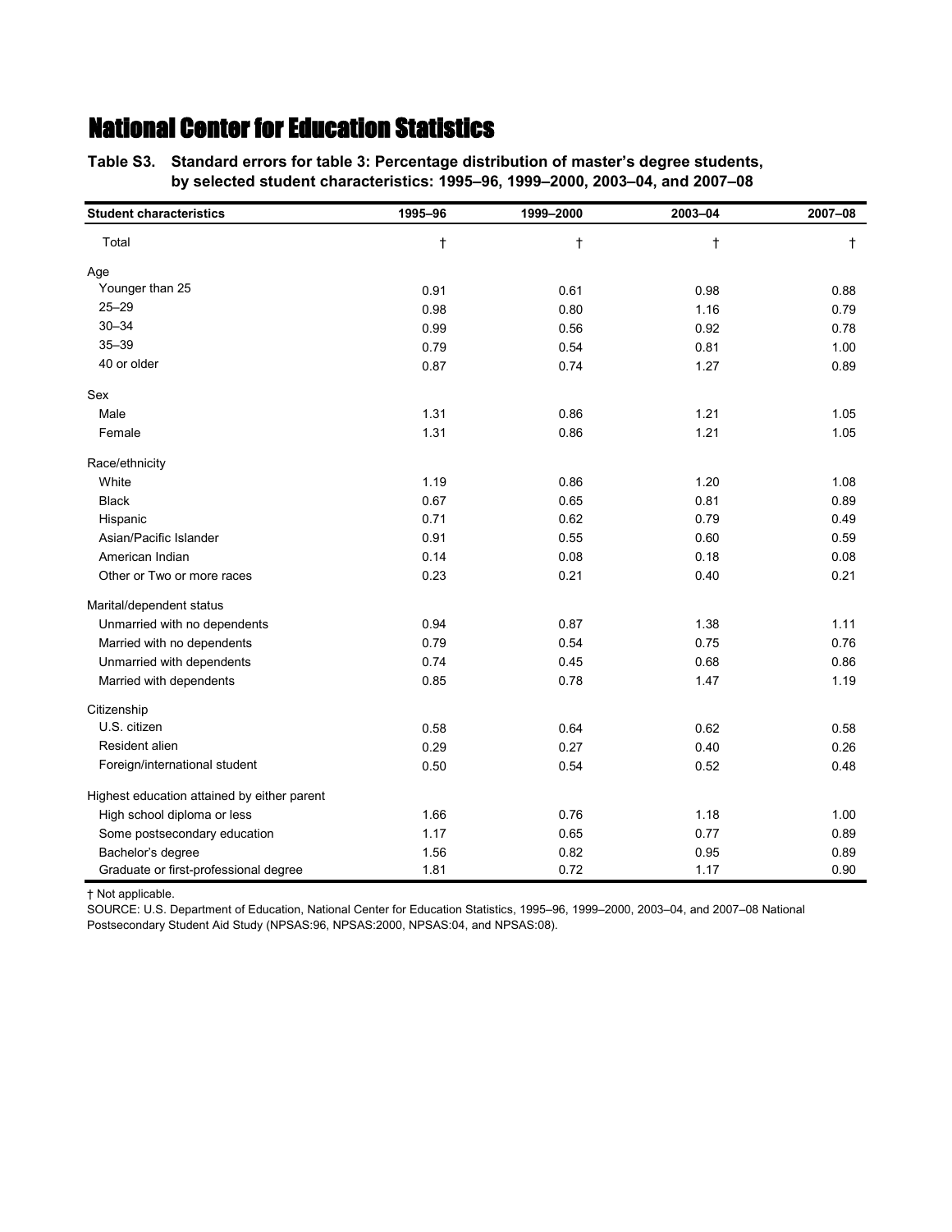# National Center for Education Statistics

**Table S3. Standard errors for table 3: Percentage distribution of master's degree students, by selected student characteristics: 1995–96, 1999–2000, 2003–04, and 2007–08**

| Student characteristics | 1995–96 | 1999–2000 | 2003–04 | 2007–08 |
|---|---|---|---|---|
| Total | † | † | † | † |
| Age | | | | |
| Younger than 25 | 0.91 | 0.61 | 0.98 | 0.88 |
| 25–29 | 0.98 | 0.80 | 1.16 | 0.79 |
| 30–34 | 0.99 | 0.56 | 0.92 | 0.78 |
| 35–39 | 0.79 | 0.54 | 0.81 | 1.00 |
| 40 or older | 0.87 | 0.74 | 1.27 | 0.89 |
| Sex | | | | |
| Male | 1.31 | 0.86 | 1.21 | 1.05 |
| Female | 1.31 | 0.86 | 1.21 | 1.05 |
| Race/ethnicity | | | | |
| White | 1.19 | 0.86 | 1.20 | 1.08 |
| Black | 0.67 | 0.65 | 0.81 | 0.89 |
| Hispanic | 0.71 | 0.62 | 0.79 | 0.49 |
| Asian/Pacific Islander | 0.91 | 0.55 | 0.60 | 0.59 |
| American Indian | 0.14 | 0.08 | 0.18 | 0.08 |
| Other or Two or more races | 0.23 | 0.21 | 0.40 | 0.21 |
| Marital/dependent status | | | | |
| Unmarried with no dependents | 0.94 | 0.87 | 1.38 | 1.11 |
| Married with no dependents | 0.79 | 0.54 | 0.75 | 0.76 |
| Unmarried with dependents | 0.74 | 0.45 | 0.68 | 0.86 |
| Married with dependents | 0.85 | 0.78 | 1.47 | 1.19 |
| Citizenship | | | | |
| U.S. citizen | 0.58 | 0.64 | 0.62 | 0.58 |
| Resident alien | 0.29 | 0.27 | 0.40 | 0.26 |
| Foreign/international student | 0.50 | 0.54 | 0.52 | 0.48 |
| Highest education attained by either parent | | | | |
| High school diploma or less | 1.66 | 0.76 | 1.18 | 1.00 |
| Some postsecondary education | 1.17 | 0.65 | 0.77 | 0.89 |
| Bachelor's degree | 1.56 | 0.82 | 0.95 | 0.89 |
| Graduate or first-professional degree | 1.81 | 0.72 | 1.17 | 0.90 |

† Not applicable.

SOURCE: U.S. Department of Education, National Center for Education Statistics, 1995–96, 1999–2000, 2003–04, and 2007–08 National Postsecondary Student Aid Study (NPSAS:96, NPSAS:2000, NPSAS:04, and NPSAS:08).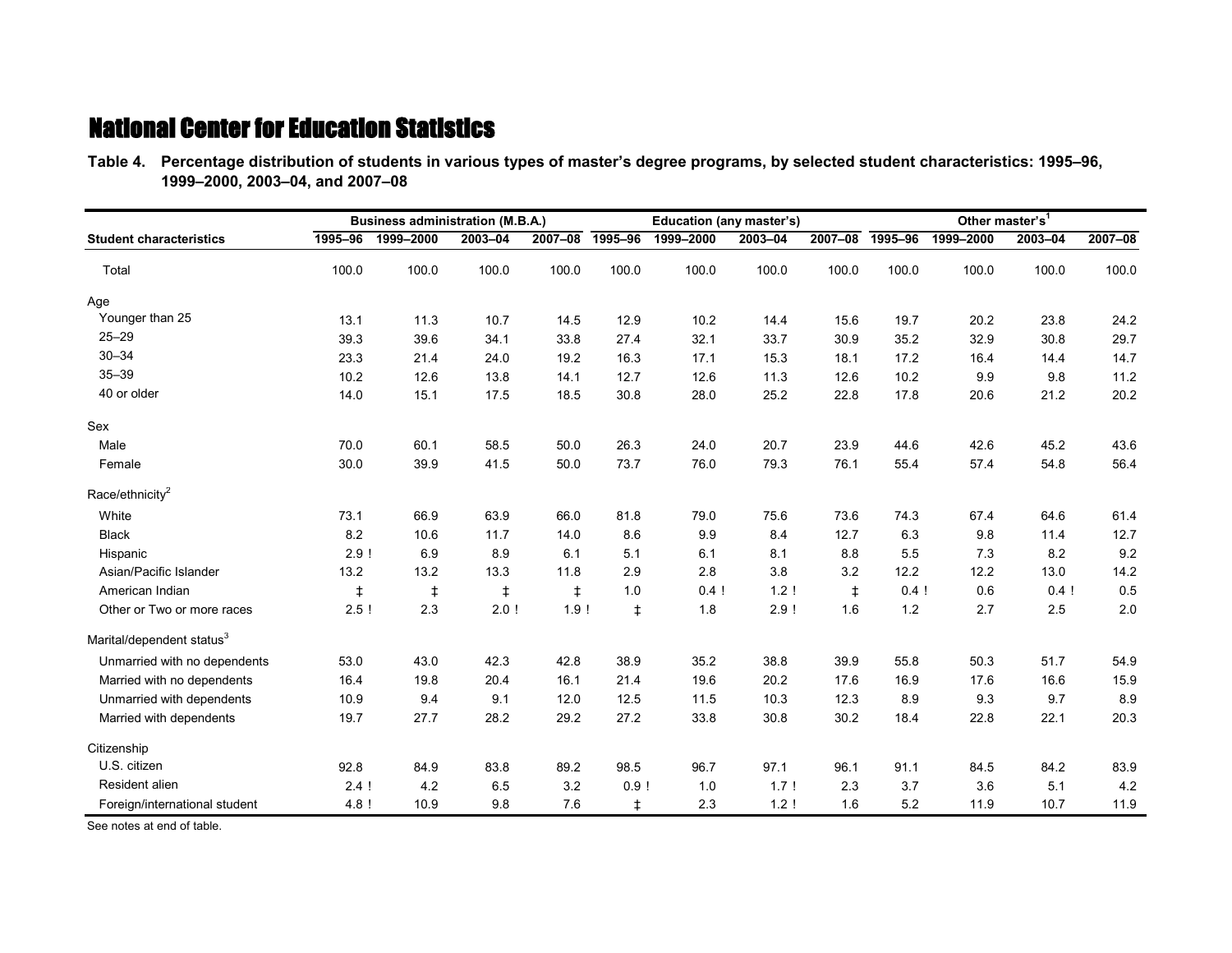# National Center for Education Statistics

**Table 4. Percentage distribution of students in various types of master's degree programs, by selected student characteristics: 1995–96, 1999–2000, 2003–04, and 2007–08**

| Student characteristics | Business administration (M.B.A.) | | | | Education (any master's) | | | | Other master's[1] | | | |
|---|---|---|---|---|---|---|---|---|---|---|---|---|
| | 1995–96 | 1999–2000 | 2003–04 | 2007–08 | 1995–96 | 1999–2000 | 2003–04 | 2007–08 | 1995–96 | 1999–2000 | 2003–04 | 2007–08 |
| Total | 100.0 | 100.0 | 100.0 | 100.0 | 100.0 | 100.0 | 100.0 | 100.0 | 100.0 | 100.0 | 100.0 | 100.0 |
| **Age** | | | | | | | | | | | | |
| Younger than 25 | 13.1 | 11.3 | 10.7 | 14.5 | 12.9 | 10.2 | 14.4 | 15.6 | 19.7 | 20.2 | 23.8 | 24.2 |
| 25–29 | 39.3 | 39.6 | 34.1 | 33.8 | 27.4 | 32.1 | 33.7 | 30.9 | 35.2 | 32.9 | 30.8 | 29.7 |
| 30–34 | 23.3 | 21.4 | 24.0 | 19.2 | 16.3 | 17.1 | 15.3 | 18.1 | 17.2 | 16.4 | 14.4 | 14.7 |
| 35–39 | 10.2 | 12.6 | 13.8 | 14.1 | 12.7 | 12.6 | 11.3 | 12.6 | 10.2 | 9.9 | 9.8 | 11.2 |
| 40 or older | 14.0 | 15.1 | 17.5 | 18.5 | 30.8 | 28.0 | 25.2 | 22.8 | 17.8 | 20.6 | 21.2 | 20.2 |
| **Sex** | | | | | | | | | | | | |
| Male | 70.0 | 60.1 | 58.5 | 50.0 | 26.3 | 24.0 | 20.7 | 23.9 | 44.6 | 42.6 | 45.2 | 43.6 |
| Female | 30.0 | 39.9 | 41.5 | 50.0 | 73.7 | 76.0 | 79.3 | 76.1 | 55.4 | 57.4 | 54.8 | 56.4 |
| **Race/ethnicity[2]** | | | | | | | | | | | | |
| White | 73.1 | 66.9 | 63.9 | 66.0 | 81.8 | 79.0 | 75.6 | 73.6 | 74.3 | 67.4 | 64.6 | 61.4 |
| Black | 8.2 | 10.6 | 11.7 | 14.0 | 8.6 | 9.9 | 8.4 | 12.7 | 6.3 | 9.8 | 11.4 | 12.7 |
| Hispanic | 2.9 ! | 6.9 | 8.9 | 6.1 | 5.1 | 6.1 | 8.1 | 8.8 | 5.5 | 7.3 | 8.2 | 9.2 |
| Asian/Pacific Islander | 13.2 | 13.2 | 13.3 | 11.8 | 2.9 | 2.8 | 3.8 | 3.2 | 12.2 | 12.2 | 13.0 | 14.2 |
| American Indian | ‡ | ‡ | ‡ | ‡ | 1.0 | 0.4 ! | 1.2 ! | ‡ | 0.4 ! | 0.6 | 0.4 ! | 0.5 |
| Other or Two or more races | 2.5 ! | 2.3 | 2.0 ! | 1.9 ! | ‡ | 1.8 | 2.9 ! | 1.6 | 1.2 | 2.7 | 2.5 | 2.0 |
| **Marital/dependent status[3]** | | | | | | | | | | | | |
| Unmarried with no dependents | 53.0 | 43.0 | 42.3 | 42.8 | 38.9 | 35.2 | 38.8 | 39.9 | 55.8 | 50.3 | 51.7 | 54.9 |
| Married with no dependents | 16.4 | 19.8 | 20.4 | 16.1 | 21.4 | 19.6 | 20.2 | 17.6 | 16.9 | 17.6 | 16.6 | 15.9 |
| Unmarried with dependents | 10.9 | 9.4 | 9.1 | 12.0 | 12.5 | 11.5 | 10.3 | 12.3 | 8.9 | 9.3 | 9.7 | 8.9 |
| Married with dependents | 19.7 | 27.7 | 28.2 | 29.2 | 27.2 | 33.8 | 30.8 | 30.2 | 18.4 | 22.8 | 22.1 | 20.3 |
| **Citizenship** | | | | | | | | | | | | |
| U.S. citizen | 92.8 | 84.9 | 83.8 | 89.2 | 98.5 | 96.7 | 97.1 | 96.1 | 91.1 | 84.5 | 84.2 | 83.9 |
| Resident alien | 2.4 ! | 4.2 | 6.5 | 3.2 | 0.9 ! | 1.0 | 1.7 ! | 2.3 | 3.7 | 3.6 | 5.1 | 4.2 |
| Foreign/international student | 4.8 ! | 10.9 | 9.8 | 7.6 | ‡ | 2.3 | 1.2 ! | 1.6 | 5.2 | 11.9 | 10.7 | 11.9 |

See notes at end of table.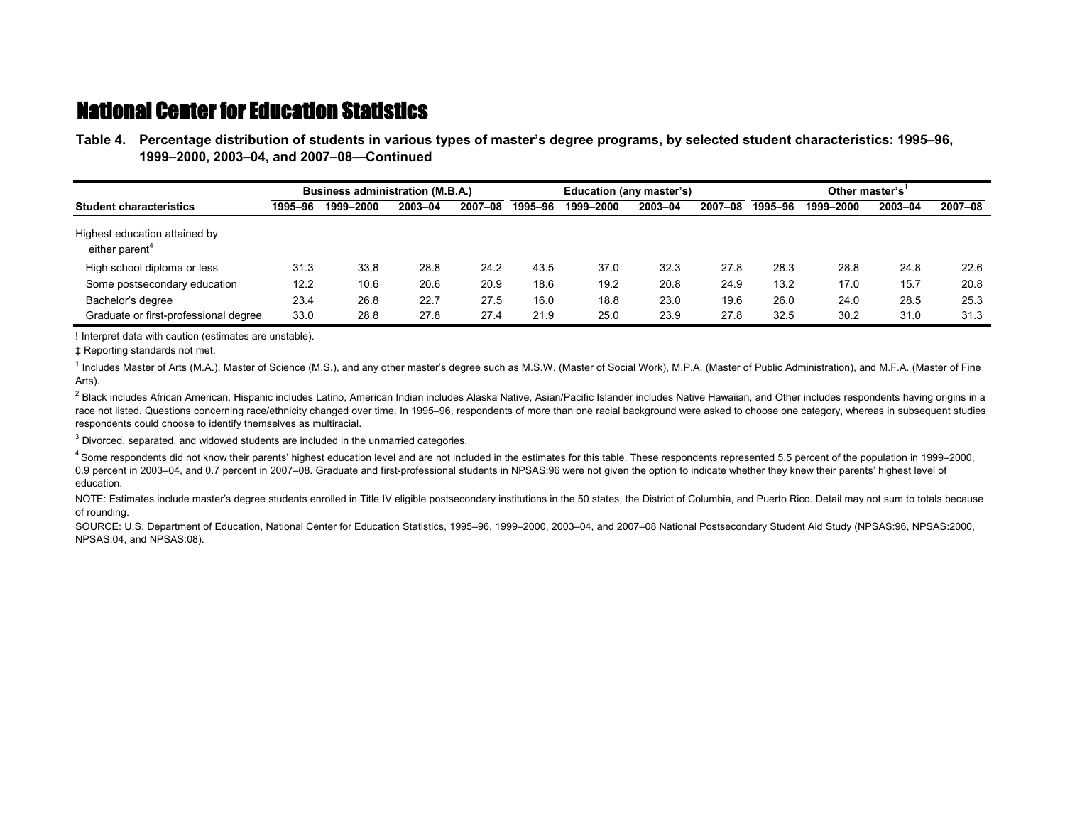# National Center for Education Statistics

**Table 4. Percentage distribution of students in various types of master's degree programs, by selected student characteristics: 1995–96, 1999–2000, 2003–04, and 2007–08—Continued**

| Student characteristics | Business administration (M.B.A.) | | | | Education (any master's) | | | | Other master's[1] | | | |
|---|---|---|---|---|---|---|---|---|---|---|---|---|
| | 1995–96 | 1999–2000 | 2003–04 | 2007–08 | 1995–96 | 1999–2000 | 2003–04 | 2007–08 | 1995–96 | 1999–2000 | 2003–04 | 2007–08 |
| Highest education attained by either parent[4] | | | | | | | | | | | | |
| High school diploma or less | 31.3 | 33.8 | 28.8 | 24.2 | 43.5 | 37.0 | 32.3 | 27.8 | 28.3 | 28.8 | 24.8 | 22.6 |
| Some postsecondary education | 12.2 | 10.6 | 20.6 | 20.9 | 18.6 | 19.2 | 20.8 | 24.9 | 13.2 | 17.0 | 15.7 | 20.8 |
| Bachelor's degree | 23.4 | 26.8 | 22.7 | 27.5 | 16.0 | 18.8 | 23.0 | 19.6 | 26.0 | 24.0 | 28.5 | 25.3 |
| Graduate or first-professional degree | 33.0 | 28.8 | 27.8 | 27.4 | 21.9 | 25.0 | 23.9 | 27.8 | 32.5 | 30.2 | 31.0 | 31.3 |

! Interpret data with caution (estimates are unstable).

‡ Reporting standards not met.

[1] Includes Master of Arts (M.A.), Master of Science (M.S.), and any other master's degree such as M.S.W. (Master of Social Work), M.P.A. (Master of Public Administration), and M.F.A. (Master of Fine Arts).

[2] Black includes African American, Hispanic includes Latino, American Indian includes Alaska Native, Asian/Pacific Islander includes Native Hawaiian, and Other includes respondents having origins in a race not listed. Questions concerning race/ethnicity changed over time. In 1995–96, respondents of more than one racial background were asked to choose one category, whereas in subsequent studies respondents could choose to identify themselves as multiracial.

[3] Divorced, separated, and widowed students are included in the unmarried categories.

[4] Some respondents did not know their parents' highest education level and are not included in the estimates for this table. These respondents represented 5.5 percent of the population in 1999–2000, 0.9 percent in 2003–04, and 0.7 percent in 2007–08. Graduate and first-professional students in NPSAS:96 were not given the option to indicate whether they knew their parents' highest level of education.

NOTE: Estimates include master's degree students enrolled in Title IV eligible postsecondary institutions in the 50 states, the District of Columbia, and Puerto Rico. Detail may not sum to totals because of rounding.

SOURCE: U.S. Department of Education, National Center for Education Statistics, 1995–96, 1999–2000, 2003–04, and 2007–08 National Postsecondary Student Aid Study (NPSAS:96, NPSAS:2000, NPSAS:04, and NPSAS:08).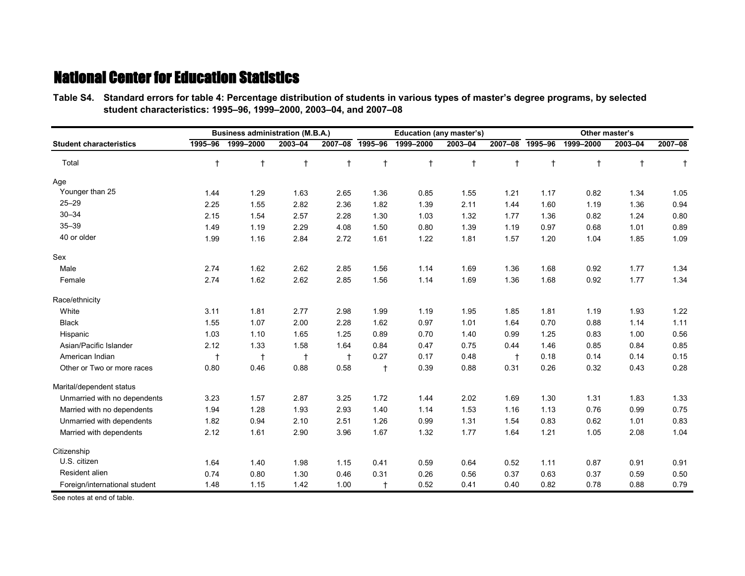# National Center for Education Statistics

**Table S4. Standard errors for table 4: Percentage distribution of students in various types of master's degree programs, by selected student characteristics: 1995–96, 1999–2000, 2003–04, and 2007–08**

| Student characteristics | Business administration (M.B.A.) | | | | Education (any master's) | | | | Other master's | | | |
|---|---|---|---|---|---|---|---|---|---|---|---|---|
| | 1995–96 | 1999–2000 | 2003–04 | 2007–08 | 1995–96 | 1999–2000 | 2003–04 | 2007–08 | 1995–96 | 1999–2000 | 2003–04 | 2007–08 |
| Total | † | † | † | † | † | † | † | † | † | † | † | † |
| **Age** | | | | | | | | | | | | |
| Younger than 25 | 1.44 | 1.29 | 1.63 | 2.65 | 1.36 | 0.85 | 1.55 | 1.21 | 1.17 | 0.82 | 1.34 | 1.05 |
| 25–29 | 2.25 | 1.55 | 2.82 | 2.36 | 1.82 | 1.39 | 2.11 | 1.44 | 1.60 | 1.19 | 1.36 | 0.94 |
| 30–34 | 2.15 | 1.54 | 2.57 | 2.28 | 1.30 | 1.03 | 1.32 | 1.77 | 1.36 | 0.82 | 1.24 | 0.80 |
| 35–39 | 1.49 | 1.19 | 2.29 | 4.08 | 1.50 | 0.80 | 1.39 | 1.19 | 0.97 | 0.68 | 1.01 | 0.89 |
| 40 or older | 1.99 | 1.16 | 2.84 | 2.72 | 1.61 | 1.22 | 1.81 | 1.57 | 1.20 | 1.04 | 1.85 | 1.09 |
| **Sex** | | | | | | | | | | | | |
| Male | 2.74 | 1.62 | 2.62 | 2.85 | 1.56 | 1.14 | 1.69 | 1.36 | 1.68 | 0.92 | 1.77 | 1.34 |
| Female | 2.74 | 1.62 | 2.62 | 2.85 | 1.56 | 1.14 | 1.69 | 1.36 | 1.68 | 0.92 | 1.77 | 1.34 |
| **Race/ethnicity** | | | | | | | | | | | | |
| White | 3.11 | 1.81 | 2.77 | 2.98 | 1.99 | 1.19 | 1.95 | 1.85 | 1.81 | 1.19 | 1.93 | 1.22 |
| Black | 1.55 | 1.07 | 2.00 | 2.28 | 1.62 | 0.97 | 1.01 | 1.64 | 0.70 | 0.88 | 1.14 | 1.11 |
| Hispanic | 1.03 | 1.10 | 1.65 | 1.25 | 0.89 | 0.70 | 1.40 | 0.99 | 1.25 | 0.83 | 1.00 | 0.56 |
| Asian/Pacific Islander | 2.12 | 1.33 | 1.58 | 1.64 | 0.84 | 0.47 | 0.75 | 0.44 | 1.46 | 0.85 | 0.84 | 0.85 |
| American Indian | † | † | † | † | 0.27 | 0.17 | 0.48 | † | 0.18 | 0.14 | 0.14 | 0.15 |
| Other or Two or more races | 0.80 | 0.46 | 0.88 | 0.58 | † | 0.39 | 0.88 | 0.31 | 0.26 | 0.32 | 0.43 | 0.28 |
| **Marital/dependent status** | | | | | | | | | | | | |
| Unmarried with no dependents | 3.23 | 1.57 | 2.87 | 3.25 | 1.72 | 1.44 | 2.02 | 1.69 | 1.30 | 1.31 | 1.83 | 1.33 |
| Married with no dependents | 1.94 | 1.28 | 1.93 | 2.93 | 1.40 | 1.14 | 1.53 | 1.16 | 1.13 | 0.76 | 0.99 | 0.75 |
| Unmarried with dependents | 1.82 | 0.94 | 2.10 | 2.51 | 1.26 | 0.99 | 1.31 | 1.54 | 0.83 | 0.62 | 1.01 | 0.83 |
| Married with dependents | 2.12 | 1.61 | 2.90 | 3.96 | 1.67 | 1.32 | 1.77 | 1.64 | 1.21 | 1.05 | 2.08 | 1.04 |
| **Citizenship** | | | | | | | | | | | | |
| U.S. citizen | 1.64 | 1.40 | 1.98 | 1.15 | 0.41 | 0.59 | 0.64 | 0.52 | 1.11 | 0.87 | 0.91 | 0.91 |
| Resident alien | 0.74 | 0.80 | 1.30 | 0.46 | 0.31 | 0.26 | 0.56 | 0.37 | 0.63 | 0.37 | 0.59 | 0.50 |
| Foreign/international student | 1.48 | 1.15 | 1.42 | 1.00 | † | 0.52 | 0.41 | 0.40 | 0.82 | 0.78 | 0.88 | 0.79 |

See notes at end of table.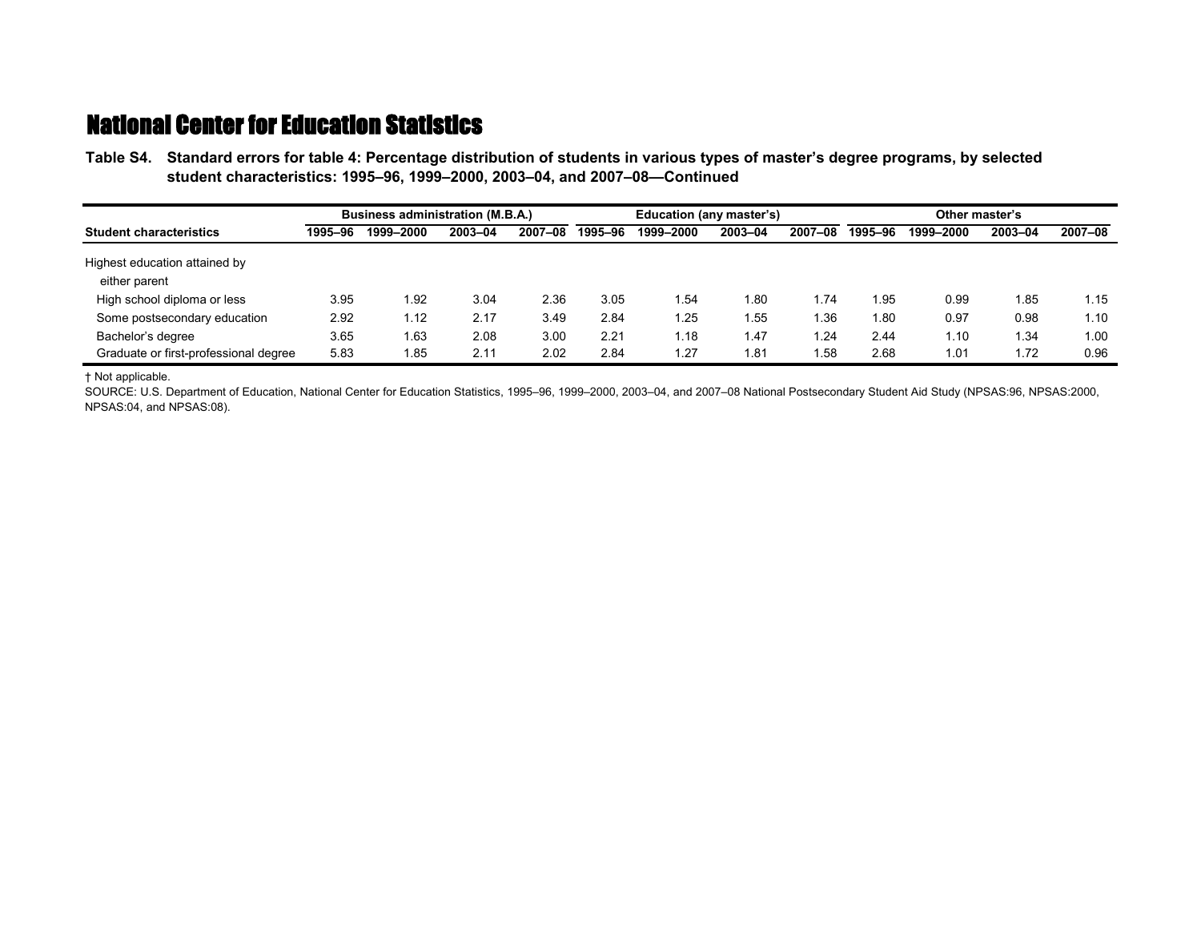## National Center for Education Statistics

**Table S4. Standard errors for table 4: Percentage distribution of students in various types of master's degree programs, by selected student characteristics: 1995–96, 1999–2000, 2003–04, and 2007–08—Continued**

| Student characteristics | Business administration (M.B.A.) | | | | Education (any master's) | | | | Other master's | | | |
|---|---|---|---|---|---|---|---|---|---|---|---|---|
| | 1995–96 | 1999–2000 | 2003–04 | 2007–08 | 1995–96 | 1999–2000 | 2003–04 | 2007–08 | 1995–96 | 1999–2000 | 2003–04 | 2007–08 |
| Highest education attained by either parent | | | | | | | | | | | | |
| High school diploma or less | 3.95 | 1.92 | 3.04 | 2.36 | 3.05 | 1.54 | 1.80 | 1.74 | 1.95 | 0.99 | 1.85 | 1.15 |
| Some postsecondary education | 2.92 | 1.12 | 2.17 | 3.49 | 2.84 | 1.25 | 1.55 | 1.36 | 1.80 | 0.97 | 0.98 | 1.10 |
| Bachelor's degree | 3.65 | 1.63 | 2.08 | 3.00 | 2.21 | 1.18 | 1.47 | 1.24 | 2.44 | 1.10 | 1.34 | 1.00 |
| Graduate or first-professional degree | 5.83 | 1.85 | 2.11 | 2.02 | 2.84 | 1.27 | 1.81 | 1.58 | 2.68 | 1.01 | 1.72 | 0.96 |

† Not applicable.

SOURCE: U.S. Department of Education, National Center for Education Statistics, 1995–96, 1999–2000, 2003–04, and 2007–08 National Postsecondary Student Aid Study (NPSAS:96, NPSAS:2000, NPSAS:04, and NPSAS:08).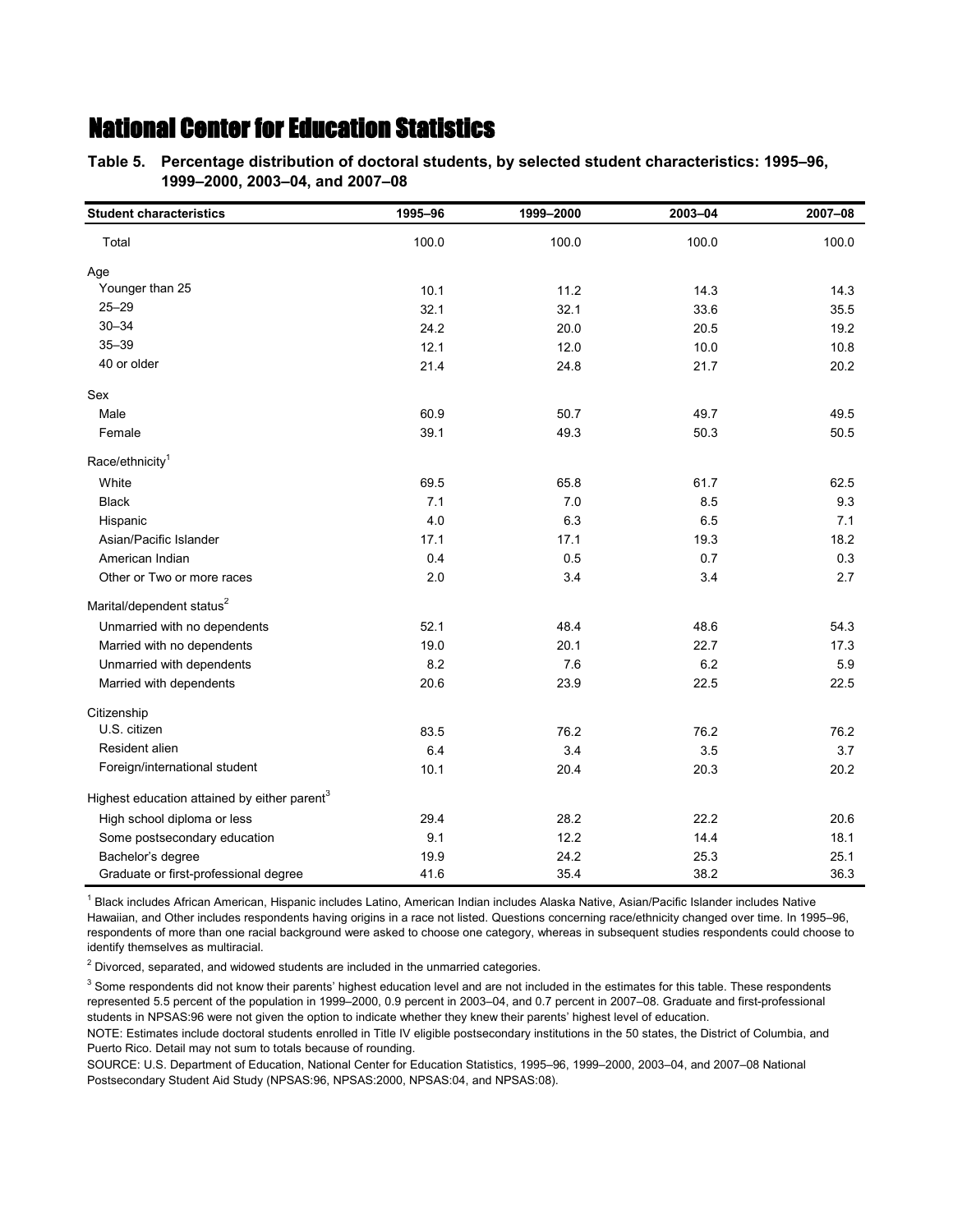# National Center for Education Statistics

**Table 5. Percentage distribution of doctoral students, by selected student characteristics: 1995–96, 1999–2000, 2003–04, and 2007–08**

| Student characteristics | 1995–96 | 1999–2000 | 2003–04 | 2007–08 |
|---|---|---|---|---|
| Total | 100.0 | 100.0 | 100.0 | 100.0 |
| **Age** | | | | |
| Younger than 25 | 10.1 | 11.2 | 14.3 | 14.3 |
| 25–29 | 32.1 | 32.1 | 33.6 | 35.5 |
| 30–34 | 24.2 | 20.0 | 20.5 | 19.2 |
| 35–39 | 12.1 | 12.0 | 10.0 | 10.8 |
| 40 or older | 21.4 | 24.8 | 21.7 | 20.2 |
| **Sex** | | | | |
| Male | 60.9 | 50.7 | 49.7 | 49.5 |
| Female | 39.1 | 49.3 | 50.3 | 50.5 |
| **Race/ethnicity**[1] | | | | |
| White | 69.5 | 65.8 | 61.7 | 62.5 |
| Black | 7.1 | 7.0 | 8.5 | 9.3 |
| Hispanic | 4.0 | 6.3 | 6.5 | 7.1 |
| Asian/Pacific Islander | 17.1 | 17.1 | 19.3 | 18.2 |
| American Indian | 0.4 | 0.5 | 0.7 | 0.3 |
| Other or Two or more races | 2.0 | 3.4 | 3.4 | 2.7 |
| **Marital/dependent status**[2] | | | | |
| Unmarried with no dependents | 52.1 | 48.4 | 48.6 | 54.3 |
| Married with no dependents | 19.0 | 20.1 | 22.7 | 17.3 |
| Unmarried with dependents | 8.2 | 7.6 | 6.2 | 5.9 |
| Married with dependents | 20.6 | 23.9 | 22.5 | 22.5 |
| **Citizenship** | | | | |
| U.S. citizen | 83.5 | 76.2 | 76.2 | 76.2 |
| Resident alien | 6.4 | 3.4 | 3.5 | 3.7 |
| Foreign/international student | 10.1 | 20.4 | 20.3 | 20.2 |
| **Highest education attained by either parent**[3] | | | | |
| High school diploma or less | 29.4 | 28.2 | 22.2 | 20.6 |
| Some postsecondary education | 9.1 | 12.2 | 14.4 | 18.1 |
| Bachelor's degree | 19.9 | 24.2 | 25.3 | 25.1 |
| Graduate or first-professional degree | 41.6 | 35.4 | 38.2 | 36.3 |

[1] Black includes African American, Hispanic includes Latino, American Indian includes Alaska Native, Asian/Pacific Islander includes Native Hawaiian, and Other includes respondents having origins in a race not listed. Questions concerning race/ethnicity changed over time. In 1995–96, respondents of more than one racial background were asked to choose one category, whereas in subsequent studies respondents could choose to identify themselves as multiracial.

[2] Divorced, separated, and widowed students are included in the unmarried categories.

[3] Some respondents did not know their parents' highest education level and are not included in the estimates for this table. These respondents represented 5.5 percent of the population in 1999–2000, 0.9 percent in 2003–04, and 0.7 percent in 2007–08. Graduate and first-professional students in NPSAS:96 were not given the option to indicate whether they knew their parents' highest level of education.

NOTE: Estimates include doctoral students enrolled in Title IV eligible postsecondary institutions in the 50 states, the District of Columbia, and Puerto Rico. Detail may not sum to totals because of rounding.

SOURCE: U.S. Department of Education, National Center for Education Statistics, 1995–96, 1999–2000, 2003–04, and 2007–08 National Postsecondary Student Aid Study (NPSAS:96, NPSAS:2000, NPSAS:04, and NPSAS:08).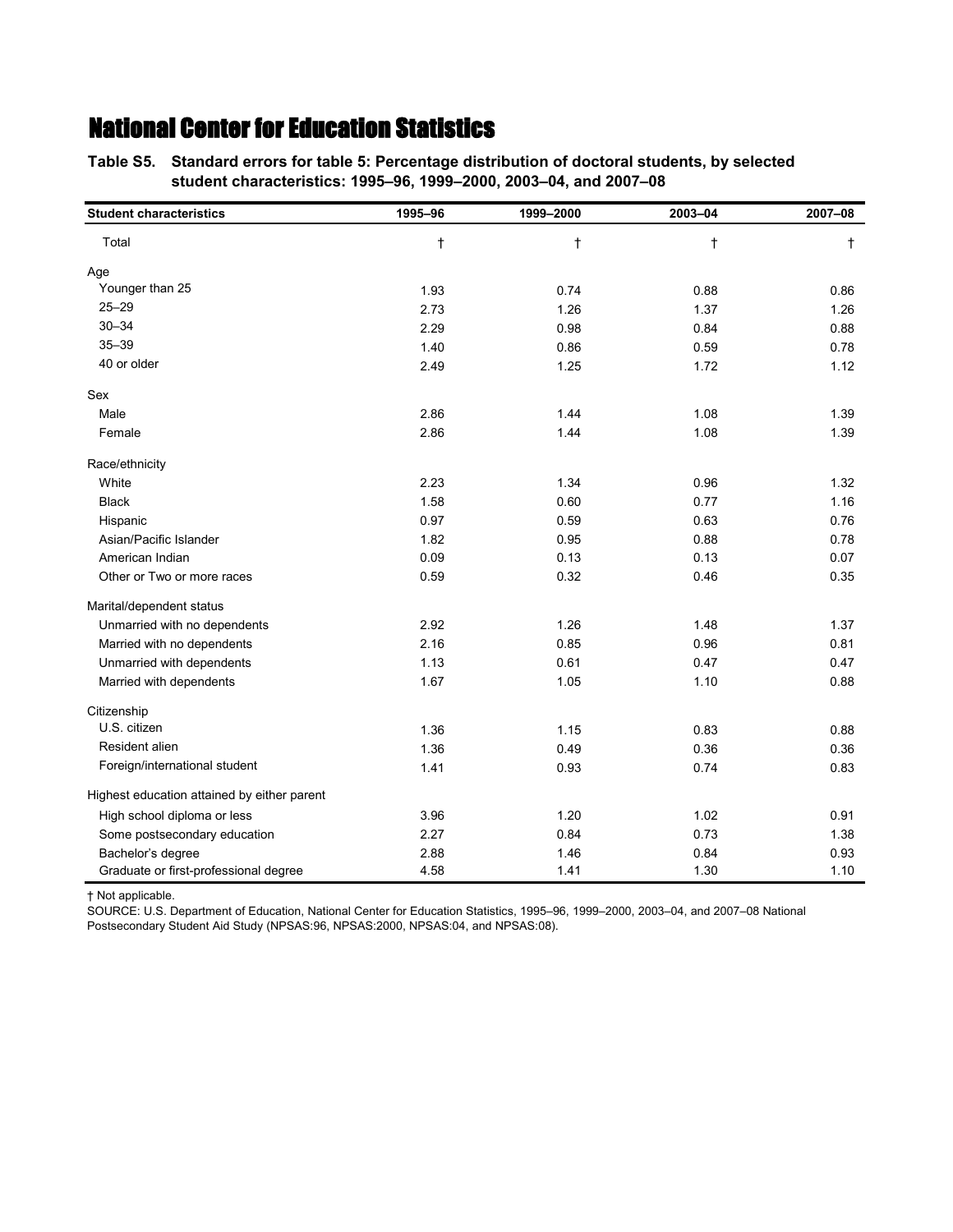# National Center for Education Statistics

**Table S5. Standard errors for table 5: Percentage distribution of doctoral students, by selected student characteristics: 1995–96, 1999–2000, 2003–04, and 2007–08**

| Student characteristics | 1995–96 | 1999–2000 | 2003–04 | 2007–08 |
|---|---|---|---|---|
| Total | † | † | † | † |
| Age | | | | |
| Younger than 25 | 1.93 | 0.74 | 0.88 | 0.86 |
| 25–29 | 2.73 | 1.26 | 1.37 | 1.26 |
| 30–34 | 2.29 | 0.98 | 0.84 | 0.88 |
| 35–39 | 1.40 | 0.86 | 0.59 | 0.78 |
| 40 or older | 2.49 | 1.25 | 1.72 | 1.12 |
| Sex | | | | |
| Male | 2.86 | 1.44 | 1.08 | 1.39 |
| Female | 2.86 | 1.44 | 1.08 | 1.39 |
| Race/ethnicity | | | | |
| White | 2.23 | 1.34 | 0.96 | 1.32 |
| Black | 1.58 | 0.60 | 0.77 | 1.16 |
| Hispanic | 0.97 | 0.59 | 0.63 | 0.76 |
| Asian/Pacific Islander | 1.82 | 0.95 | 0.88 | 0.78 |
| American Indian | 0.09 | 0.13 | 0.13 | 0.07 |
| Other or Two or more races | 0.59 | 0.32 | 0.46 | 0.35 |
| Marital/dependent status | | | | |
| Unmarried with no dependents | 2.92 | 1.26 | 1.48 | 1.37 |
| Married with no dependents | 2.16 | 0.85 | 0.96 | 0.81 |
| Unmarried with dependents | 1.13 | 0.61 | 0.47 | 0.47 |
| Married with dependents | 1.67 | 1.05 | 1.10 | 0.88 |
| Citizenship | | | | |
| U.S. citizen | 1.36 | 1.15 | 0.83 | 0.88 |
| Resident alien | 1.36 | 0.49 | 0.36 | 0.36 |
| Foreign/international student | 1.41 | 0.93 | 0.74 | 0.83 |
| Highest education attained by either parent | | | | |
| High school diploma or less | 3.96 | 1.20 | 1.02 | 0.91 |
| Some postsecondary education | 2.27 | 0.84 | 0.73 | 1.38 |
| Bachelor's degree | 2.88 | 1.46 | 0.84 | 0.93 |
| Graduate or first-professional degree | 4.58 | 1.41 | 1.30 | 1.10 |

† Not applicable.

SOURCE: U.S. Department of Education, National Center for Education Statistics, 1995–96, 1999–2000, 2003–04, and 2007–08 National Postsecondary Student Aid Study (NPSAS:96, NPSAS:2000, NPSAS:04, and NPSAS:08).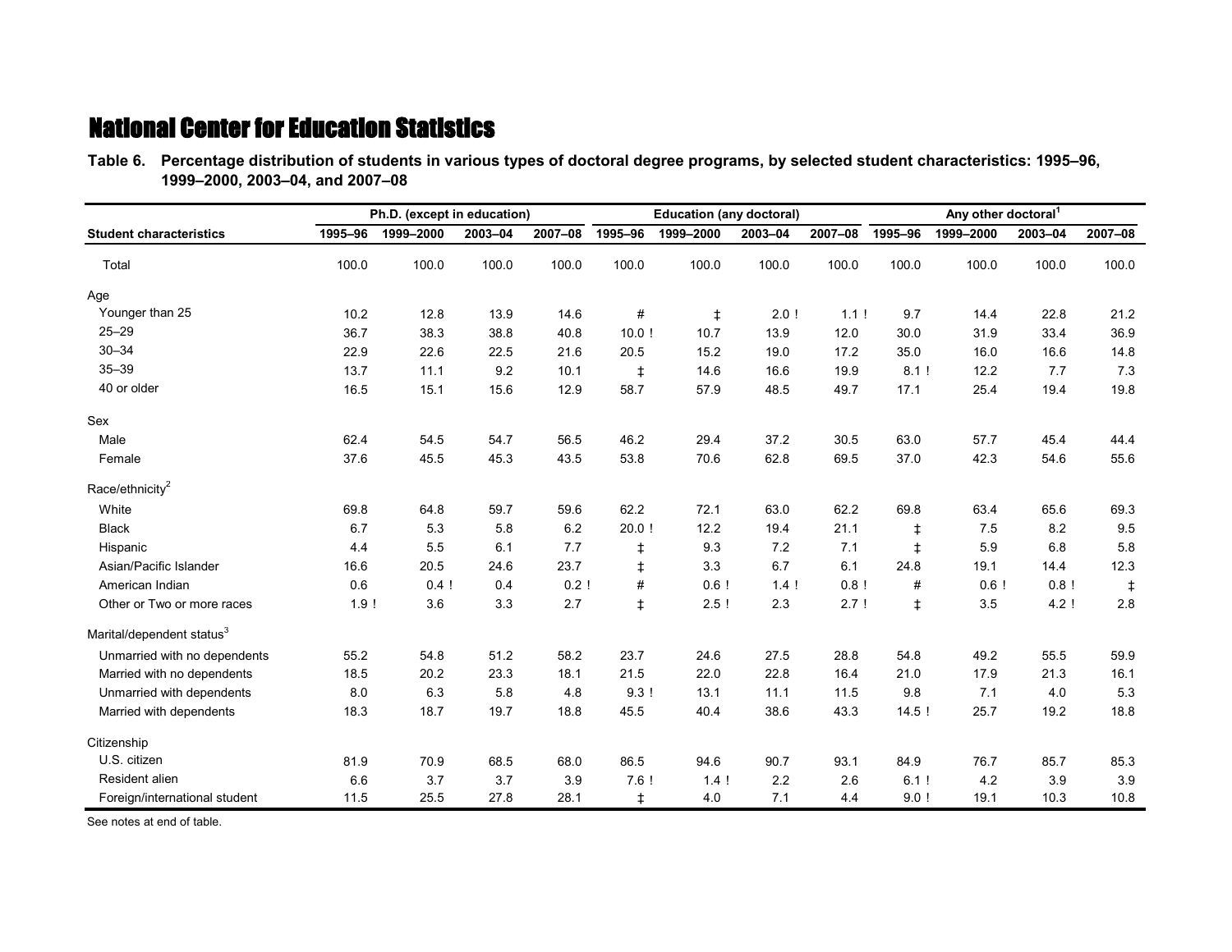# National Center for Education Statistics

**Table 6. Percentage distribution of students in various types of doctoral degree programs, by selected student characteristics: 1995–96, 1999–2000, 2003–04, and 2007–08**

| Student characteristics | Ph.D. (except in education) | | | | Education (any doctoral) | | | | Any other doctoral[1] | | | |
|---|---|---|---|---|---|---|---|---|---|---|---|---|
| | 1995–96 | 1999–2000 | 2003–04 | 2007–08 | 1995–96 | 1999–2000 | 2003–04 | 2007–08 | 1995–96 | 1999–2000 | 2003–04 | 2007–08 |
| Total | 100.0 | 100.0 | 100.0 | 100.0 | 100.0 | 100.0 | 100.0 | 100.0 | 100.0 | 100.0 | 100.0 | 100.0 |
| **Age** | | | | | | | | | | | | |
| Younger than 25 | 10.2 | 12.8 | 13.9 | 14.6 | # | ‡ | 2.0 ! | 1.1 ! | 9.7 | 14.4 | 22.8 | 21.2 |
| 25–29 | 36.7 | 38.3 | 38.8 | 40.8 | 10.0 ! | 10.7 | 13.9 | 12.0 | 30.0 | 31.9 | 33.4 | 36.9 |
| 30–34 | 22.9 | 22.6 | 22.5 | 21.6 | 20.5 | 15.2 | 19.0 | 17.2 | 35.0 | 16.0 | 16.6 | 14.8 |
| 35–39 | 13.7 | 11.1 | 9.2 | 10.1 | ‡ | 14.6 | 16.6 | 19.9 | 8.1 ! | 12.2 | 7.7 | 7.3 |
| 40 or older | 16.5 | 15.1 | 15.6 | 12.9 | 58.7 | 57.9 | 48.5 | 49.7 | 17.1 | 25.4 | 19.4 | 19.8 |
| **Sex** | | | | | | | | | | | | |
| Male | 62.4 | 54.5 | 54.7 | 56.5 | 46.2 | 29.4 | 37.2 | 30.5 | 63.0 | 57.7 | 45.4 | 44.4 |
| Female | 37.6 | 45.5 | 45.3 | 43.5 | 53.8 | 70.6 | 62.8 | 69.5 | 37.0 | 42.3 | 54.6 | 55.6 |
| **Race/ethnicity[2]** | | | | | | | | | | | | |
| White | 69.8 | 64.8 | 59.7 | 59.6 | 62.2 | 72.1 | 63.0 | 62.2 | 69.8 | 63.4 | 65.6 | 69.3 |
| Black | 6.7 | 5.3 | 5.8 | 6.2 | 20.0 ! | 12.2 | 19.4 | 21.1 | ‡ | 7.5 | 8.2 | 9.5 |
| Hispanic | 4.4 | 5.5 | 6.1 | 7.7 | ‡ | 9.3 | 7.2 | 7.1 | ‡ | 5.9 | 6.8 | 5.8 |
| Asian/Pacific Islander | 16.6 | 20.5 | 24.6 | 23.7 | ‡ | 3.3 | 6.7 | 6.1 | 24.8 | 19.1 | 14.4 | 12.3 |
| American Indian | 0.6 | 0.4 ! | 0.4 | 0.2 ! | # | 0.6 ! | 1.4 ! | 0.8 ! | # | 0.6 ! | 0.8 ! | ‡ |
| Other or Two or more races | 1.9 ! | 3.6 | 3.3 | 2.7 | ‡ | 2.5 ! | 2.3 | 2.7 ! | ‡ | 3.5 | 4.2 ! | 2.8 |
| **Marital/dependent status[3]** | | | | | | | | | | | | |
| Unmarried with no dependents | 55.2 | 54.8 | 51.2 | 58.2 | 23.7 | 24.6 | 27.5 | 28.8 | 54.8 | 49.2 | 55.5 | 59.9 |
| Married with no dependents | 18.5 | 20.2 | 23.3 | 18.1 | 21.5 | 22.0 | 22.8 | 16.4 | 21.0 | 17.9 | 21.3 | 16.1 |
| Unmarried with dependents | 8.0 | 6.3 | 5.8 | 4.8 | 9.3 ! | 13.1 | 11.1 | 11.5 | 9.8 | 7.1 | 4.0 | 5.3 |
| Married with dependents | 18.3 | 18.7 | 19.7 | 18.8 | 45.5 | 40.4 | 38.6 | 43.3 | 14.5 ! | 25.7 | 19.2 | 18.8 |
| **Citizenship** | | | | | | | | | | | | |
| U.S. citizen | 81.9 | 70.9 | 68.5 | 68.0 | 86.5 | 94.6 | 90.7 | 93.1 | 84.9 | 76.7 | 85.7 | 85.3 |
| Resident alien | 6.6 | 3.7 | 3.7 | 3.9 | 7.6 ! | 1.4 ! | 2.2 | 2.6 | 6.1 ! | 4.2 | 3.9 | 3.9 |
| Foreign/international student | 11.5 | 25.5 | 27.8 | 28.1 | ‡ | 4.0 | 7.1 | 4.4 | 9.0 ! | 19.1 | 10.3 | 10.8 |

See notes at end of table.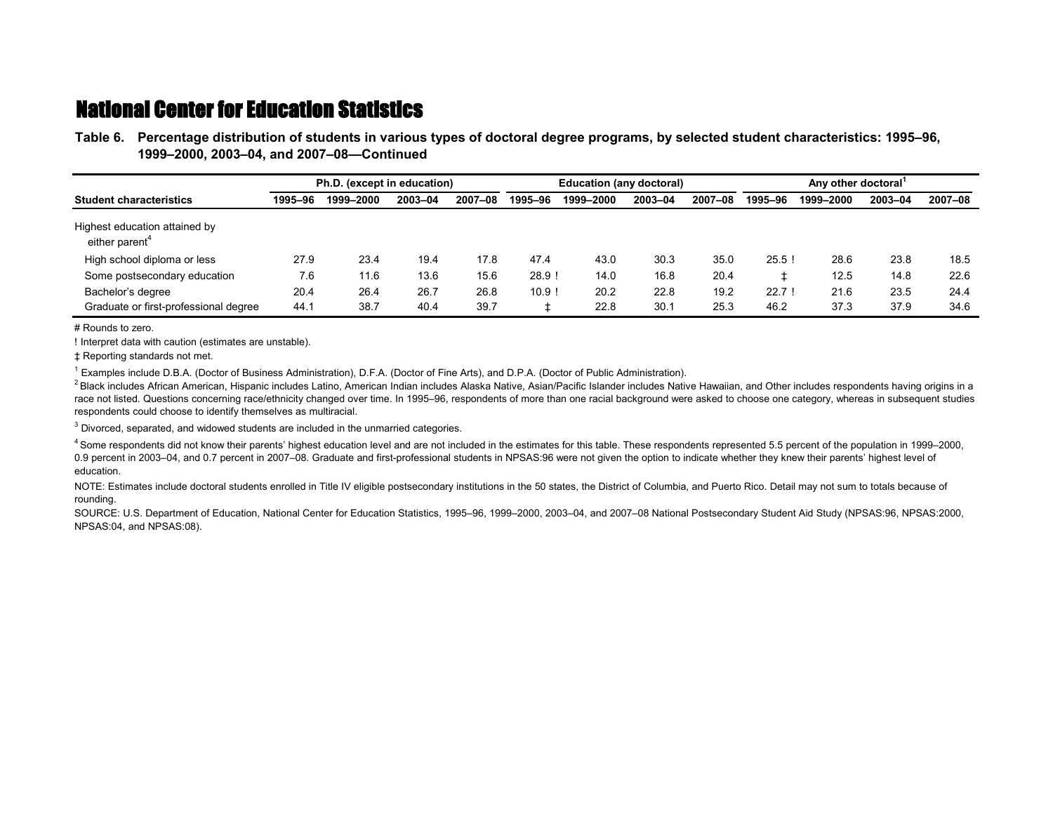# National Center for Education Statistics

**Table 6. Percentage distribution of students in various types of doctoral degree programs, by selected student characteristics: 1995–96, 1999–2000, 2003–04, and 2007–08—Continued**

| Student characteristics | Ph.D. (except in education) | | | | Education (any doctoral) | | | | Any other doctoral[1] | | | |
|---|---|---|---|---|---|---|---|---|---|---|---|---|
| | 1995–96 | 1999–2000 | 2003–04 | 2007–08 | 1995–96 | 1999–2000 | 2003–04 | 2007–08 | 1995–96 | 1999–2000 | 2003–04 | 2007–08 |
| Highest education attained by either parent[4] | | | | | | | | | | | | |
| High school diploma or less | 27.9 | 23.4 | 19.4 | 17.8 | 47.4 | 43.0 | 30.3 | 35.0 | 25.5 ! | 28.6 | 23.8 | 18.5 |
| Some postsecondary education | 7.6 | 11.6 | 13.6 | 15.6 | 28.9 ! | 14.0 | 16.8 | 20.4 | ‡ | 12.5 | 14.8 | 22.6 |
| Bachelor's degree | 20.4 | 26.4 | 26.7 | 26.8 | 10.9 ! | 20.2 | 22.8 | 19.2 | 22.7 ! | 21.6 | 23.5 | 24.4 |
| Graduate or first-professional degree | 44.1 | 38.7 | 40.4 | 39.7 | ‡ | 22.8 | 30.1 | 25.3 | 46.2 | 37.3 | 37.9 | 34.6 |

# Rounds to zero.

! Interpret data with caution (estimates are unstable).

‡ Reporting standards not met.

[1] Examples include D.B.A. (Doctor of Business Administration), D.F.A. (Doctor of Fine Arts), and D.P.A. (Doctor of Public Administration).

[2] Black includes African American, Hispanic includes Latino, American Indian includes Alaska Native, Asian/Pacific Islander includes Native Hawaiian, and Other includes respondents having origins in a race not listed. Questions concerning race/ethnicity changed over time. In 1995–96, respondents of more than one racial background were asked to choose one category, whereas in subsequent studies respondents could choose to identify themselves as multiracial.

[3] Divorced, separated, and widowed students are included in the unmarried categories.

[4] Some respondents did not know their parents' highest education level and are not included in the estimates for this table. These respondents represented 5.5 percent of the population in 1999–2000, 0.9 percent in 2003–04, and 0.7 percent in 2007–08. Graduate and first-professional students in NPSAS:96 were not given the option to indicate whether they knew their parents' highest level of education.

NOTE: Estimates include doctoral students enrolled in Title IV eligible postsecondary institutions in the 50 states, the District of Columbia, and Puerto Rico. Detail may not sum to totals because of rounding.

SOURCE: U.S. Department of Education, National Center for Education Statistics, 1995–96, 1999–2000, 2003–04, and 2007–08 National Postsecondary Student Aid Study (NPSAS:96, NPSAS:2000, NPSAS:04, and NPSAS:08).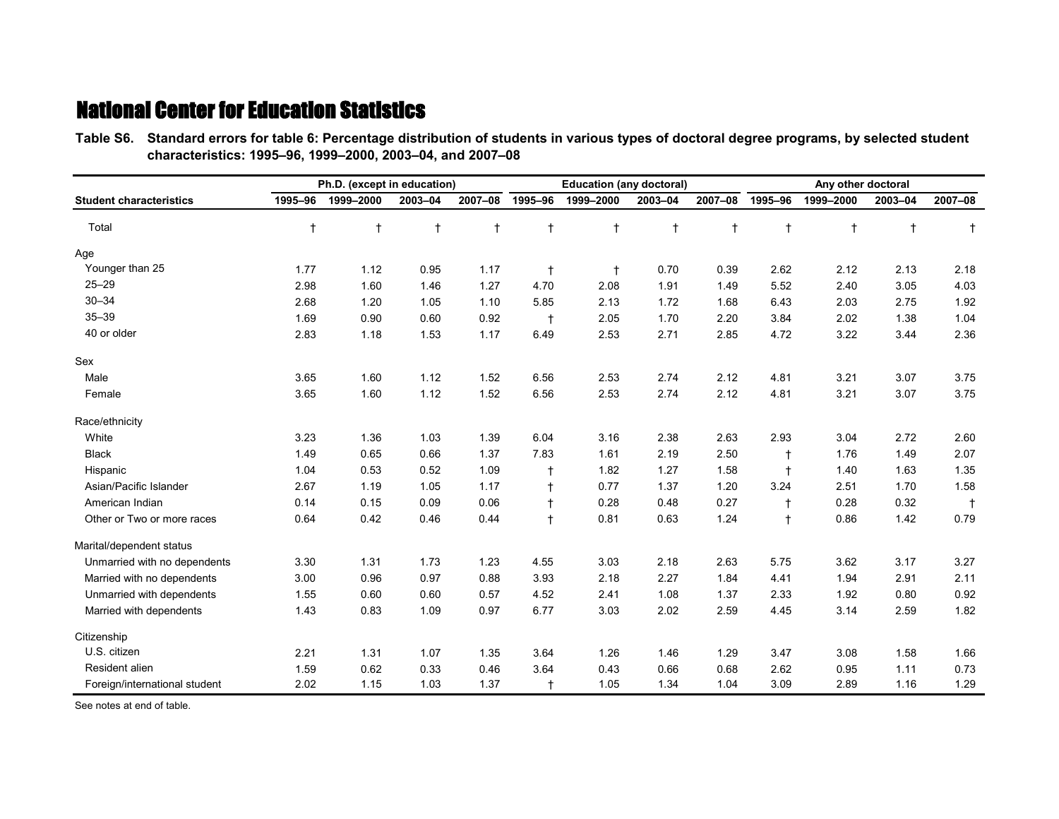# National Center for Education Statistics

**Table S6. Standard errors for table 6: Percentage distribution of students in various types of doctoral degree programs, by selected student characteristics: 1995–96, 1999–2000, 2003–04, and 2007–08**

| | Ph.D. (except in education) | | | | Education (any doctoral) | | | | Any other doctoral | | | |
|---|---|---|---|---|---|---|---|---|---|---|---|---|
| Student characteristics | 1995–96 | 1999–2000 | 2003–04 | 2007–08 | 1995–96 | 1999–2000 | 2003–04 | 2007–08 | 1995–96 | 1999–2000 | 2003–04 | 2007–08 |
| Total | † | † | † | † | † | † | † | † | † | † | † | † |
| **Age** | | | | | | | | | | | | |
| Younger than 25 | 1.77 | 1.12 | 0.95 | 1.17 | † | † | 0.70 | 0.39 | 2.62 | 2.12 | 2.13 | 2.18 |
| 25–29 | 2.98 | 1.60 | 1.46 | 1.27 | 4.70 | 2.08 | 1.91 | 1.49 | 5.52 | 2.40 | 3.05 | 4.03 |
| 30–34 | 2.68 | 1.20 | 1.05 | 1.10 | 5.85 | 2.13 | 1.72 | 1.68 | 6.43 | 2.03 | 2.75 | 1.92 |
| 35–39 | 1.69 | 0.90 | 0.60 | 0.92 | † | 2.05 | 1.70 | 2.20 | 3.84 | 2.02 | 1.38 | 1.04 |
| 40 or older | 2.83 | 1.18 | 1.53 | 1.17 | 6.49 | 2.53 | 2.71 | 2.85 | 4.72 | 3.22 | 3.44 | 2.36 |
| **Sex** | | | | | | | | | | | | |
| Male | 3.65 | 1.60 | 1.12 | 1.52 | 6.56 | 2.53 | 2.74 | 2.12 | 4.81 | 3.21 | 3.07 | 3.75 |
| Female | 3.65 | 1.60 | 1.12 | 1.52 | 6.56 | 2.53 | 2.74 | 2.12 | 4.81 | 3.21 | 3.07 | 3.75 |
| **Race/ethnicity** | | | | | | | | | | | | |
| White | 3.23 | 1.36 | 1.03 | 1.39 | 6.04 | 3.16 | 2.38 | 2.63 | 2.93 | 3.04 | 2.72 | 2.60 |
| Black | 1.49 | 0.65 | 0.66 | 1.37 | 7.83 | 1.61 | 2.19 | 2.50 | † | 1.76 | 1.49 | 2.07 |
| Hispanic | 1.04 | 0.53 | 0.52 | 1.09 | † | 1.82 | 1.27 | 1.58 | † | 1.40 | 1.63 | 1.35 |
| Asian/Pacific Islander | 2.67 | 1.19 | 1.05 | 1.17 | † | 0.77 | 1.37 | 1.20 | 3.24 | 2.51 | 1.70 | 1.58 |
| American Indian | 0.14 | 0.15 | 0.09 | 0.06 | † | 0.28 | 0.48 | 0.27 | † | 0.28 | 0.32 | † |
| Other or Two or more races | 0.64 | 0.42 | 0.46 | 0.44 | † | 0.81 | 0.63 | 1.24 | † | 0.86 | 1.42 | 0.79 |
| **Marital/dependent status** | | | | | | | | | | | | |
| Unmarried with no dependents | 3.30 | 1.31 | 1.73 | 1.23 | 4.55 | 3.03 | 2.18 | 2.63 | 5.75 | 3.62 | 3.17 | 3.27 |
| Married with no dependents | 3.00 | 0.96 | 0.97 | 0.88 | 3.93 | 2.18 | 2.27 | 1.84 | 4.41 | 1.94 | 2.91 | 2.11 |
| Unmarried with dependents | 1.55 | 0.60 | 0.60 | 0.57 | 4.52 | 2.41 | 1.08 | 1.37 | 2.33 | 1.92 | 0.80 | 0.92 |
| Married with dependents | 1.43 | 0.83 | 1.09 | 0.97 | 6.77 | 3.03 | 2.02 | 2.59 | 4.45 | 3.14 | 2.59 | 1.82 |
| **Citizenship** | | | | | | | | | | | | |
| U.S. citizen | 2.21 | 1.31 | 1.07 | 1.35 | 3.64 | 1.26 | 1.46 | 1.29 | 3.47 | 3.08 | 1.58 | 1.66 |
| Resident alien | 1.59 | 0.62 | 0.33 | 0.46 | 3.64 | 0.43 | 0.66 | 0.68 | 2.62 | 0.95 | 1.11 | 0.73 |
| Foreign/international student | 2.02 | 1.15 | 1.03 | 1.37 | † | 1.05 | 1.34 | 1.04 | 3.09 | 2.89 | 1.16 | 1.29 |

See notes at end of table.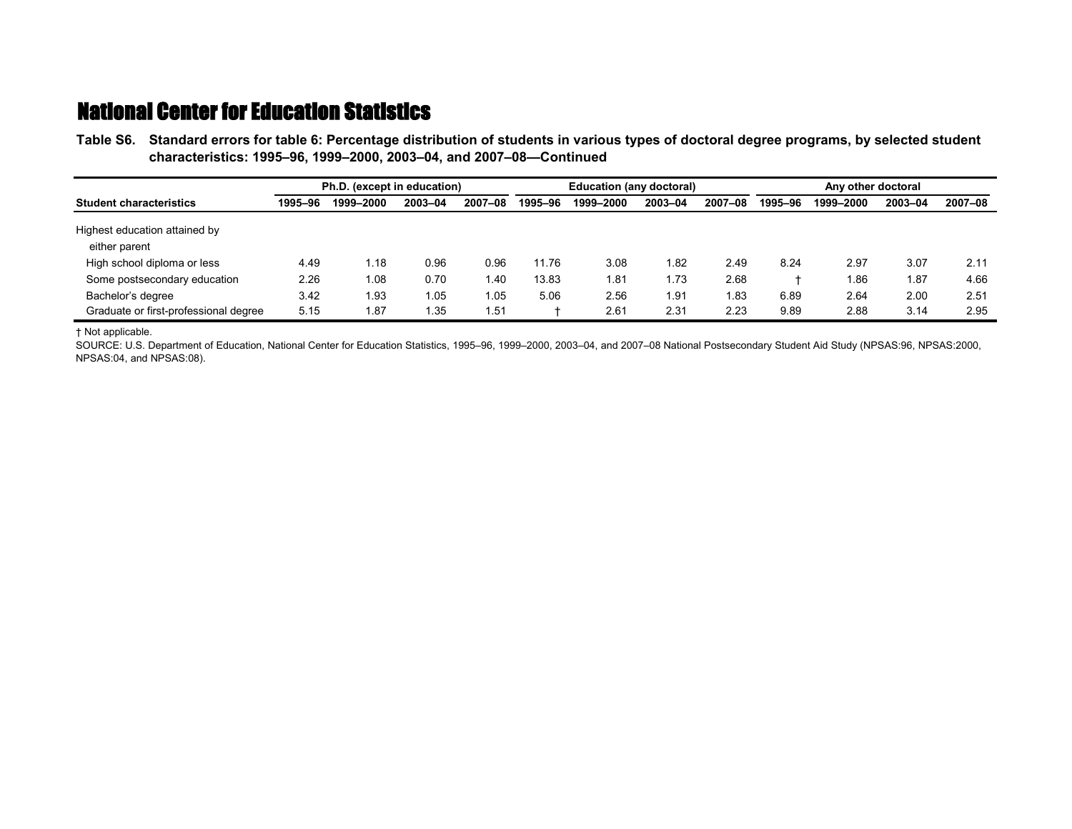## National Center for Education Statistics

**Table S6. Standard errors for table 6: Percentage distribution of students in various types of doctoral degree programs, by selected student characteristics: 1995–96, 1999–2000, 2003–04, and 2007–08—Continued**

| Student characteristics | Ph.D. (except in education) | | | | Education (any doctoral) | | | | Any other doctoral | | | |
|---|---|---|---|---|---|---|---|---|---|---|---|---|
| | 1995–96 | 1999–2000 | 2003–04 | 2007–08 | 1995–96 | 1999–2000 | 2003–04 | 2007–08 | 1995–96 | 1999–2000 | 2003–04 | 2007–08 |
| Highest education attained by either parent | | | | | | | | | | | | |
| High school diploma or less | 4.49 | 1.18 | 0.96 | 0.96 | 11.76 | 3.08 | 1.82 | 2.49 | 8.24 | 2.97 | 3.07 | 2.11 |
| Some postsecondary education | 2.26 | 1.08 | 0.70 | 1.40 | 13.83 | 1.81 | 1.73 | 2.68 | † | 1.86 | 1.87 | 4.66 |
| Bachelor's degree | 3.42 | 1.93 | 1.05 | 1.05 | 5.06 | 2.56 | 1.91 | 1.83 | 6.89 | 2.64 | 2.00 | 2.51 |
| Graduate or first-professional degree | 5.15 | 1.87 | 1.35 | 1.51 | † | 2.61 | 2.31 | 2.23 | 9.89 | 2.88 | 3.14 | 2.95 |

† Not applicable.

SOURCE: U.S. Department of Education, National Center for Education Statistics, 1995–96, 1999–2000, 2003–04, and 2007–08 National Postsecondary Student Aid Study (NPSAS:96, NPSAS:2000, NPSAS:04, and NPSAS:08).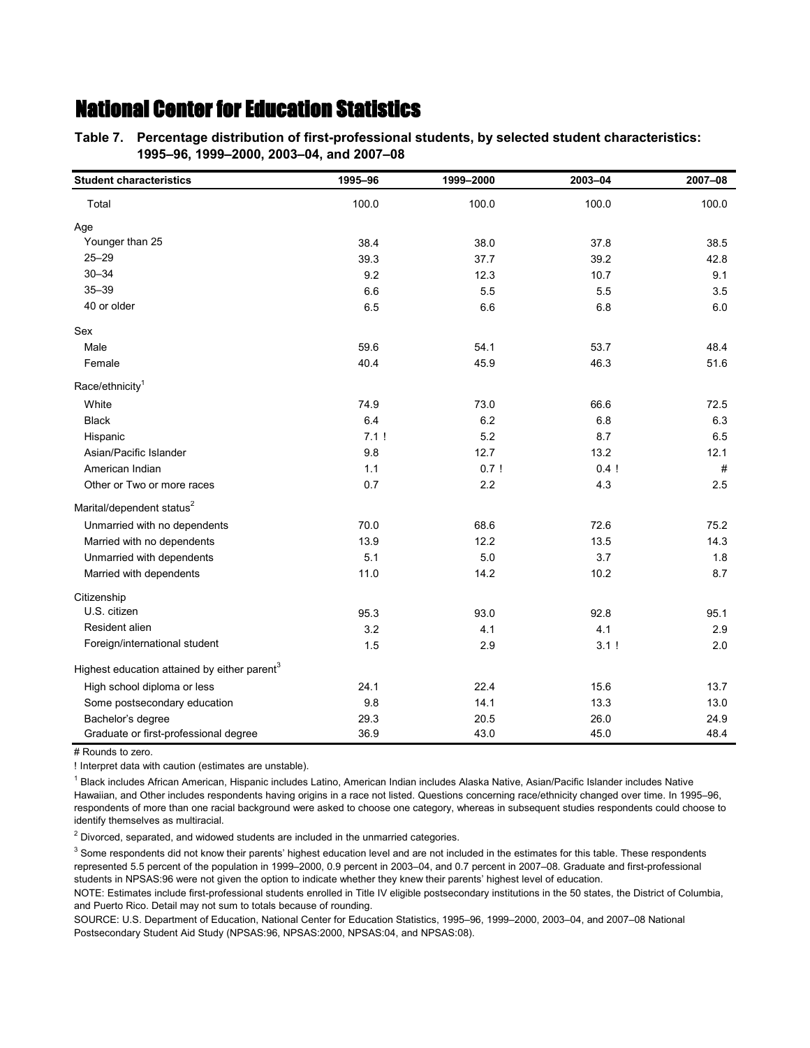## National Center for Education Statistics

**Table 7. Percentage distribution of first-professional students, by selected student characteristics: 1995–96, 1999–2000, 2003–04, and 2007–08**

| Student characteristics | 1995–96 | 1999–2000 | 2003–04 | 2007–08 |
|---|---|---|---|---|
| Total | 100.0 | 100.0 | 100.0 | 100.0 |
| Age | | | | |
| Younger than 25 | 38.4 | 38.0 | 37.8 | 38.5 |
| 25–29 | 39.3 | 37.7 | 39.2 | 42.8 |
| 30–34 | 9.2 | 12.3 | 10.7 | 9.1 |
| 35–39 | 6.6 | 5.5 | 5.5 | 3.5 |
| 40 or older | 6.5 | 6.6 | 6.8 | 6.0 |
| Sex | | | | |
| Male | 59.6 | 54.1 | 53.7 | 48.4 |
| Female | 40.4 | 45.9 | 46.3 | 51.6 |
| Race/ethnicity[1] | | | | |
| White | 74.9 | 73.0 | 66.6 | 72.5 |
| Black | 6.4 | 6.2 | 6.8 | 6.3 |
| Hispanic | 7.1 ! | 5.2 | 8.7 | 6.5 |
| Asian/Pacific Islander | 9.8 | 12.7 | 13.2 | 12.1 |
| American Indian | 1.1 | 0.7 ! | 0.4 ! | # |
| Other or Two or more races | 0.7 | 2.2 | 4.3 | 2.5 |
| Marital/dependent status[2] | | | | |
| Unmarried with no dependents | 70.0 | 68.6 | 72.6 | 75.2 |
| Married with no dependents | 13.9 | 12.2 | 13.5 | 14.3 |
| Unmarried with dependents | 5.1 | 5.0 | 3.7 | 1.8 |
| Married with dependents | 11.0 | 14.2 | 10.2 | 8.7 |
| Citizenship | | | | |
| U.S. citizen | 95.3 | 93.0 | 92.8 | 95.1 |
| Resident alien | 3.2 | 4.1 | 4.1 | 2.9 |
| Foreign/international student | 1.5 | 2.9 | 3.1 ! | 2.0 |
| Highest education attained by either parent[3] | | | | |
| High school diploma or less | 24.1 | 22.4 | 15.6 | 13.7 |
| Some postsecondary education | 9.8 | 14.1 | 13.3 | 13.0 |
| Bachelor's degree | 29.3 | 20.5 | 26.0 | 24.9 |
| Graduate or first-professional degree | 36.9 | 43.0 | 45.0 | 48.4 |

# Rounds to zero.

! Interpret data with caution (estimates are unstable).

[1] Black includes African American, Hispanic includes Latino, American Indian includes Alaska Native, Asian/Pacific Islander includes Native Hawaiian, and Other includes respondents having origins in a race not listed. Questions concerning race/ethnicity changed over time. In 1995–96, respondents of more than one racial background were asked to choose one category, whereas in subsequent studies respondents could choose to identify themselves as multiracial.

[2] Divorced, separated, and widowed students are included in the unmarried categories.

[3] Some respondents did not know their parents' highest education level and are not included in the estimates for this table. These respondents represented 5.5 percent of the population in 1999–2000, 0.9 percent in 2003–04, and 0.7 percent in 2007–08. Graduate and first-professional students in NPSAS:96 were not given the option to indicate whether they knew their parents' highest level of education.

NOTE: Estimates include first-professional students enrolled in Title IV eligible postsecondary institutions in the 50 states, the District of Columbia, and Puerto Rico. Detail may not sum to totals because of rounding.

SOURCE: U.S. Department of Education, National Center for Education Statistics, 1995–96, 1999–2000, 2003–04, and 2007–08 National Postsecondary Student Aid Study (NPSAS:96, NPSAS:2000, NPSAS:04, and NPSAS:08).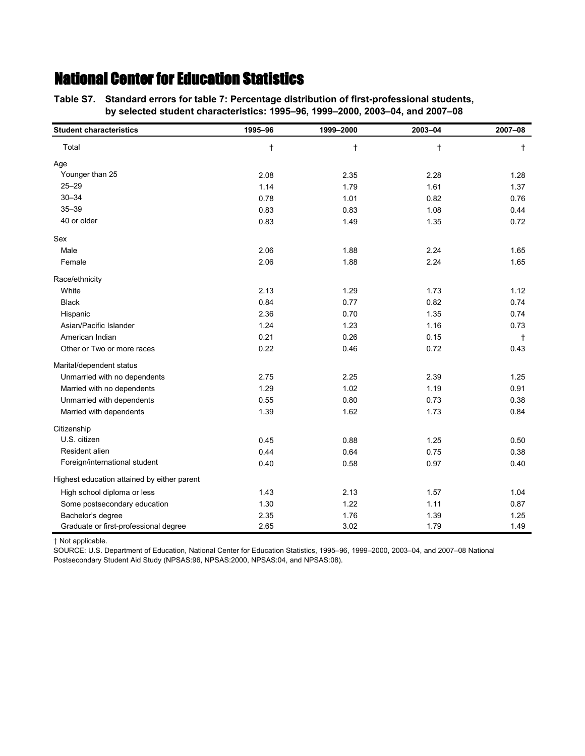# National Center for Education Statistics

**Table S7. Standard errors for table 7: Percentage distribution of first-professional students, by selected student characteristics: 1995–96, 1999–2000, 2003–04, and 2007–08**

| Student characteristics | 1995–96 | 1999–2000 | 2003–04 | 2007–08 |
|---|---|---|---|---|
| Total | † | † | † | † |
| Age | | | | |
| Younger than 25 | 2.08 | 2.35 | 2.28 | 1.28 |
| 25–29 | 1.14 | 1.79 | 1.61 | 1.37 |
| 30–34 | 0.78 | 1.01 | 0.82 | 0.76 |
| 35–39 | 0.83 | 0.83 | 1.08 | 0.44 |
| 40 or older | 0.83 | 1.49 | 1.35 | 0.72 |
| Sex | | | | |
| Male | 2.06 | 1.88 | 2.24 | 1.65 |
| Female | 2.06 | 1.88 | 2.24 | 1.65 |
| Race/ethnicity | | | | |
| White | 2.13 | 1.29 | 1.73 | 1.12 |
| Black | 0.84 | 0.77 | 0.82 | 0.74 |
| Hispanic | 2.36 | 0.70 | 1.35 | 0.74 |
| Asian/Pacific Islander | 1.24 | 1.23 | 1.16 | 0.73 |
| American Indian | 0.21 | 0.26 | 0.15 | † |
| Other or Two or more races | 0.22 | 0.46 | 0.72 | 0.43 |
| Marital/dependent status | | | | |
| Unmarried with no dependents | 2.75 | 2.25 | 2.39 | 1.25 |
| Married with no dependents | 1.29 | 1.02 | 1.19 | 0.91 |
| Unmarried with dependents | 0.55 | 0.80 | 0.73 | 0.38 |
| Married with dependents | 1.39 | 1.62 | 1.73 | 0.84 |
| Citizenship | | | | |
| U.S. citizen | 0.45 | 0.88 | 1.25 | 0.50 |
| Resident alien | 0.44 | 0.64 | 0.75 | 0.38 |
| Foreign/international student | 0.40 | 0.58 | 0.97 | 0.40 |
| Highest education attained by either parent | | | | |
| High school diploma or less | 1.43 | 2.13 | 1.57 | 1.04 |
| Some postsecondary education | 1.30 | 1.22 | 1.11 | 0.87 |
| Bachelor's degree | 2.35 | 1.76 | 1.39 | 1.25 |
| Graduate or first-professional degree | 2.65 | 3.02 | 1.79 | 1.49 |

† Not applicable.

SOURCE: U.S. Department of Education, National Center for Education Statistics, 1995–96, 1999–2000, 2003–04, and 2007–08 National Postsecondary Student Aid Study (NPSAS:96, NPSAS:2000, NPSAS:04, and NPSAS:08).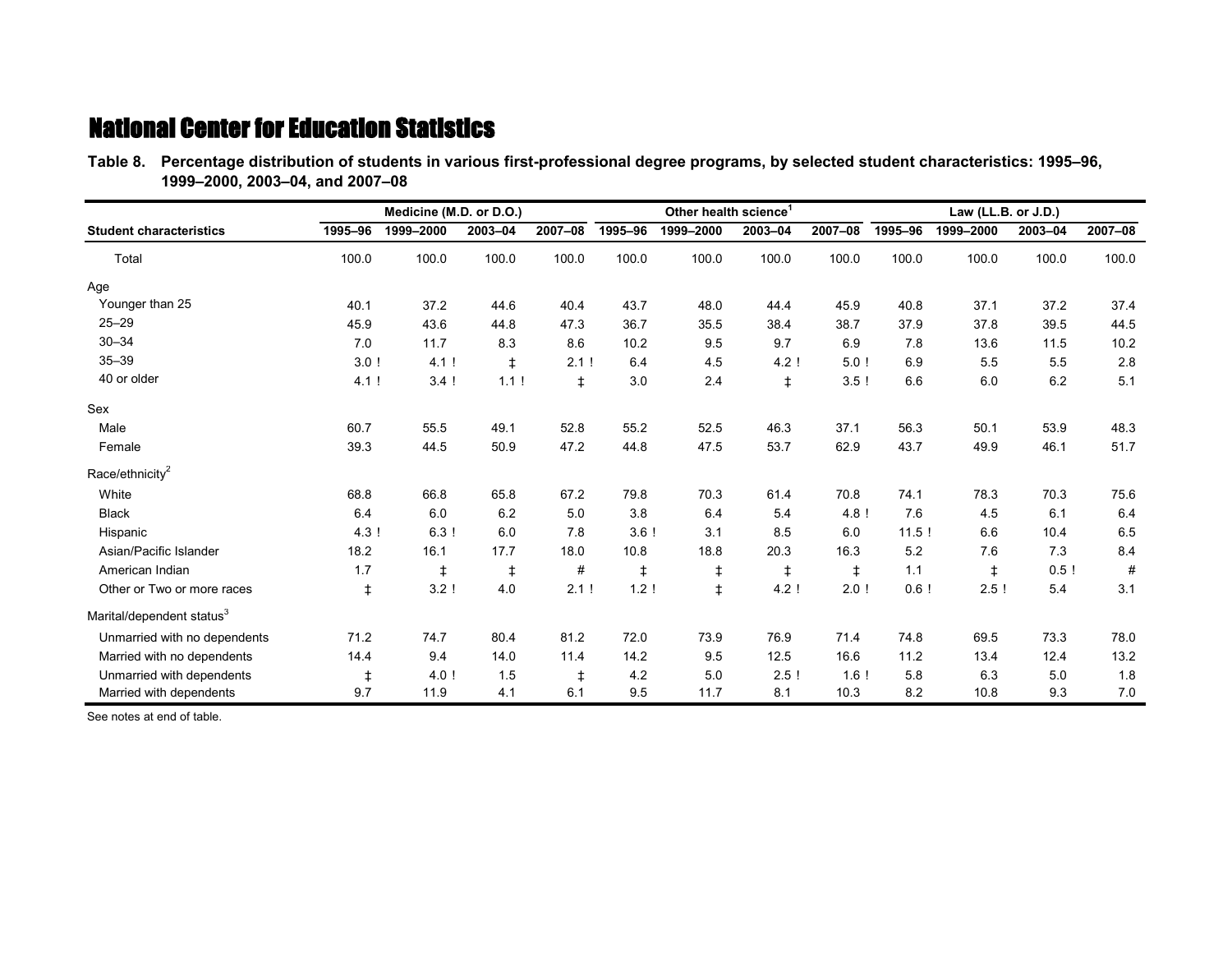# National Center for Education Statistics

**Table 8. Percentage distribution of students in various first-professional degree programs, by selected student characteristics: 1995–96, 1999–2000, 2003–04, and 2007–08**

| Student characteristics | Medicine (M.D. or D.O.) | | | | Other health science[1] | | | | Law (LL.B. or J.D.) | | | |
|---|---|---|---|---|---|---|---|---|---|---|---|---|
| | 1995–96 | 1999–2000 | 2003–04 | 2007–08 | 1995–96 | 1999–2000 | 2003–04 | 2007–08 | 1995–96 | 1999–2000 | 2003–04 | 2007–08 |
| Total | 100.0 | 100.0 | 100.0 | 100.0 | 100.0 | 100.0 | 100.0 | 100.0 | 100.0 | 100.0 | 100.0 | 100.0 |
| **Age** | | | | | | | | | | | | |
| Younger than 25 | 40.1 | 37.2 | 44.6 | 40.4 | 43.7 | 48.0 | 44.4 | 45.9 | 40.8 | 37.1 | 37.2 | 37.4 |
| 25–29 | 45.9 | 43.6 | 44.8 | 47.3 | 36.7 | 35.5 | 38.4 | 38.7 | 37.9 | 37.8 | 39.5 | 44.5 |
| 30–34 | 7.0 | 11.7 | 8.3 | 8.6 | 10.2 | 9.5 | 9.7 | 6.9 | 7.8 | 13.6 | 11.5 | 10.2 |
| 35–39 | 3.0 ! | 4.1 ! | ‡ | 2.1 ! | 6.4 | 4.5 | 4.2 ! | 5.0 ! | 6.9 | 5.5 | 5.5 | 2.8 |
| 40 or older | 4.1 ! | 3.4 ! | 1.1 ! | ‡ | 3.0 | 2.4 | ‡ | 3.5 ! | 6.6 | 6.0 | 6.2 | 5.1 |
| **Sex** | | | | | | | | | | | | |
| Male | 60.7 | 55.5 | 49.1 | 52.8 | 55.2 | 52.5 | 46.3 | 37.1 | 56.3 | 50.1 | 53.9 | 48.3 |
| Female | 39.3 | 44.5 | 50.9 | 47.2 | 44.8 | 47.5 | 53.7 | 62.9 | 43.7 | 49.9 | 46.1 | 51.7 |
| **Race/ethnicity[2]** | | | | | | | | | | | | |
| White | 68.8 | 66.8 | 65.8 | 67.2 | 79.8 | 70.3 | 61.4 | 70.8 | 74.1 | 78.3 | 70.3 | 75.6 |
| Black | 6.4 | 6.0 | 6.2 | 5.0 | 3.8 | 6.4 | 5.4 | 4.8 ! | 7.6 | 4.5 | 6.1 | 6.4 |
| Hispanic | 4.3 ! | 6.3 ! | 6.0 | 7.8 | 3.6 ! | 3.1 | 8.5 | 6.0 | 11.5 ! | 6.6 | 10.4 | 6.5 |
| Asian/Pacific Islander | 18.2 | 16.1 | 17.7 | 18.0 | 10.8 | 18.8 | 20.3 | 16.3 | 5.2 | 7.6 | 7.3 | 8.4 |
| American Indian | 1.7 | ‡ | ‡ | # | ‡ | ‡ | ‡ | ‡ | 1.1 | ‡ | 0.5 ! | # |
| Other or Two or more races | ‡ | 3.2 ! | 4.0 | 2.1 ! | 1.2 ! | ‡ | 4.2 ! | 2.0 ! | 0.6 ! | 2.5 ! | 5.4 | 3.1 |
| **Marital/dependent status[3]** | | | | | | | | | | | | |
| Unmarried with no dependents | 71.2 | 74.7 | 80.4 | 81.2 | 72.0 | 73.9 | 76.9 | 71.4 | 74.8 | 69.5 | 73.3 | 78.0 |
| Married with no dependents | 14.4 | 9.4 | 14.0 | 11.4 | 14.2 | 9.5 | 12.5 | 16.6 | 11.2 | 13.4 | 12.4 | 13.2 |
| Unmarried with dependents | ‡ | 4.0 ! | 1.5 | ‡ | 4.2 | 5.0 | 2.5 ! | 1.6 ! | 5.8 | 6.3 | 5.0 | 1.8 |
| Married with dependents | 9.7 | 11.9 | 4.1 | 6.1 | 9.5 | 11.7 | 8.1 | 10.3 | 8.2 | 10.8 | 9.3 | 7.0 |

See notes at end of table.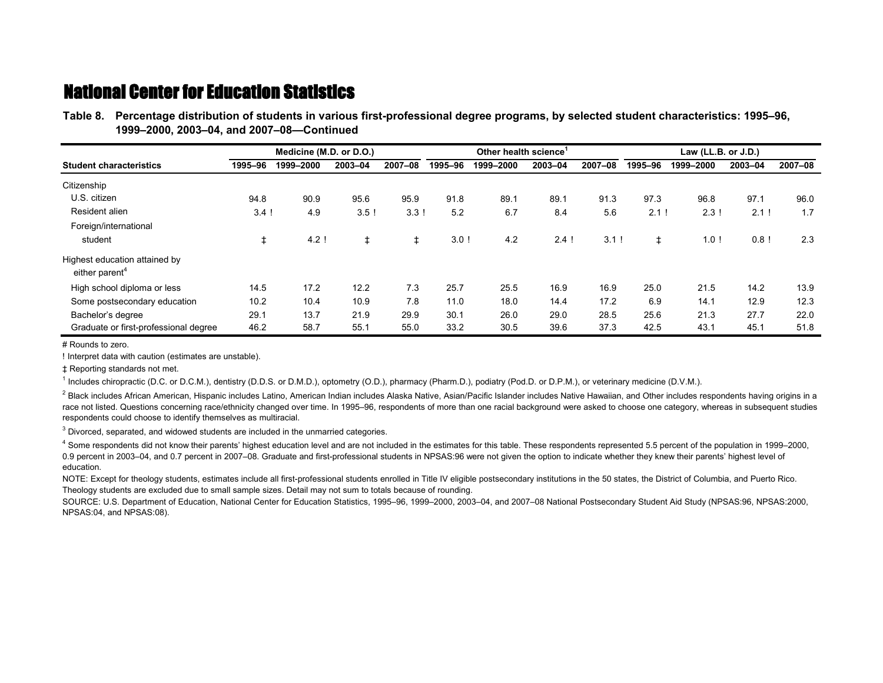## National Center for Education Statistics

**Table 8. Percentage distribution of students in various first-professional degree programs, by selected student characteristics: 1995–96, 1999–2000, 2003–04, and 2007–08—Continued**

| Student characteristics | Medicine (M.D. or D.O.) | | | | Other health science[1] | | | | Law (LL.B. or J.D.) | | | |
|---|---|---|---|---|---|---|---|---|---|---|---|---|
| | 1995–96 | 1999–2000 | 2003–04 | 2007–08 | 1995–96 | 1999–2000 | 2003–04 | 2007–08 | 1995–96 | 1999–2000 | 2003–04 | 2007–08 |
| Citizenship | | | | | | | | | | | | |
| U.S. citizen | 94.8 | 90.9 | 95.6 | 95.9 | 91.8 | 89.1 | 89.1 | 91.3 | 97.3 | 96.8 | 97.1 | 96.0 |
| Resident alien | 3.4 ! | 4.9 | 3.5 ! | 3.3 ! | 5.2 | 6.7 | 8.4 | 5.6 | 2.1 ! | 2.3 ! | 2.1 ! | 1.7 |
| Foreign/international student | ‡ | 4.2 ! | ‡ | ‡ | 3.0 ! | 4.2 | 2.4 ! | 3.1 ! | ‡ | 1.0 ! | 0.8 ! | 2.3 |
| Highest education attained by either parent[4] | | | | | | | | | | | | |
| High school diploma or less | 14.5 | 17.2 | 12.2 | 7.3 | 25.7 | 25.5 | 16.9 | 16.9 | 25.0 | 21.5 | 14.2 | 13.9 |
| Some postsecondary education | 10.2 | 10.4 | 10.9 | 7.8 | 11.0 | 18.0 | 14.4 | 17.2 | 6.9 | 14.1 | 12.9 | 12.3 |
| Bachelor's degree | 29.1 | 13.7 | 21.9 | 29.9 | 30.1 | 26.0 | 29.0 | 28.5 | 25.6 | 21.3 | 27.7 | 22.0 |
| Graduate or first-professional degree | 46.2 | 58.7 | 55.1 | 55.0 | 33.2 | 30.5 | 39.6 | 37.3 | 42.5 | 43.1 | 45.1 | 51.8 |

# Rounds to zero.

! Interpret data with caution (estimates are unstable).

‡ Reporting standards not met.

[1] Includes chiropractic (D.C. or D.C.M.), dentistry (D.D.S. or D.M.D.), optometry (O.D.), pharmacy (Pharm.D.), podiatry (Pod.D. or D.P.M.), or veterinary medicine (D.V.M.).

[2] Black includes African American, Hispanic includes Latino, American Indian includes Alaska Native, Asian/Pacific Islander includes Native Hawaiian, and Other includes respondents having origins in a race not listed. Questions concerning race/ethnicity changed over time. In 1995–96, respondents of more than one racial background were asked to choose one category, whereas in subsequent studies respondents could choose to identify themselves as multiracial.

[3] Divorced, separated, and widowed students are included in the unmarried categories.

[4] Some respondents did not know their parents' highest education level and are not included in the estimates for this table. These respondents represented 5.5 percent of the population in 1999–2000, 0.9 percent in 2003–04, and 0.7 percent in 2007–08. Graduate and first-professional students in NPSAS:96 were not given the option to indicate whether they knew their parents' highest level of education.

NOTE: Except for theology students, estimates include all first-professional students enrolled in Title IV eligible postsecondary institutions in the 50 states, the District of Columbia, and Puerto Rico. Theology students are excluded due to small sample sizes. Detail may not sum to totals because of rounding.

SOURCE: U.S. Department of Education, National Center for Education Statistics, 1995–96, 1999–2000, 2003–04, and 2007–08 National Postsecondary Student Aid Study (NPSAS:96, NPSAS:2000, NPSAS:04, and NPSAS:08).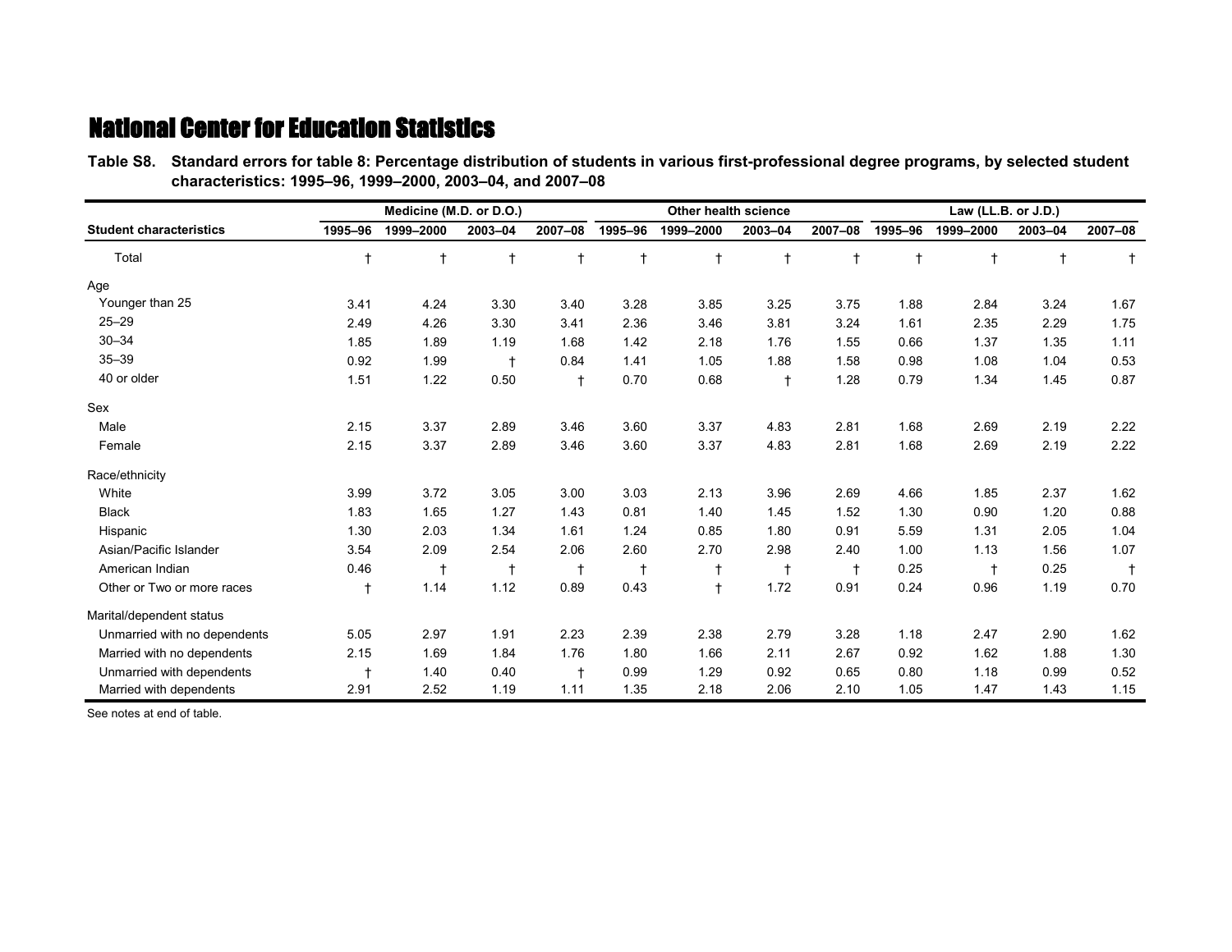# National Center for Education Statistics

**Table S8. Standard errors for table 8: Percentage distribution of students in various first-professional degree programs, by selected student characteristics: 1995–96, 1999–2000, 2003–04, and 2007–08**

| Student characteristics | Medicine (M.D. or D.O.) | | | | Other health science | | | | Law (LL.B. or J.D.) | | | |
|---|---|---|---|---|---|---|---|---|---|---|---|---|
| | 1995–96 | 1999–2000 | 2003–04 | 2007–08 | 1995–96 | 1999–2000 | 2003–04 | 2007–08 | 1995–96 | 1999–2000 | 2003–04 | 2007–08 |
| Total | † | † | † | † | † | † | † | † | † | † | † | † |
| Age | | | | | | | | | | | | |
| Younger than 25 | 3.41 | 4.24 | 3.30 | 3.40 | 3.28 | 3.85 | 3.25 | 3.75 | 1.88 | 2.84 | 3.24 | 1.67 |
| 25–29 | 2.49 | 4.26 | 3.30 | 3.41 | 2.36 | 3.46 | 3.81 | 3.24 | 1.61 | 2.35 | 2.29 | 1.75 |
| 30–34 | 1.85 | 1.89 | 1.19 | 1.68 | 1.42 | 2.18 | 1.76 | 1.55 | 0.66 | 1.37 | 1.35 | 1.11 |
| 35–39 | 0.92 | 1.99 | † | 0.84 | 1.41 | 1.05 | 1.88 | 1.58 | 0.98 | 1.08 | 1.04 | 0.53 |
| 40 or older | 1.51 | 1.22 | 0.50 | † | 0.70 | 0.68 | † | 1.28 | 0.79 | 1.34 | 1.45 | 0.87 |
| Sex | | | | | | | | | | | | |
| Male | 2.15 | 3.37 | 2.89 | 3.46 | 3.60 | 3.37 | 4.83 | 2.81 | 1.68 | 2.69 | 2.19 | 2.22 |
| Female | 2.15 | 3.37 | 2.89 | 3.46 | 3.60 | 3.37 | 4.83 | 2.81 | 1.68 | 2.69 | 2.19 | 2.22 |
| Race/ethnicity | | | | | | | | | | | | |
| White | 3.99 | 3.72 | 3.05 | 3.00 | 3.03 | 2.13 | 3.96 | 2.69 | 4.66 | 1.85 | 2.37 | 1.62 |
| Black | 1.83 | 1.65 | 1.27 | 1.43 | 0.81 | 1.40 | 1.45 | 1.52 | 1.30 | 0.90 | 1.20 | 0.88 |
| Hispanic | 1.30 | 2.03 | 1.34 | 1.61 | 1.24 | 0.85 | 1.80 | 0.91 | 5.59 | 1.31 | 2.05 | 1.04 |
| Asian/Pacific Islander | 3.54 | 2.09 | 2.54 | 2.06 | 2.60 | 2.70 | 2.98 | 2.40 | 1.00 | 1.13 | 1.56 | 1.07 |
| American Indian | 0.46 | † | † | † | † | † | † | † | 0.25 | † | 0.25 | † |
| Other or Two or more races | † | 1.14 | 1.12 | 0.89 | 0.43 | † | 1.72 | 0.91 | 0.24 | 0.96 | 1.19 | 0.70 |
| Marital/dependent status | | | | | | | | | | | | |
| Unmarried with no dependents | 5.05 | 2.97 | 1.91 | 2.23 | 2.39 | 2.38 | 2.79 | 3.28 | 1.18 | 2.47 | 2.90 | 1.62 |
| Married with no dependents | 2.15 | 1.69 | 1.84 | 1.76 | 1.80 | 1.66 | 2.11 | 2.67 | 0.92 | 1.62 | 1.88 | 1.30 |
| Unmarried with dependents | † | 1.40 | 0.40 | † | 0.99 | 1.29 | 0.92 | 0.65 | 0.80 | 1.18 | 0.99 | 0.52 |
| Married with dependents | 2.91 | 2.52 | 1.19 | 1.11 | 1.35 | 2.18 | 2.06 | 2.10 | 1.05 | 1.47 | 1.43 | 1.15 |

See notes at end of table.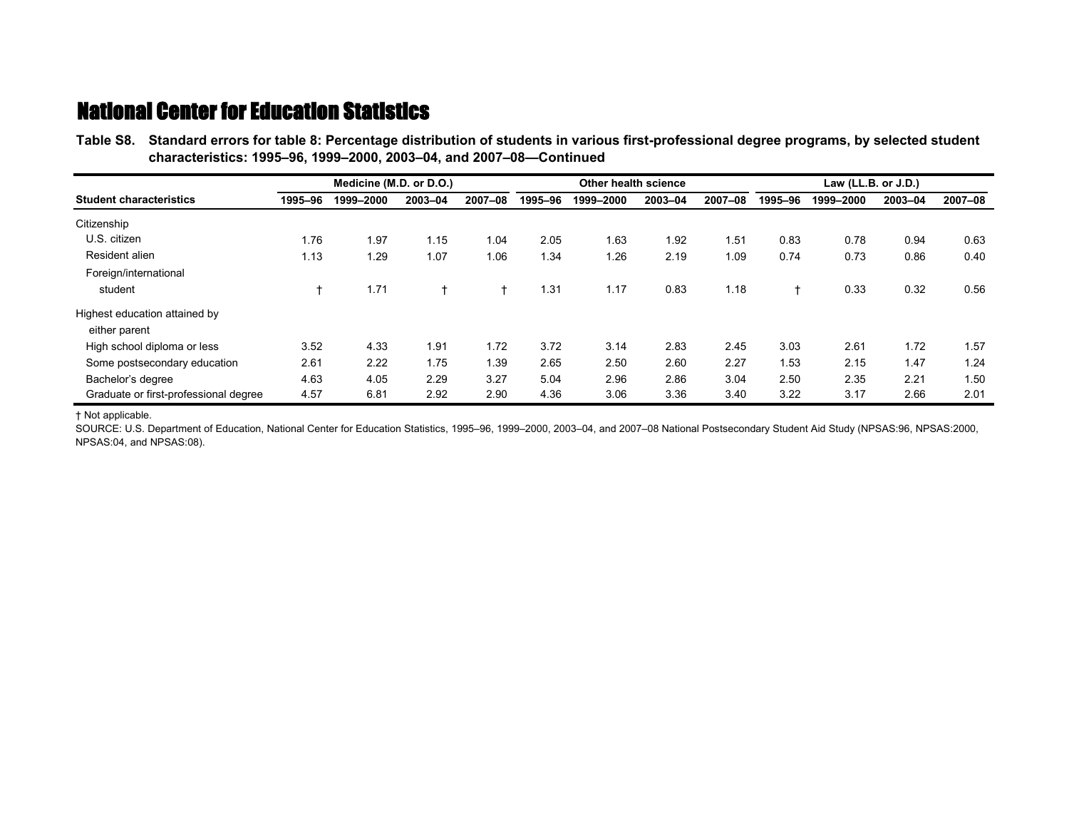# National Center for Education Statistics

**Table S8. Standard errors for table 8: Percentage distribution of students in various first-professional degree programs, by selected student characteristics: 1995–96, 1999–2000, 2003–04, and 2007–08—Continued**

| Student characteristics | Medicine (M.D. or D.O.) | | | | Other health science | | | | Law (LL.B. or J.D.) | | | |
|---|---|---|---|---|---|---|---|---|---|---|---|---|
| | 1995–96 | 1999–2000 | 2003–04 | 2007–08 | 1995–96 | 1999–2000 | 2003–04 | 2007–08 | 1995–96 | 1999–2000 | 2003–04 | 2007–08 |
| Citizenship | | | | | | | | | | | | |
| U.S. citizen | 1.76 | 1.97 | 1.15 | 1.04 | 2.05 | 1.63 | 1.92 | 1.51 | 0.83 | 0.78 | 0.94 | 0.63 |
| Resident alien | 1.13 | 1.29 | 1.07 | 1.06 | 1.34 | 1.26 | 2.19 | 1.09 | 0.74 | 0.73 | 0.86 | 0.40 |
| Foreign/international student | † | 1.71 | † | † | 1.31 | 1.17 | 0.83 | 1.18 | † | 0.33 | 0.32 | 0.56 |
| Highest education attained by either parent | | | | | | | | | | | | |
| High school diploma or less | 3.52 | 4.33 | 1.91 | 1.72 | 3.72 | 3.14 | 2.83 | 2.45 | 3.03 | 2.61 | 1.72 | 1.57 |
| Some postsecondary education | 2.61 | 2.22 | 1.75 | 1.39 | 2.65 | 2.50 | 2.60 | 2.27 | 1.53 | 2.15 | 1.47 | 1.24 |
| Bachelor's degree | 4.63 | 4.05 | 2.29 | 3.27 | 5.04 | 2.96 | 2.86 | 3.04 | 2.50 | 2.35 | 2.21 | 1.50 |
| Graduate or first-professional degree | 4.57 | 6.81 | 2.92 | 2.90 | 4.36 | 3.06 | 3.36 | 3.40 | 3.22 | 3.17 | 2.66 | 2.01 |

† Not applicable.

SOURCE: U.S. Department of Education, National Center for Education Statistics, 1995–96, 1999–2000, 2003–04, and 2007–08 National Postsecondary Student Aid Study (NPSAS:96, NPSAS:2000, NPSAS:04, and NPSAS:08).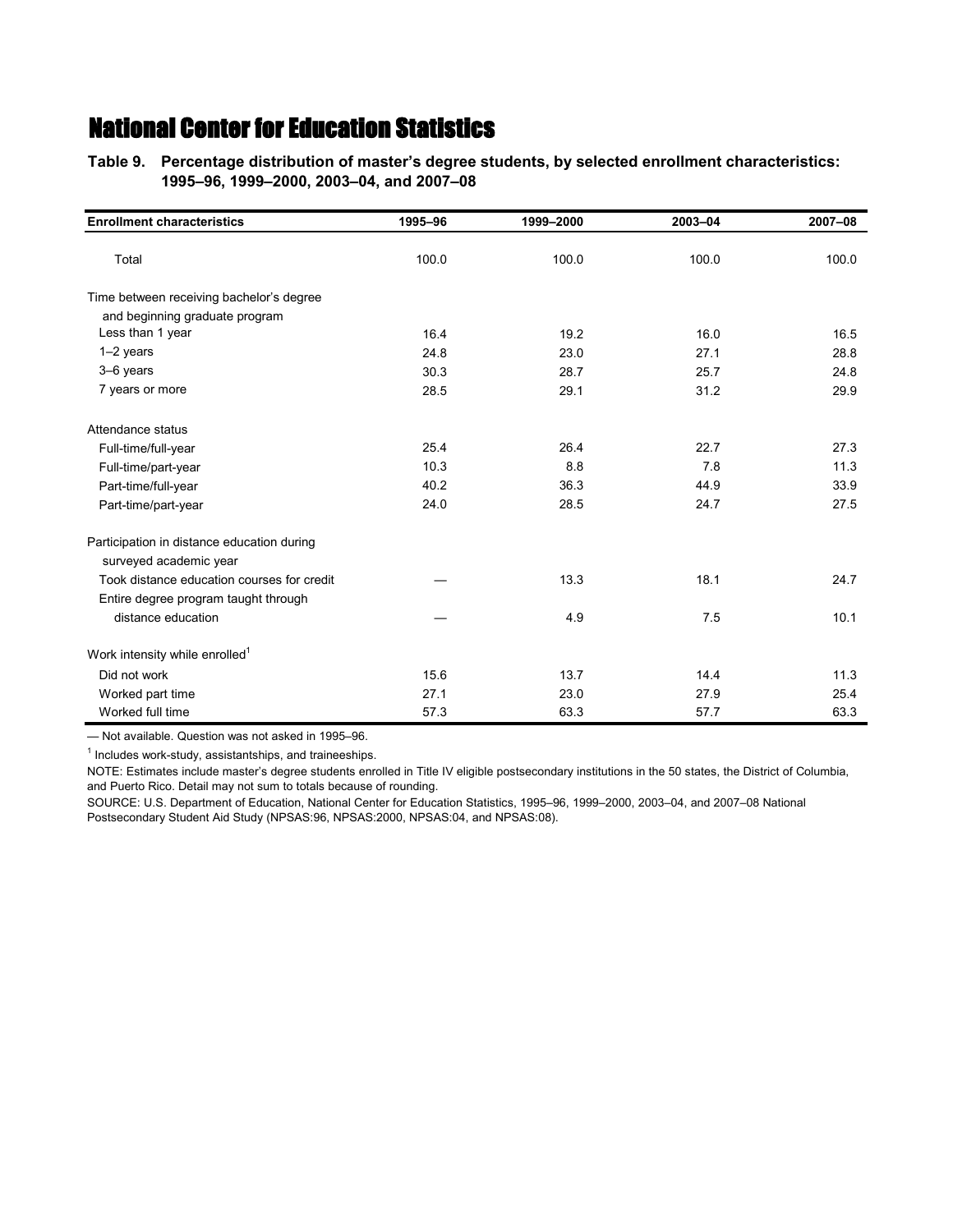# National Center for Education Statistics

**Table 9. Percentage distribution of master's degree students, by selected enrollment characteristics: 1995–96, 1999–2000, 2003–04, and 2007–08**

| Enrollment characteristics | 1995–96 | 1999–2000 | 2003–04 | 2007–08 |
|---|---|---|---|---|
| Total | 100.0 | 100.0 | 100.0 | 100.0 |
| Time between receiving bachelor's degree and beginning graduate program | | | | |
| Less than 1 year | 16.4 | 19.2 | 16.0 | 16.5 |
| 1–2 years | 24.8 | 23.0 | 27.1 | 28.8 |
| 3–6 years | 30.3 | 28.7 | 25.7 | 24.8 |
| 7 years or more | 28.5 | 29.1 | 31.2 | 29.9 |
| Attendance status | | | | |
| Full-time/full-year | 25.4 | 26.4 | 22.7 | 27.3 |
| Full-time/part-year | 10.3 | 8.8 | 7.8 | 11.3 |
| Part-time/full-year | 40.2 | 36.3 | 44.9 | 33.9 |
| Part-time/part-year | 24.0 | 28.5 | 24.7 | 27.5 |
| Participation in distance education during surveyed academic year | | | | |
| Took distance education courses for credit | — | 13.3 | 18.1 | 24.7 |
| Entire degree program taught through distance education | — | 4.9 | 7.5 | 10.1 |
| Work intensity while enrolled[1] | | | | |
| Did not work | 15.6 | 13.7 | 14.4 | 11.3 |
| Worked part time | 27.1 | 23.0 | 27.9 | 25.4 |
| Worked full time | 57.3 | 63.3 | 57.7 | 63.3 |

— Not available. Question was not asked in 1995–96.

[1] Includes work-study, assistantships, and traineeships.

NOTE: Estimates include master's degree students enrolled in Title IV eligible postsecondary institutions in the 50 states, the District of Columbia, and Puerto Rico. Detail may not sum to totals because of rounding.

SOURCE: U.S. Department of Education, National Center for Education Statistics, 1995–96, 1999–2000, 2003–04, and 2007–08 National Postsecondary Student Aid Study (NPSAS:96, NPSAS:2000, NPSAS:04, and NPSAS:08).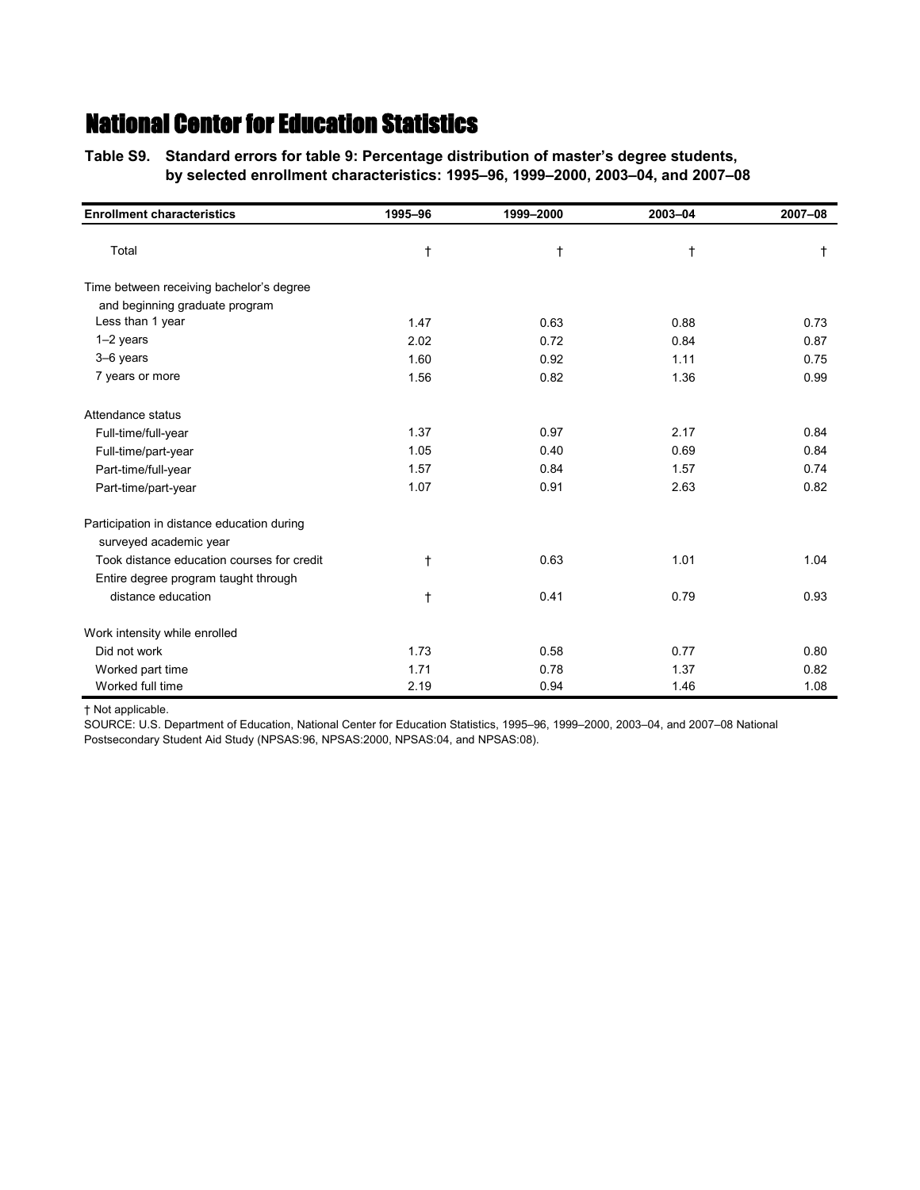# National Center for Education Statistics

**Table S9. Standard errors for table 9: Percentage distribution of master's degree students, by selected enrollment characteristics: 1995–96, 1999–2000, 2003–04, and 2007–08**

| Enrollment characteristics | 1995–96 | 1999–2000 | 2003–04 | 2007–08 |
|---|---|---|---|---|
| Total | † | † | † | † |
| Time between receiving bachelor's degree and beginning graduate program | | | | |
| Less than 1 year | 1.47 | 0.63 | 0.88 | 0.73 |
| 1–2 years | 2.02 | 0.72 | 0.84 | 0.87 |
| 3–6 years | 1.60 | 0.92 | 1.11 | 0.75 |
| 7 years or more | 1.56 | 0.82 | 1.36 | 0.99 |
| Attendance status | | | | |
| Full-time/full-year | 1.37 | 0.97 | 2.17 | 0.84 |
| Full-time/part-year | 1.05 | 0.40 | 0.69 | 0.84 |
| Part-time/full-year | 1.57 | 0.84 | 1.57 | 0.74 |
| Part-time/part-year | 1.07 | 0.91 | 2.63 | 0.82 |
| Participation in distance education during surveyed academic year | | | | |
| Took distance education courses for credit | † | 0.63 | 1.01 | 1.04 |
| Entire degree program taught through distance education | † | 0.41 | 0.79 | 0.93 |
| Work intensity while enrolled | | | | |
| Did not work | 1.73 | 0.58 | 0.77 | 0.80 |
| Worked part time | 1.71 | 0.78 | 1.37 | 0.82 |
| Worked full time | 2.19 | 0.94 | 1.46 | 1.08 |

† Not applicable.

SOURCE: U.S. Department of Education, National Center for Education Statistics, 1995–96, 1999–2000, 2003–04, and 2007–08 National Postsecondary Student Aid Study (NPSAS:96, NPSAS:2000, NPSAS:04, and NPSAS:08).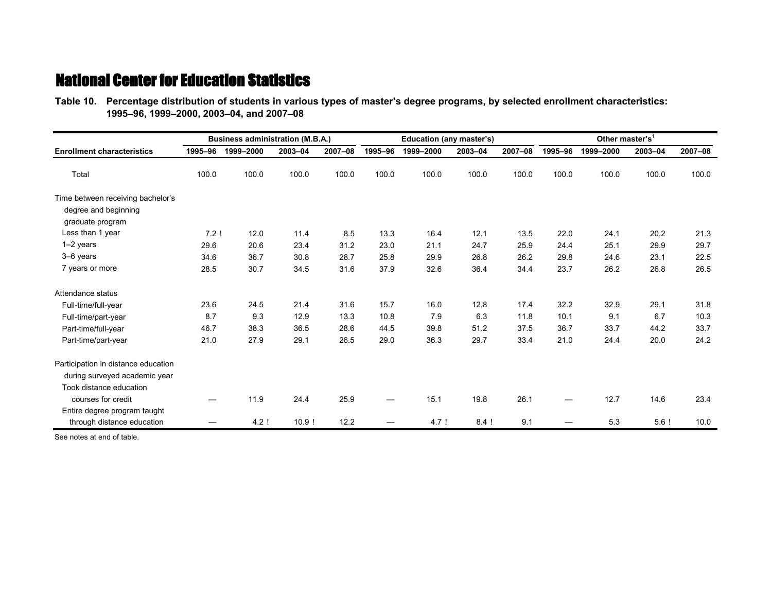# National Center for Education Statistics

**Table 10. Percentage distribution of students in various types of master's degree programs, by selected enrollment characteristics: 1995–96, 1999–2000, 2003–04, and 2007–08**

| Enrollment characteristics | Business administration (M.B.A.) | | | | Education (any master's) | | | | Other master's[1] | | | |
|---|---|---|---|---|---|---|---|---|---|---|---|---|
| | 1995–96 | 1999–2000 | 2003–04 | 2007–08 | 1995–96 | 1999–2000 | 2003–04 | 2007–08 | 1995–96 | 1999–2000 | 2003–04 | 2007–08 |
| Total | 100.0 | 100.0 | 100.0 | 100.0 | 100.0 | 100.0 | 100.0 | 100.0 | 100.0 | 100.0 | 100.0 | 100.0 |
| Time between receiving bachelor's degree and beginning graduate program | | | | | | | | | | | | |
| Less than 1 year | 7.2 ! | 12.0 | 11.4 | 8.5 | 13.3 | 16.4 | 12.1 | 13.5 | 22.0 | 24.1 | 20.2 | 21.3 |
| 1–2 years | 29.6 | 20.6 | 23.4 | 31.2 | 23.0 | 21.1 | 24.7 | 25.9 | 24.4 | 25.1 | 29.9 | 29.7 |
| 3–6 years | 34.6 | 36.7 | 30.8 | 28.7 | 25.8 | 29.9 | 26.8 | 26.2 | 29.8 | 24.6 | 23.1 | 22.5 |
| 7 years or more | 28.5 | 30.7 | 34.5 | 31.6 | 37.9 | 32.6 | 36.4 | 34.4 | 23.7 | 26.2 | 26.8 | 26.5 |
| Attendance status | | | | | | | | | | | | |
| Full-time/full-year | 23.6 | 24.5 | 21.4 | 31.6 | 15.7 | 16.0 | 12.8 | 17.4 | 32.2 | 32.9 | 29.1 | 31.8 |
| Full-time/part-year | 8.7 | 9.3 | 12.9 | 13.3 | 10.8 | 7.9 | 6.3 | 11.8 | 10.1 | 9.1 | 6.7 | 10.3 |
| Part-time/full-year | 46.7 | 38.3 | 36.5 | 28.6 | 44.5 | 39.8 | 51.2 | 37.5 | 36.7 | 33.7 | 44.2 | 33.7 |
| Part-time/part-year | 21.0 | 27.9 | 29.1 | 26.5 | 29.0 | 36.3 | 29.7 | 33.4 | 21.0 | 24.4 | 20.0 | 24.2 |
| Participation in distance education during surveyed academic year | | | | | | | | | | | | |
| Took distance education courses for credit | — | 11.9 | 24.4 | 25.9 | — | 15.1 | 19.8 | 26.1 | — | 12.7 | 14.6 | 23.4 |
| Entire degree program taught through distance education | — | 4.2 ! | 10.9 ! | 12.2 | — | 4.7 ! | 8.4 ! | 9.1 | — | 5.3 | 5.6 ! | 10.0 |

See notes at end of table.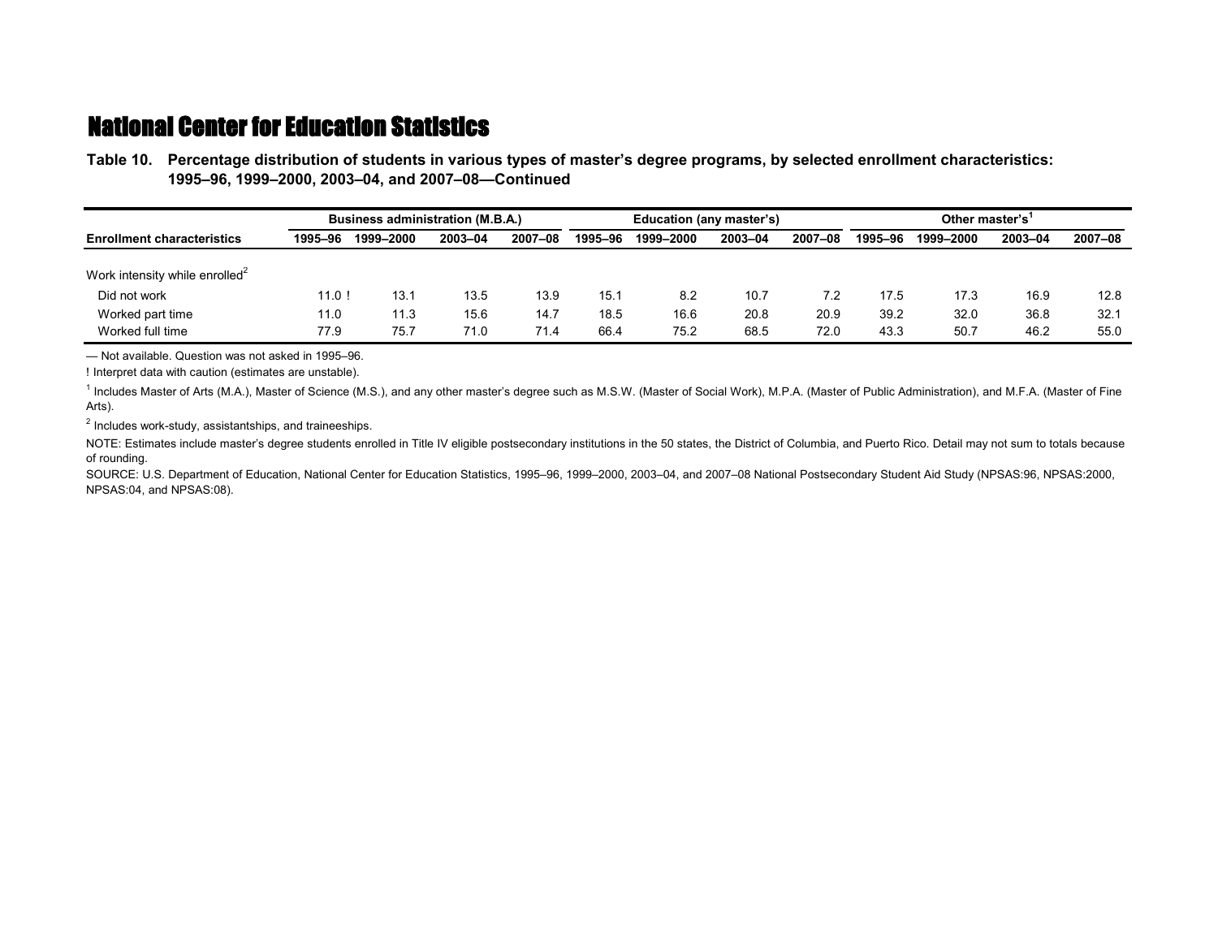## National Center for Education Statistics

**Table 10. Percentage distribution of students in various types of master's degree programs, by selected enrollment characteristics: 1995–96, 1999–2000, 2003–04, and 2007–08—Continued**

| Enrollment characteristics | Business administration (M.B.A.) | | | | Education (any master's) | | | | Other master's[1] | | | |
|---|---|---|---|---|---|---|---|---|---|---|---|---|
| | 1995–96 | 1999–2000 | 2003–04 | 2007–08 | 1995–96 | 1999–2000 | 2003–04 | 2007–08 | 1995–96 | 1999–2000 | 2003–04 | 2007–08 |
| Work intensity while enrolled[2] | | | | | | | | | | | | |
| Did not work | 11.0 ! | 13.1 | 13.5 | 13.9 | 15.1 | 8.2 | 10.7 | 7.2 | 17.5 | 17.3 | 16.9 | 12.8 |
| Worked part time | 11.0 | 11.3 | 15.6 | 14.7 | 18.5 | 16.6 | 20.8 | 20.9 | 39.2 | 32.0 | 36.8 | 32.1 |
| Worked full time | 77.9 | 75.7 | 71.0 | 71.4 | 66.4 | 75.2 | 68.5 | 72.0 | 43.3 | 50.7 | 46.2 | 55.0 |

— Not available. Question was not asked in 1995–96.

! Interpret data with caution (estimates are unstable).

[1] Includes Master of Arts (M.A.), Master of Science (M.S.), and any other master's degree such as M.S.W. (Master of Social Work), M.P.A. (Master of Public Administration), and M.F.A. (Master of Fine Arts).

[2] Includes work-study, assistantships, and traineeships.

NOTE: Estimates include master's degree students enrolled in Title IV eligible postsecondary institutions in the 50 states, the District of Columbia, and Puerto Rico. Detail may not sum to totals because of rounding.

SOURCE: U.S. Department of Education, National Center for Education Statistics, 1995–96, 1999–2000, 2003–04, and 2007–08 National Postsecondary Student Aid Study (NPSAS:96, NPSAS:2000, NPSAS:04, and NPSAS:08).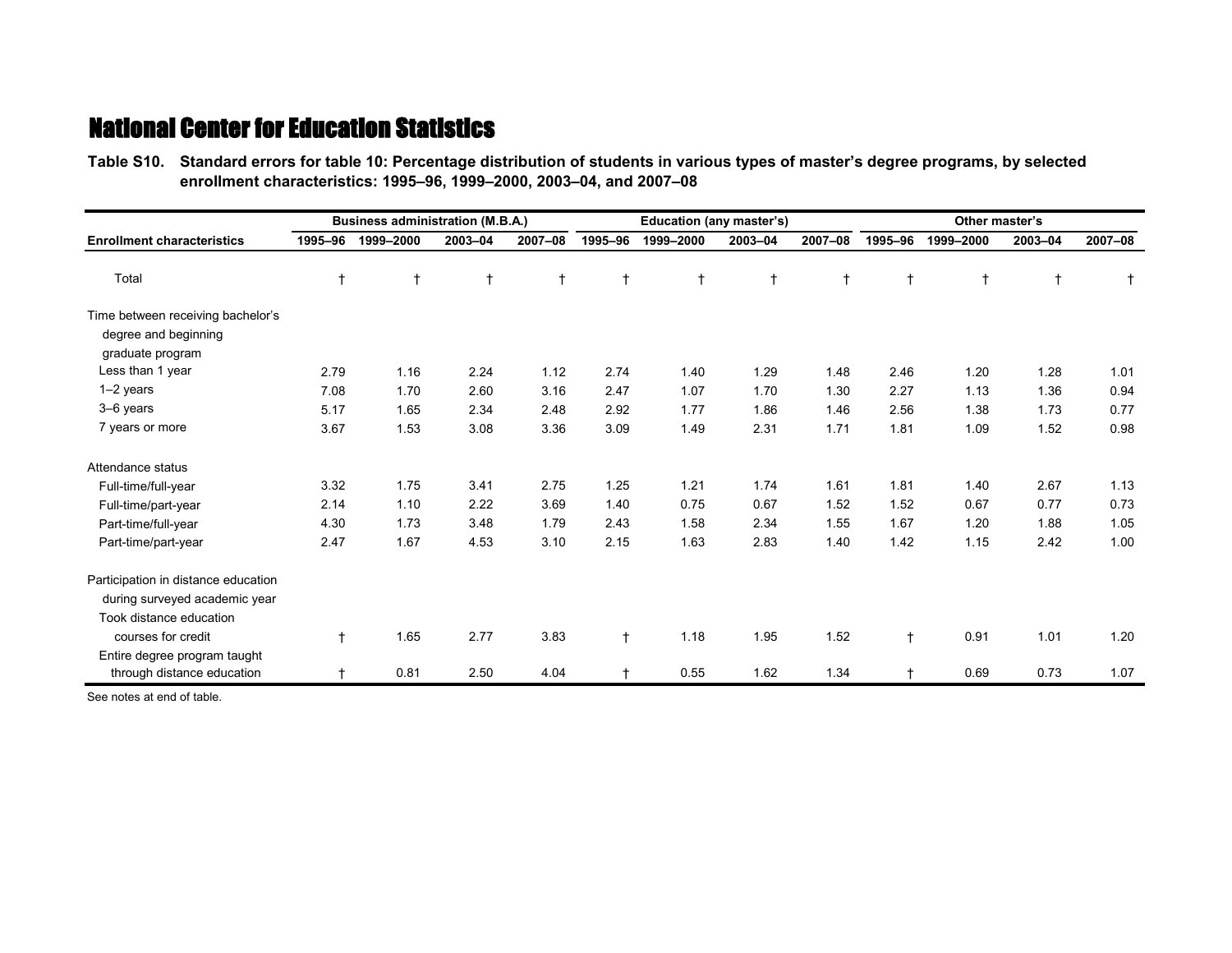## National Center for Education Statistics

**Table S10. Standard errors for table 10: Percentage distribution of students in various types of master's degree programs, by selected enrollment characteristics: 1995–96, 1999–2000, 2003–04, and 2007–08**

| | Business administration (M.B.A.) | | | | Education (any master's) | | | | Other master's | | | |
|---|---|---|---|---|---|---|---|---|---|---|---|---|
| Enrollment characteristics | 1995–96 | 1999–2000 | 2003–04 | 2007–08 | 1995–96 | 1999–2000 | 2003–04 | 2007–08 | 1995–96 | 1999–2000 | 2003–04 | 2007–08 |
| Total | † | † | † | † | † | † | † | † | † | † | † | † |
| Time between receiving bachelor's degree and beginning graduate program | | | | | | | | | | | | |
| Less than 1 year | 2.79 | 1.16 | 2.24 | 1.12 | 2.74 | 1.40 | 1.29 | 1.48 | 2.46 | 1.20 | 1.28 | 1.01 |
| 1–2 years | 7.08 | 1.70 | 2.60 | 3.16 | 2.47 | 1.07 | 1.70 | 1.30 | 2.27 | 1.13 | 1.36 | 0.94 |
| 3–6 years | 5.17 | 1.65 | 2.34 | 2.48 | 2.92 | 1.77 | 1.86 | 1.46 | 2.56 | 1.38 | 1.73 | 0.77 |
| 7 years or more | 3.67 | 1.53 | 3.08 | 3.36 | 3.09 | 1.49 | 2.31 | 1.71 | 1.81 | 1.09 | 1.52 | 0.98 |
| Attendance status | | | | | | | | | | | | |
| Full-time/full-year | 3.32 | 1.75 | 3.41 | 2.75 | 1.25 | 1.21 | 1.74 | 1.61 | 1.81 | 1.40 | 2.67 | 1.13 |
| Full-time/part-year | 2.14 | 1.10 | 2.22 | 3.69 | 1.40 | 0.75 | 0.67 | 1.52 | 1.52 | 0.67 | 0.77 | 0.73 |
| Part-time/full-year | 4.30 | 1.73 | 3.48 | 1.79 | 2.43 | 1.58 | 2.34 | 1.55 | 1.67 | 1.20 | 1.88 | 1.05 |
| Part-time/part-year | 2.47 | 1.67 | 4.53 | 3.10 | 2.15 | 1.63 | 2.83 | 1.40 | 1.42 | 1.15 | 2.42 | 1.00 |
| Participation in distance education during surveyed academic year | | | | | | | | | | | | |
| Took distance education courses for credit | † | 1.65 | 2.77 | 3.83 | † | 1.18 | 1.95 | 1.52 | † | 0.91 | 1.01 | 1.20 |
| Entire degree program taught through distance education | † | 0.81 | 2.50 | 4.04 | † | 0.55 | 1.62 | 1.34 | † | 0.69 | 0.73 | 1.07 |

See notes at end of table.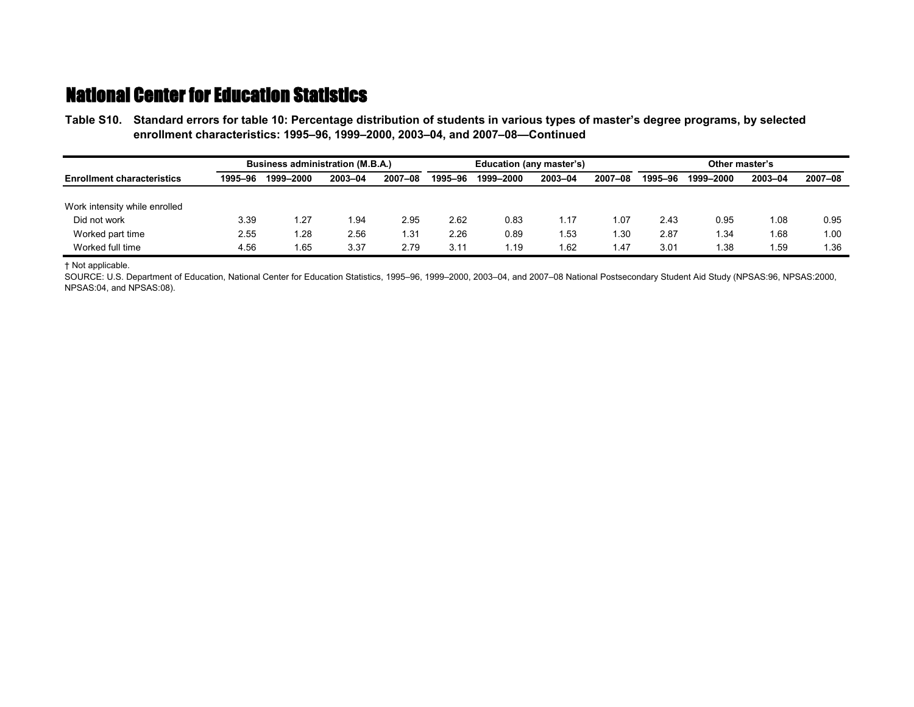# National Center for Education Statistics

**Table S10. Standard errors for table 10: Percentage distribution of students in various types of master's degree programs, by selected enrollment characteristics: 1995–96, 1999–2000, 2003–04, and 2007–08—Continued**

| Enrollment characteristics | Business administration (M.B.A.) | | | | Education (any master's) | | | | Other master's | | | |
|---|---|---|---|---|---|---|---|---|---|---|---|---|
| | 1995–96 | 1999–2000 | 2003–04 | 2007–08 | 1995–96 | 1999–2000 | 2003–04 | 2007–08 | 1995–96 | 1999–2000 | 2003–04 | 2007–08 |
| Work intensity while enrolled | | | | | | | | | | | | |
| Did not work | 3.39 | 1.27 | 1.94 | 2.95 | 2.62 | 0.83 | 1.17 | 1.07 | 2.43 | 0.95 | 1.08 | 0.95 |
| Worked part time | 2.55 | 1.28 | 2.56 | 1.31 | 2.26 | 0.89 | 1.53 | 1.30 | 2.87 | 1.34 | 1.68 | 1.00 |
| Worked full time | 4.56 | 1.65 | 3.37 | 2.79 | 3.11 | 1.19 | 1.62 | 1.47 | 3.01 | 1.38 | 1.59 | 1.36 |

† Not applicable.

SOURCE: U.S. Department of Education, National Center for Education Statistics, 1995–96, 1999–2000, 2003–04, and 2007–08 National Postsecondary Student Aid Study (NPSAS:96, NPSAS:2000, NPSAS:04, and NPSAS:08).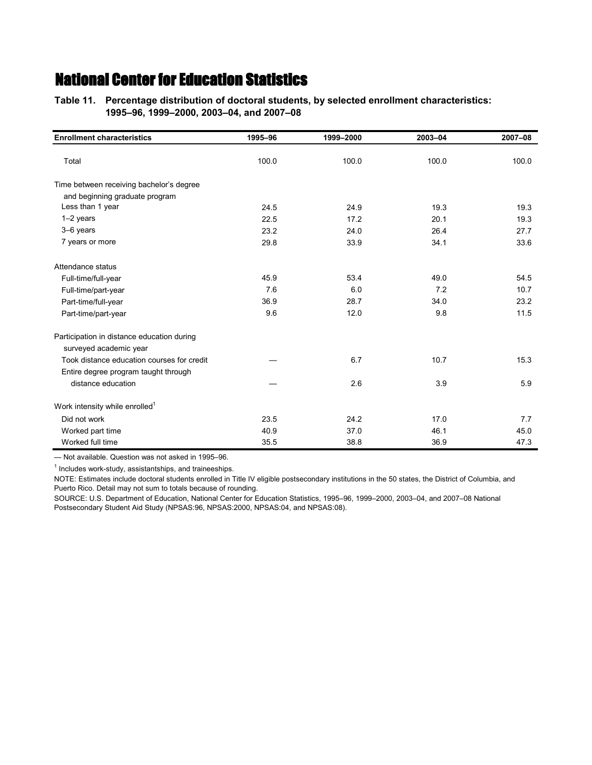# National Center for Education Statistics

**Table 11. Percentage distribution of doctoral students, by selected enrollment characteristics: 1995–96, 1999–2000, 2003–04, and 2007–08**

| Enrollment characteristics | 1995–96 | 1999–2000 | 2003–04 | 2007–08 |
|---|---|---|---|---|
| Total | 100.0 | 100.0 | 100.0 | 100.0 |
| Time between receiving bachelor's degree and beginning graduate program | | | | |
| Less than 1 year | 24.5 | 24.9 | 19.3 | 19.3 |
| 1–2 years | 22.5 | 17.2 | 20.1 | 19.3 |
| 3–6 years | 23.2 | 24.0 | 26.4 | 27.7 |
| 7 years or more | 29.8 | 33.9 | 34.1 | 33.6 |
| Attendance status | | | | |
| Full-time/full-year | 45.9 | 53.4 | 49.0 | 54.5 |
| Full-time/part-year | 7.6 | 6.0 | 7.2 | 10.7 |
| Part-time/full-year | 36.9 | 28.7 | 34.0 | 23.2 |
| Part-time/part-year | 9.6 | 12.0 | 9.8 | 11.5 |
| Participation in distance education during surveyed academic year | | | | |
| Took distance education courses for credit | — | 6.7 | 10.7 | 15.3 |
| Entire degree program taught through distance education | — | 2.6 | 3.9 | 5.9 |
| Work intensity while enrolled[1] | | | | |
| Did not work | 23.5 | 24.2 | 17.0 | 7.7 |
| Worked part time | 40.9 | 37.0 | 46.1 | 45.0 |
| Worked full time | 35.5 | 38.8 | 36.9 | 47.3 |

— Not available. Question was not asked in 1995–96.

[1] Includes work-study, assistantships, and traineeships.

NOTE: Estimates include doctoral students enrolled in Title IV eligible postsecondary institutions in the 50 states, the District of Columbia, and Puerto Rico. Detail may not sum to totals because of rounding.

SOURCE: U.S. Department of Education, National Center for Education Statistics, 1995–96, 1999–2000, 2003–04, and 2007–08 National Postsecondary Student Aid Study (NPSAS:96, NPSAS:2000, NPSAS:04, and NPSAS:08).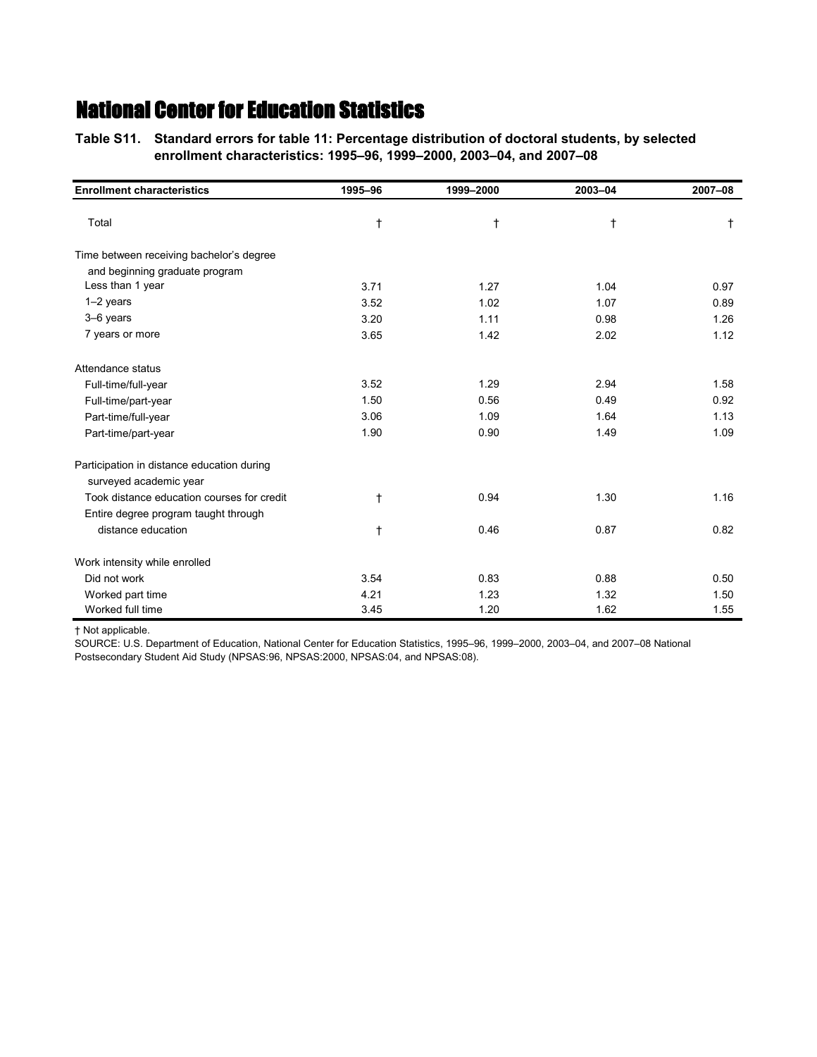# National Center for Education Statistics

**Table S11. Standard errors for table 11: Percentage distribution of doctoral students, by selected enrollment characteristics: 1995–96, 1999–2000, 2003–04, and 2007–08**

| Enrollment characteristics | 1995–96 | 1999–2000 | 2003–04 | 2007–08 |
|---|---|---|---|---|
| Total | † | † | † | † |
| Time between receiving bachelor's degree and beginning graduate program | | | | |
| Less than 1 year | 3.71 | 1.27 | 1.04 | 0.97 |
| 1–2 years | 3.52 | 1.02 | 1.07 | 0.89 |
| 3–6 years | 3.20 | 1.11 | 0.98 | 1.26 |
| 7 years or more | 3.65 | 1.42 | 2.02 | 1.12 |
| Attendance status | | | | |
| Full-time/full-year | 3.52 | 1.29 | 2.94 | 1.58 |
| Full-time/part-year | 1.50 | 0.56 | 0.49 | 0.92 |
| Part-time/full-year | 3.06 | 1.09 | 1.64 | 1.13 |
| Part-time/part-year | 1.90 | 0.90 | 1.49 | 1.09 |
| Participation in distance education during surveyed academic year | | | | |
| Took distance education courses for credit | † | 0.94 | 1.30 | 1.16 |
| Entire degree program taught through distance education | † | 0.46 | 0.87 | 0.82 |
| Work intensity while enrolled | | | | |
| Did not work | 3.54 | 0.83 | 0.88 | 0.50 |
| Worked part time | 4.21 | 1.23 | 1.32 | 1.50 |
| Worked full time | 3.45 | 1.20 | 1.62 | 1.55 |

† Not applicable.

SOURCE: U.S. Department of Education, National Center for Education Statistics, 1995–96, 1999–2000, 2003–04, and 2007–08 National Postsecondary Student Aid Study (NPSAS:96, NPSAS:2000, NPSAS:04, and NPSAS:08).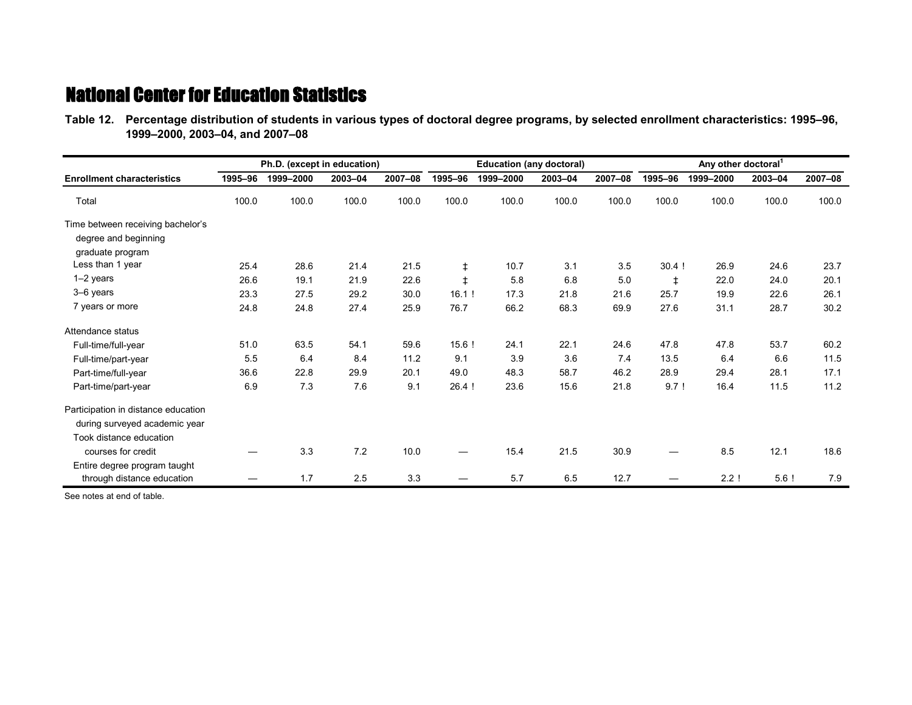## National Center for Education Statistics

**Table 12. Percentage distribution of students in various types of doctoral degree programs, by selected enrollment characteristics: 1995–96, 1999–2000, 2003–04, and 2007–08**

| | Ph.D. (except in education) | | | | Education (any doctoral) | | | | Any other doctoral[1] | | | |
|---|---|---|---|---|---|---|---|---|---|---|---|---|
| Enrollment characteristics | 1995–96 | 1999–2000 | 2003–04 | 2007–08 | 1995–96 | 1999–2000 | 2003–04 | 2007–08 | 1995–96 | 1999–2000 | 2003–04 | 2007–08 |
| Total | 100.0 | 100.0 | 100.0 | 100.0 | 100.0 | 100.0 | 100.0 | 100.0 | 100.0 | 100.0 | 100.0 | 100.0 |
| Time between receiving bachelor's degree and beginning graduate program | | | | | | | | | | | | |
| Less than 1 year | 25.4 | 28.6 | 21.4 | 21.5 | ‡ | 10.7 | 3.1 | 3.5 | 30.4 ! | 26.9 | 24.6 | 23.7 |
| 1–2 years | 26.6 | 19.1 | 21.9 | 22.6 | ‡ | 5.8 | 6.8 | 5.0 | ‡ | 22.0 | 24.0 | 20.1 |
| 3–6 years | 23.3 | 27.5 | 29.2 | 30.0 | 16.1 ! | 17.3 | 21.8 | 21.6 | 25.7 | 19.9 | 22.6 | 26.1 |
| 7 years or more | 24.8 | 24.8 | 27.4 | 25.9 | 76.7 | 66.2 | 68.3 | 69.9 | 27.6 | 31.1 | 28.7 | 30.2 |
| Attendance status | | | | | | | | | | | | |
| Full-time/full-year | 51.0 | 63.5 | 54.1 | 59.6 | 15.6 ! | 24.1 | 22.1 | 24.6 | 47.8 | 47.8 | 53.7 | 60.2 |
| Full-time/part-year | 5.5 | 6.4 | 8.4 | 11.2 | 9.1 | 3.9 | 3.6 | 7.4 | 13.5 | 6.4 | 6.6 | 11.5 |
| Part-time/full-year | 36.6 | 22.8 | 29.9 | 20.1 | 49.0 | 48.3 | 58.7 | 46.2 | 28.9 | 29.4 | 28.1 | 17.1 |
| Part-time/part-year | 6.9 | 7.3 | 7.6 | 9.1 | 26.4 ! | 23.6 | 15.6 | 21.8 | 9.7 ! | 16.4 | 11.5 | 11.2 |
| Participation in distance education during surveyed academic year | | | | | | | | | | | | |
| Took distance education courses for credit | — | 3.3 | 7.2 | 10.0 | — | 15.4 | 21.5 | 30.9 | — | 8.5 | 12.1 | 18.6 |
| Entire degree program taught through distance education | — | 1.7 | 2.5 | 3.3 | — | 5.7 | 6.5 | 12.7 | — | 2.2 ! | 5.6 ! | 7.9 |

See notes at end of table.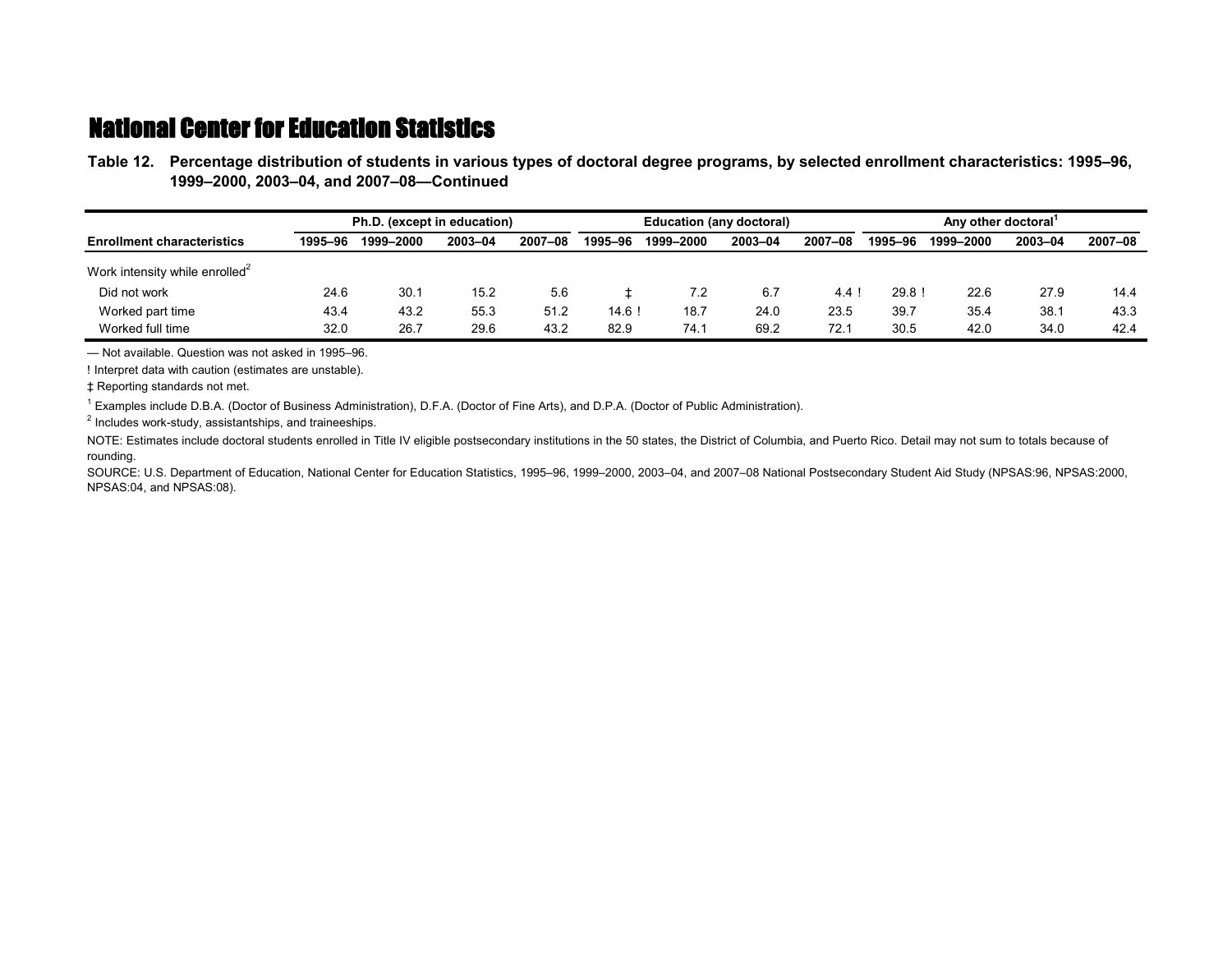## National Center for Education Statistics

**Table 12. Percentage distribution of students in various types of doctoral degree programs, by selected enrollment characteristics: 1995–96, 1999–2000, 2003–04, and 2007–08—Continued**

| Enrollment characteristics | Ph.D. (except in education) | | | | Education (any doctoral) | | | | Any other doctoral[1] | | | |
|---|---|---|---|---|---|---|---|---|---|---|---|---|
| | 1995–96 | 1999–2000 | 2003–04 | 2007–08 | 1995–96 | 1999–2000 | 2003–04 | 2007–08 | 1995–96 | 1999–2000 | 2003–04 | 2007–08 |
| Work intensity while enrolled[2] | | | | | | | | | | | | |
| Did not work | 24.6 | 30.1 | 15.2 | 5.6 | ‡ | 7.2 | 6.7 | 4.4 ! | 29.8 ! | 22.6 | 27.9 | 14.4 |
| Worked part time | 43.4 | 43.2 | 55.3 | 51.2 | 14.6 ! | 18.7 | 24.0 | 23.5 | 39.7 | 35.4 | 38.1 | 43.3 |
| Worked full time | 32.0 | 26.7 | 29.6 | 43.2 | 82.9 | 74.1 | 69.2 | 72.1 | 30.5 | 42.0 | 34.0 | 42.4 |

— Not available. Question was not asked in 1995–96.

! Interpret data with caution (estimates are unstable).

‡ Reporting standards not met.

[1] Examples include D.B.A. (Doctor of Business Administration), D.F.A. (Doctor of Fine Arts), and D.P.A. (Doctor of Public Administration).

[2] Includes work-study, assistantships, and traineeships.

NOTE: Estimates include doctoral students enrolled in Title IV eligible postsecondary institutions in the 50 states, the District of Columbia, and Puerto Rico. Detail may not sum to totals because of rounding.

SOURCE: U.S. Department of Education, National Center for Education Statistics, 1995–96, 1999–2000, 2003–04, and 2007–08 National Postsecondary Student Aid Study (NPSAS:96, NPSAS:2000, NPSAS:04, and NPSAS:08).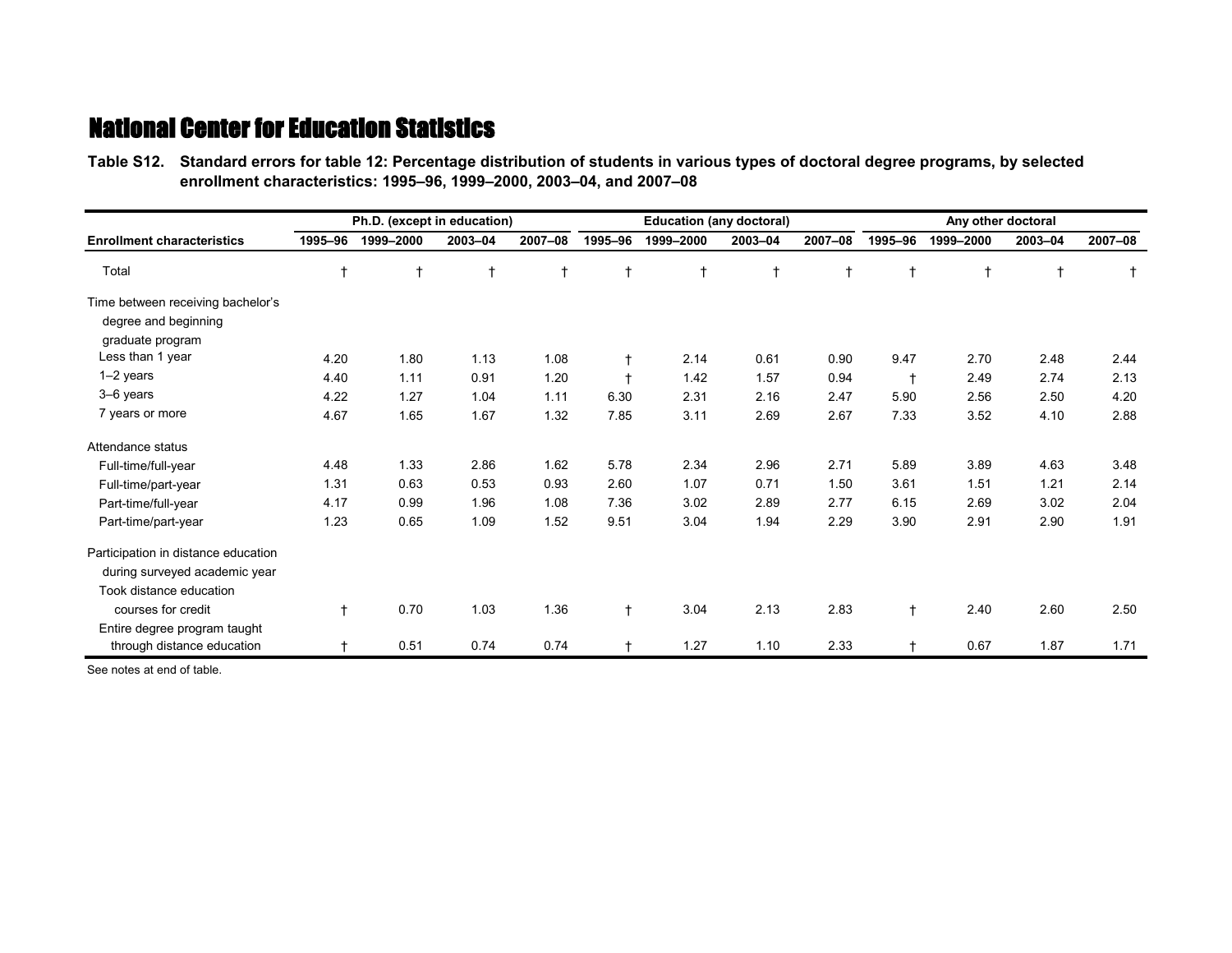## National Center for Education Statistics

**Table S12. Standard errors for table 12: Percentage distribution of students in various types of doctoral degree programs, by selected enrollment characteristics: 1995–96, 1999–2000, 2003–04, and 2007–08**

| | Ph.D. (except in education) | | | | Education (any doctoral) | | | | Any other doctoral | | | |
|---|---|---|---|---|---|---|---|---|---|---|---|---|
| Enrollment characteristics | 1995–96 | 1999–2000 | 2003–04 | 2007–08 | 1995–96 | 1999–2000 | 2003–04 | 2007–08 | 1995–96 | 1999–2000 | 2003–04 | 2007–08 |
| Total | † | † | † | † | † | † | † | † | † | † | † | † |
| Time between receiving bachelor's degree and beginning graduate program | | | | | | | | | | | | |
| Less than 1 year | 4.20 | 1.80 | 1.13 | 1.08 | † | 2.14 | 0.61 | 0.90 | 9.47 | 2.70 | 2.48 | 2.44 |
| 1–2 years | 4.40 | 1.11 | 0.91 | 1.20 | † | 1.42 | 1.57 | 0.94 | † | 2.49 | 2.74 | 2.13 |
| 3–6 years | 4.22 | 1.27 | 1.04 | 1.11 | 6.30 | 2.31 | 2.16 | 2.47 | 5.90 | 2.56 | 2.50 | 4.20 |
| 7 years or more | 4.67 | 1.65 | 1.67 | 1.32 | 7.85 | 3.11 | 2.69 | 2.67 | 7.33 | 3.52 | 4.10 | 2.88 |
| Attendance status | | | | | | | | | | | | |
| Full-time/full-year | 4.48 | 1.33 | 2.86 | 1.62 | 5.78 | 2.34 | 2.96 | 2.71 | 5.89 | 3.89 | 4.63 | 3.48 |
| Full-time/part-year | 1.31 | 0.63 | 0.53 | 0.93 | 2.60 | 1.07 | 0.71 | 1.50 | 3.61 | 1.51 | 1.21 | 2.14 |
| Part-time/full-year | 4.17 | 0.99 | 1.96 | 1.08 | 7.36 | 3.02 | 2.89 | 2.77 | 6.15 | 2.69 | 3.02 | 2.04 |
| Part-time/part-year | 1.23 | 0.65 | 1.09 | 1.52 | 9.51 | 3.04 | 1.94 | 2.29 | 3.90 | 2.91 | 2.90 | 1.91 |
| Participation in distance education during surveyed academic year | | | | | | | | | | | | |
| Took distance education courses for credit | † | 0.70 | 1.03 | 1.36 | † | 3.04 | 2.13 | 2.83 | † | 2.40 | 2.60 | 2.50 |
| Entire degree program taught through distance education | † | 0.51 | 0.74 | 0.74 | † | 1.27 | 1.10 | 2.33 | † | 0.67 | 1.87 | 1.71 |

See notes at end of table.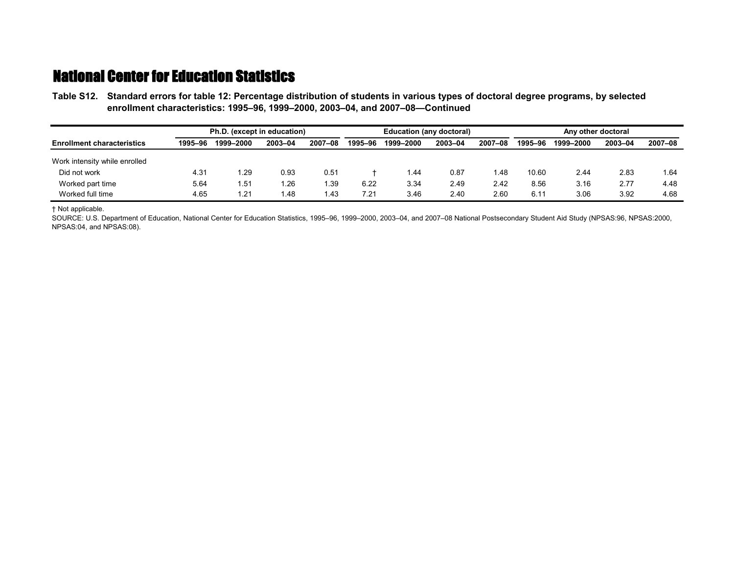# National Center for Education Statistics

**Table S12. Standard errors for table 12: Percentage distribution of students in various types of doctoral degree programs, by selected enrollment characteristics: 1995–96, 1999–2000, 2003–04, and 2007–08—Continued**

| Enrollment characteristics | Ph.D. (except in education) | | | | Education (any doctoral) | | | | Any other doctoral | | | |
|---|---|---|---|---|---|---|---|---|---|---|---|---|
| | 1995–96 | 1999–2000 | 2003–04 | 2007–08 | 1995–96 | 1999–2000 | 2003–04 | 2007–08 | 1995–96 | 1999–2000 | 2003–04 | 2007–08 |
| Work intensity while enrolled | | | | | | | | | | | | |
| Did not work | 4.31 | 1.29 | 0.93 | 0.51 | † | 1.44 | 0.87 | 1.48 | 10.60 | 2.44 | 2.83 | 1.64 |
| Worked part time | 5.64 | 1.51 | 1.26 | 1.39 | 6.22 | 3.34 | 2.49 | 2.42 | 8.56 | 3.16 | 2.77 | 4.48 |
| Worked full time | 4.65 | 1.21 | 1.48 | 1.43 | 7.21 | 3.46 | 2.40 | 2.60 | 6.11 | 3.06 | 3.92 | 4.68 |

† Not applicable.

SOURCE: U.S. Department of Education, National Center for Education Statistics, 1995–96, 1999–2000, 2003–04, and 2007–08 National Postsecondary Student Aid Study (NPSAS:96, NPSAS:2000, NPSAS:04, and NPSAS:08).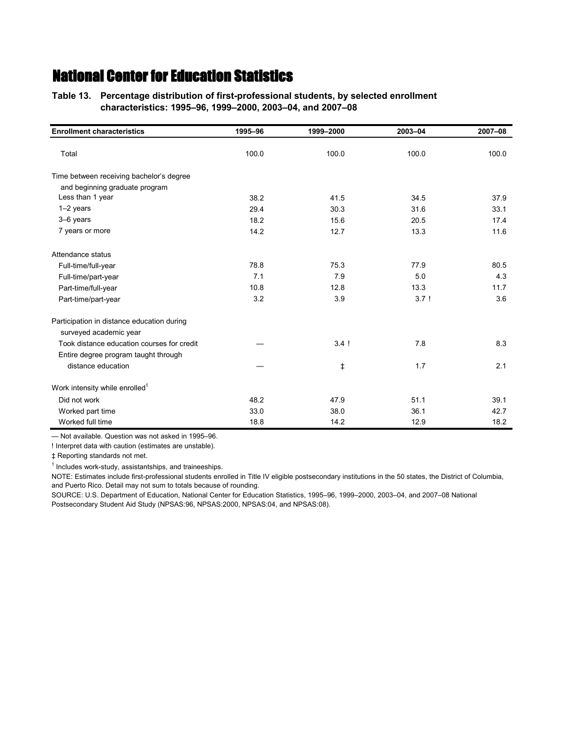# National Center for Education Statistics

**Table 13. Percentage distribution of first-professional students, by selected enrollment characteristics: 1995–96, 1999–2000, 2003–04, and 2007–08**

| Enrollment characteristics | 1995–96 | 1999–2000 | 2003–04 | 2007–08 |
|---|---|---|---|---|
| Total | 100.0 | 100.0 | 100.0 | 100.0 |
| Time between receiving bachelor's degree and beginning graduate program | | | | |
| Less than 1 year | 38.2 | 41.5 | 34.5 | 37.9 |
| 1–2 years | 29.4 | 30.3 | 31.6 | 33.1 |
| 3–6 years | 18.2 | 15.6 | 20.5 | 17.4 |
| 7 years or more | 14.2 | 12.7 | 13.3 | 11.6 |
| Attendance status | | | | |
| Full-time/full-year | 78.8 | 75.3 | 77.9 | 80.5 |
| Full-time/part-year | 7.1 | 7.9 | 5.0 | 4.3 |
| Part-time/full-year | 10.8 | 12.8 | 13.3 | 11.7 |
| Part-time/part-year | 3.2 | 3.9 | 3.7 ! | 3.6 |
| Participation in distance education during surveyed academic year | | | | |
| Took distance education courses for credit | — | 3.4 ! | 7.8 | 8.3 |
| Entire degree program taught through distance education | — | ‡ | 1.7 | 2.1 |
| Work intensity while enrolled[1] | | | | |
| Did not work | 48.2 | 47.9 | 51.1 | 39.1 |
| Worked part time | 33.0 | 38.0 | 36.1 | 42.7 |
| Worked full time | 18.8 | 14.2 | 12.9 | 18.2 |

— Not available. Question was not asked in 1995–96.

! Interpret data with caution (estimates are unstable).

‡ Reporting standards not met.

[1] Includes work-study, assistantships, and traineeships.

NOTE: Estimates include first-professional students enrolled in Title IV eligible postsecondary institutions in the 50 states, the District of Columbia, and Puerto Rico. Detail may not sum to totals because of rounding.

SOURCE: U.S. Department of Education, National Center for Education Statistics, 1995–96, 1999–2000, 2003–04, and 2007–08 National Postsecondary Student Aid Study (NPSAS:96, NPSAS:2000, NPSAS:04, and NPSAS:08).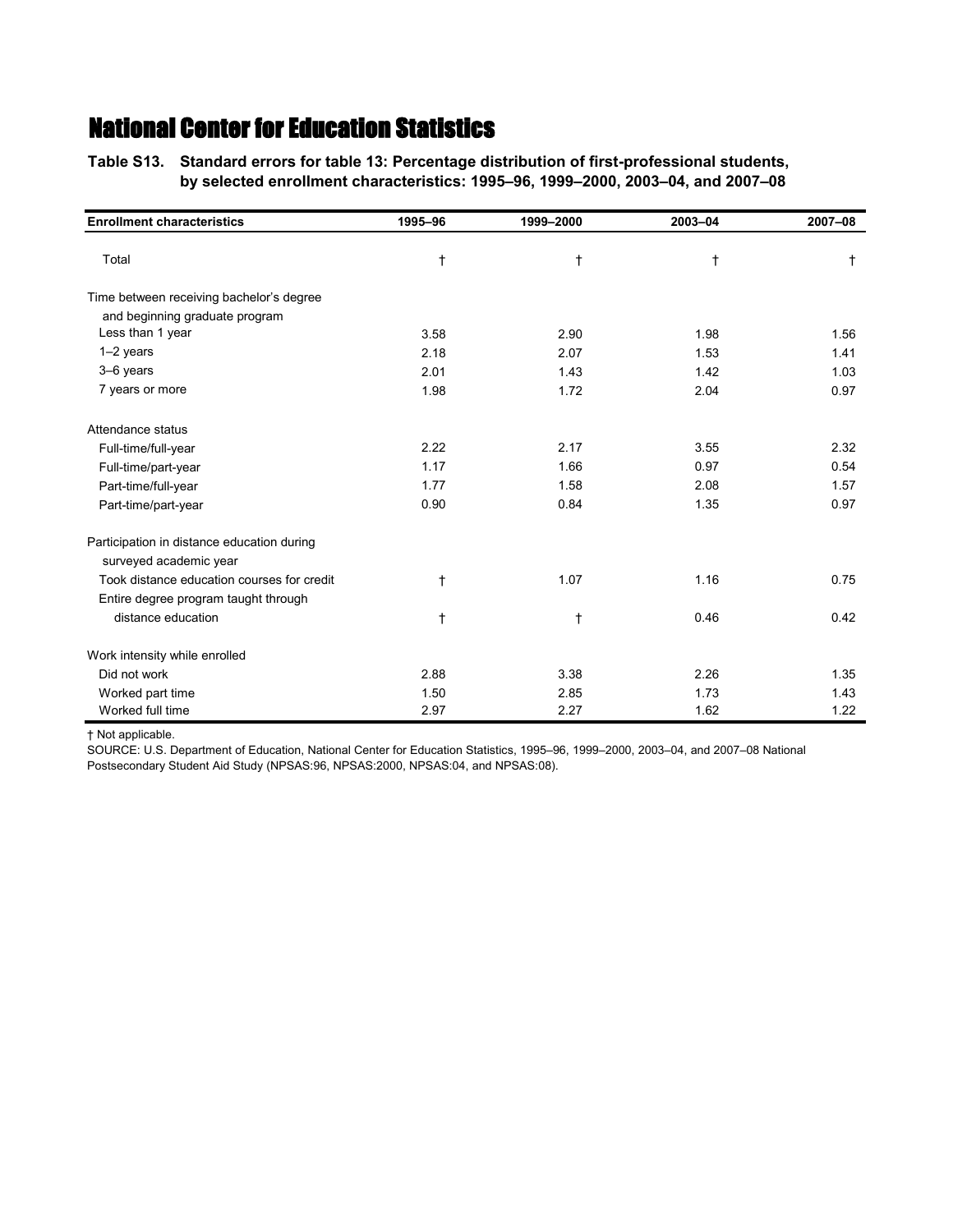# National Center for Education Statistics

**Table S13. Standard errors for table 13: Percentage distribution of first-professional students, by selected enrollment characteristics: 1995–96, 1999–2000, 2003–04, and 2007–08**

| Enrollment characteristics | 1995–96 | 1999–2000 | 2003–04 | 2007–08 |
|---|---|---|---|---|
| Total | † | † | † | † |
| Time between receiving bachelor's degree and beginning graduate program | | | | |
| Less than 1 year | 3.58 | 2.90 | 1.98 | 1.56 |
| 1–2 years | 2.18 | 2.07 | 1.53 | 1.41 |
| 3–6 years | 2.01 | 1.43 | 1.42 | 1.03 |
| 7 years or more | 1.98 | 1.72 | 2.04 | 0.97 |
| Attendance status | | | | |
| Full-time/full-year | 2.22 | 2.17 | 3.55 | 2.32 |
| Full-time/part-year | 1.17 | 1.66 | 0.97 | 0.54 |
| Part-time/full-year | 1.77 | 1.58 | 2.08 | 1.57 |
| Part-time/part-year | 0.90 | 0.84 | 1.35 | 0.97 |
| Participation in distance education during surveyed academic year | | | | |
| Took distance education courses for credit | † | 1.07 | 1.16 | 0.75 |
| Entire degree program taught through distance education | † | † | 0.46 | 0.42 |
| Work intensity while enrolled | | | | |
| Did not work | 2.88 | 3.38 | 2.26 | 1.35 |
| Worked part time | 1.50 | 2.85 | 1.73 | 1.43 |
| Worked full time | 2.97 | 2.27 | 1.62 | 1.22 |

† Not applicable.

SOURCE: U.S. Department of Education, National Center for Education Statistics, 1995–96, 1999–2000, 2003–04, and 2007–08 National Postsecondary Student Aid Study (NPSAS:96, NPSAS:2000, NPSAS:04, and NPSAS:08).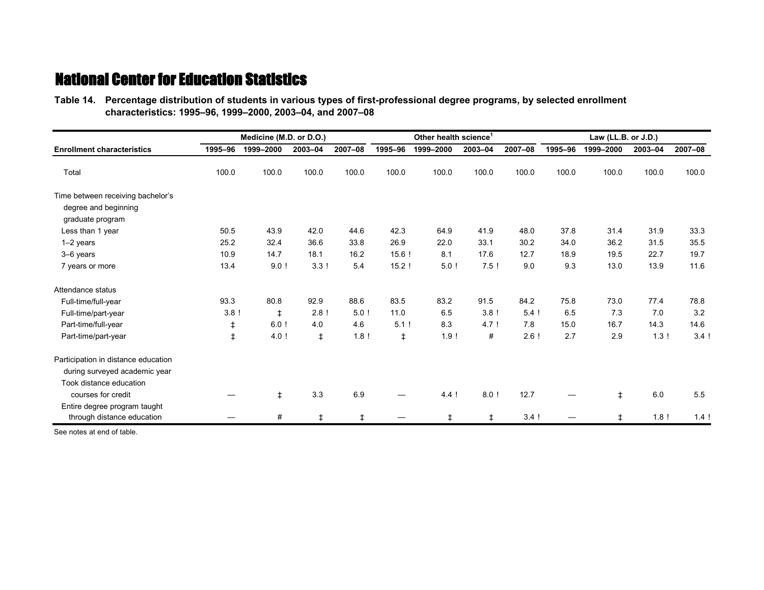# National Center for Education Statistics

**Table 14. Percentage distribution of students in various types of first-professional degree programs, by selected enrollment characteristics: 1995–96, 1999–2000, 2003–04, and 2007–08**

| Enrollment characteristics | Medicine (M.D. or D.O.) | | | | Other health science[1] | | | | Law (LL.B. or J.D.) | | | |
|---|---|---|---|---|---|---|---|---|---|---|---|---|
| | 1995–96 | 1999–2000 | 2003–04 | 2007–08 | 1995–96 | 1999–2000 | 2003–04 | 2007–08 | 1995–96 | 1999–2000 | 2003–04 | 2007–08 |
| Total | 100.0 | 100.0 | 100.0 | 100.0 | 100.0 | 100.0 | 100.0 | 100.0 | 100.0 | 100.0 | 100.0 | 100.0 |
| Time between receiving bachelor's degree and beginning graduate program | | | | | | | | | | | | |
| Less than 1 year | 50.5 | 43.9 | 42.0 | 44.6 | 42.3 | 64.9 | 41.9 | 48.0 | 37.8 | 31.4 | 31.9 | 33.3 |
| 1–2 years | 25.2 | 32.4 | 36.6 | 33.8 | 26.9 | 22.0 | 33.1 | 30.2 | 34.0 | 36.2 | 31.5 | 35.5 |
| 3–6 years | 10.9 | 14.7 | 18.1 | 16.2 | 15.6 ! | 8.1 | 17.6 | 12.7 | 18.9 | 19.5 | 22.7 | 19.7 |
| 7 years or more | 13.4 | 9.0 ! | 3.3 ! | 5.4 | 15.2 ! | 5.0 ! | 7.5 ! | 9.0 | 9.3 | 13.0 | 13.9 | 11.6 |
| Attendance status | | | | | | | | | | | | |
| Full-time/full-year | 93.3 | 80.8 | 92.9 | 88.6 | 83.5 | 83.2 | 91.5 | 84.2 | 75.8 | 73.0 | 77.4 | 78.8 |
| Full-time/part-year | 3.8 ! | ‡ | 2.8 ! | 5.0 ! | 11.0 | 6.5 | 3.8 ! | 5.4 ! | 6.5 | 7.3 | 7.0 | 3.2 |
| Part-time/full-year | ‡ | 6.0 ! | 4.0 | 4.6 | 5.1 ! | 8.3 | 4.7 ! | 7.8 | 15.0 | 16.7 | 14.3 | 14.6 |
| Part-time/part-year | ‡ | 4.0 ! | ‡ | 1.8 ! | ‡ | 1.9 ! | # | 2.6 ! | 2.7 | 2.9 | 1.3 ! | 3.4 ! |
| Participation in distance education during surveyed academic year | | | | | | | | | | | | |
| Took distance education courses for credit | — | ‡ | 3.3 | 6.9 | — | 4.4 ! | 8.0 ! | 12.7 | — | ‡ | 6.0 | 5.5 |
| Entire degree program taught through distance education | — | # | ‡ | ‡ | — | ‡ | ‡ | 3.4 ! | — | ‡ | 1.8 ! | 1.4 ! |

See notes at end of table.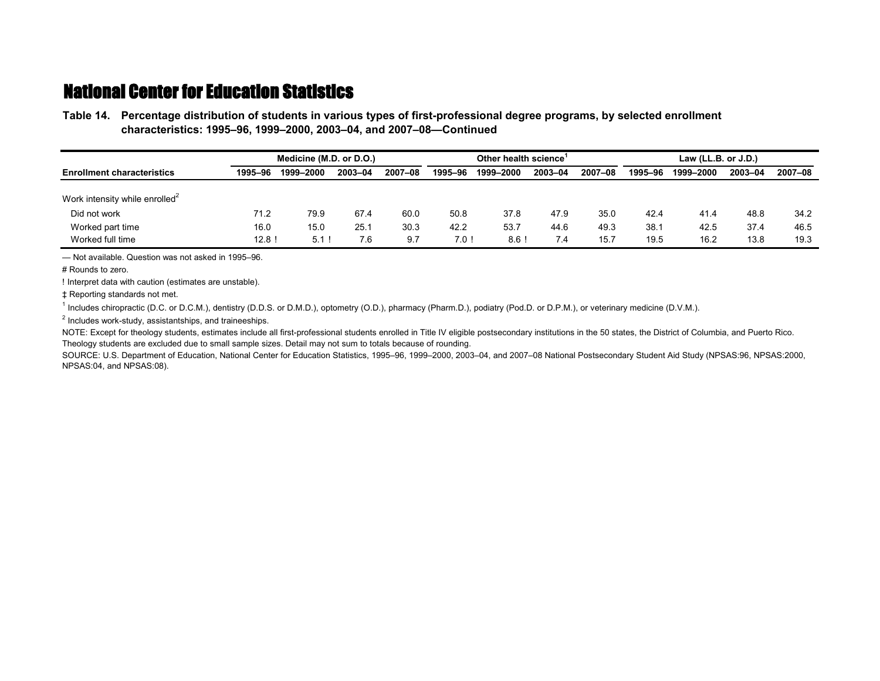## National Center for Education Statistics

**Table 14. Percentage distribution of students in various types of first-professional degree programs, by selected enrollment characteristics: 1995–96, 1999–2000, 2003–04, and 2007–08—Continued**

| Enrollment characteristics | Medicine (M.D. or D.O.) | | | | Other health science[1] | | | | Law (LL.B. or J.D.) | | | |
|---|---|---|---|---|---|---|---|---|---|---|---|---|
| | 1995–96 | 1999–2000 | 2003–04 | 2007–08 | 1995–96 | 1999–2000 | 2003–04 | 2007–08 | 1995–96 | 1999–2000 | 2003–04 | 2007–08 |
| Work intensity while enrolled[2] | | | | | | | | | | | | |
| Did not work | 71.2 | 79.9 | 67.4 | 60.0 | 50.8 | 37.8 | 47.9 | 35.0 | 42.4 | 41.4 | 48.8 | 34.2 |
| Worked part time | 16.0 | 15.0 | 25.1 | 30.3 | 42.2 | 53.7 | 44.6 | 49.3 | 38.1 | 42.5 | 37.4 | 46.5 |
| Worked full time | 12.8 ! | 5.1 ! | 7.6 | 9.7 | 7.0 ! | 8.6 ! | 7.4 | 15.7 | 19.5 | 16.2 | 13.8 | 19.3 |

— Not available. Question was not asked in 1995–96.

# Rounds to zero.

! Interpret data with caution (estimates are unstable).

‡ Reporting standards not met.

[1] Includes chiropractic (D.C. or D.C.M.), dentistry (D.D.S. or D.M.D.), optometry (O.D.), pharmacy (Pharm.D.), podiatry (Pod.D. or D.P.M.), or veterinary medicine (D.V.M.).

[2] Includes work-study, assistantships, and traineeships.

NOTE: Except for theology students, estimates include all first-professional students enrolled in Title IV eligible postsecondary institutions in the 50 states, the District of Columbia, and Puerto Rico. Theology students are excluded due to small sample sizes. Detail may not sum to totals because of rounding.

SOURCE: U.S. Department of Education, National Center for Education Statistics, 1995–96, 1999–2000, 2003–04, and 2007–08 National Postsecondary Student Aid Study (NPSAS:96, NPSAS:2000, NPSAS:04, and NPSAS:08).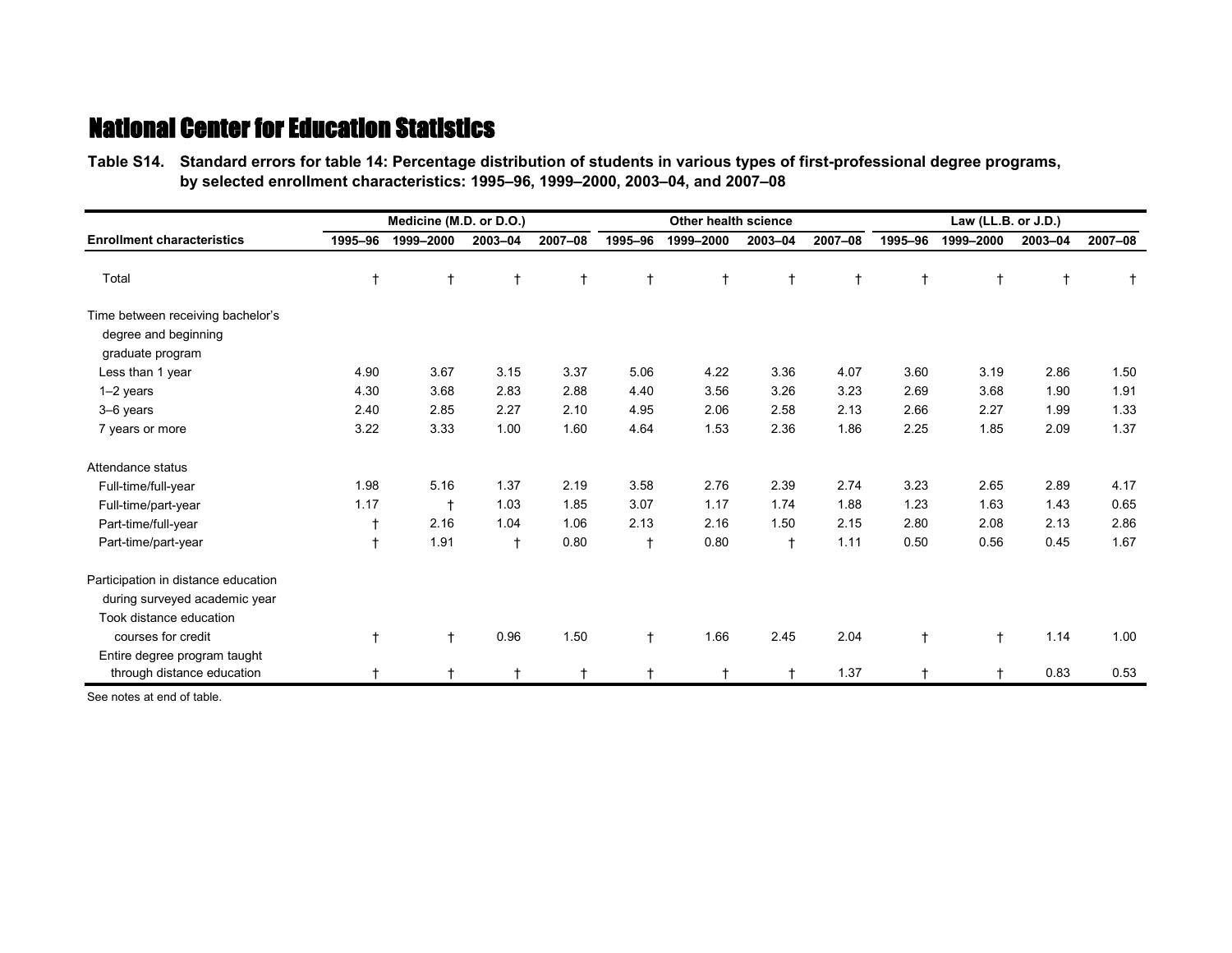## National Center for Education Statistics

**Table S14. Standard errors for table 14: Percentage distribution of students in various types of first-professional degree programs, by selected enrollment characteristics: 1995–96, 1999–2000, 2003–04, and 2007–08**

| Enrollment characteristics | Medicine (M.D. or D.O.) | | | | Other health science | | | | Law (LL.B. or J.D.) | | | |
|---|---|---|---|---|---|---|---|---|---|---|---|---|
| | 1995–96 | 1999–2000 | 2003–04 | 2007–08 | 1995–96 | 1999–2000 | 2003–04 | 2007–08 | 1995–96 | 1999–2000 | 2003–04 | 2007–08 |
| Total | † | † | † | † | † | † | † | † | † | † | † | † |
| Time between receiving bachelor's degree and beginning graduate program | | | | | | | | | | | | |
| Less than 1 year | 4.90 | 3.67 | 3.15 | 3.37 | 5.06 | 4.22 | 3.36 | 4.07 | 3.60 | 3.19 | 2.86 | 1.50 |
| 1–2 years | 4.30 | 3.68 | 2.83 | 2.88 | 4.40 | 3.56 | 3.26 | 3.23 | 2.69 | 3.68 | 1.90 | 1.91 |
| 3–6 years | 2.40 | 2.85 | 2.27 | 2.10 | 4.95 | 2.06 | 2.58 | 2.13 | 2.66 | 2.27 | 1.99 | 1.33 |
| 7 years or more | 3.22 | 3.33 | 1.00 | 1.60 | 4.64 | 1.53 | 2.36 | 1.86 | 2.25 | 1.85 | 2.09 | 1.37 |
| Attendance status | | | | | | | | | | | | |
| Full-time/full-year | 1.98 | 5.16 | 1.37 | 2.19 | 3.58 | 2.76 | 2.39 | 2.74 | 3.23 | 2.65 | 2.89 | 4.17 |
| Full-time/part-year | 1.17 | † | 1.03 | 1.85 | 3.07 | 1.17 | 1.74 | 1.88 | 1.23 | 1.63 | 1.43 | 0.65 |
| Part-time/full-year | † | 2.16 | 1.04 | 1.06 | 2.13 | 2.16 | 1.50 | 2.15 | 2.80 | 2.08 | 2.13 | 2.86 |
| Part-time/part-year | † | 1.91 | † | 0.80 | † | 0.80 | † | 1.11 | 0.50 | 0.56 | 0.45 | 1.67 |
| Participation in distance education during surveyed academic year | | | | | | | | | | | | |
| Took distance education courses for credit | † | † | 0.96 | 1.50 | † | 1.66 | 2.45 | 2.04 | † | † | 1.14 | 1.00 |
| Entire degree program taught through distance education | † | † | † | † | † | † | † | 1.37 | † | † | 0.83 | 0.53 |

See notes at end of table.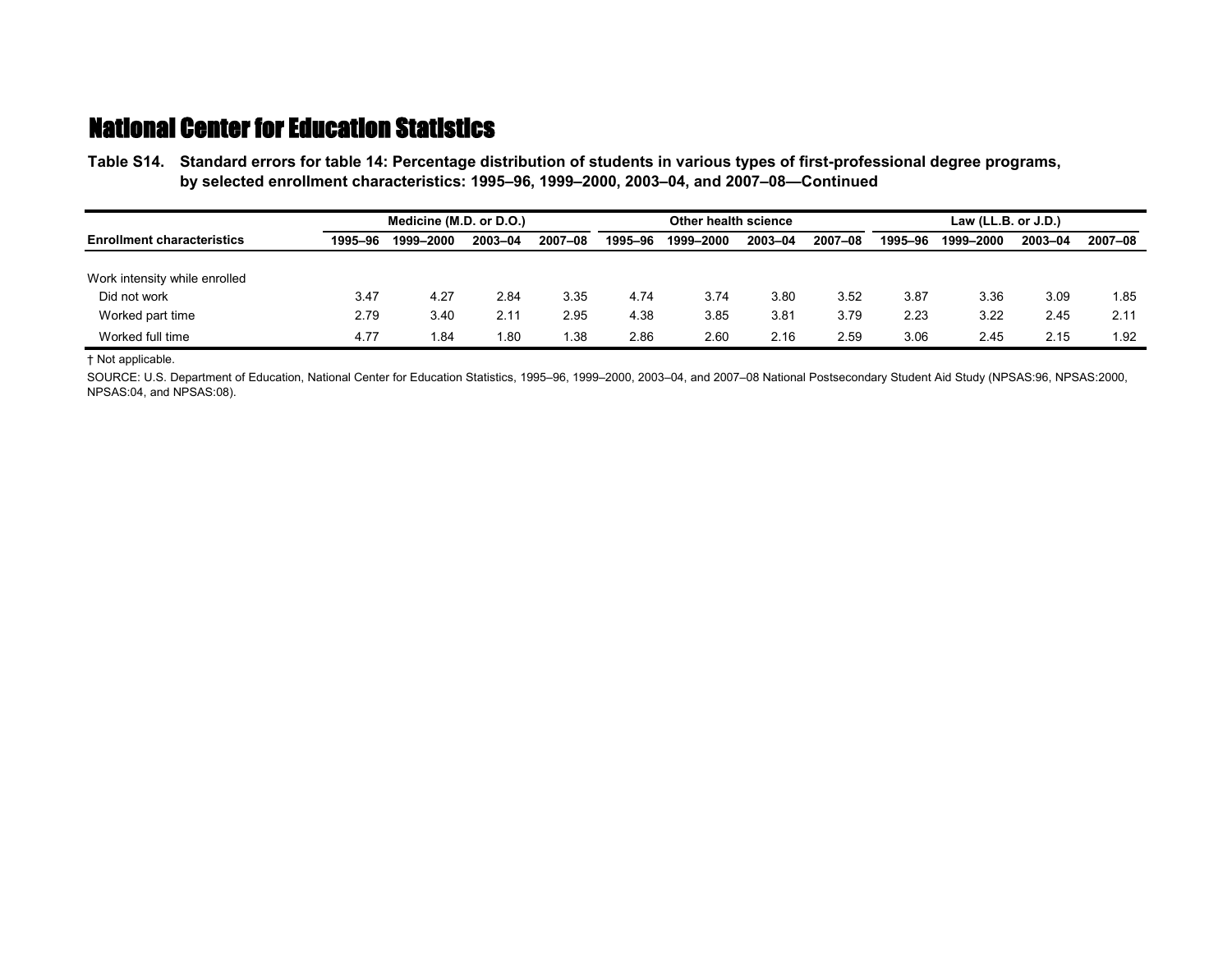# National Center for Education Statistics

**Table S14. Standard errors for table 14: Percentage distribution of students in various types of first-professional degree programs, by selected enrollment characteristics: 1995–96, 1999–2000, 2003–04, and 2007–08—Continued**

| Enrollment characteristics | Medicine (M.D. or D.O.) | | | | Other health science | | | | Law (LL.B. or J.D.) | | | |
|---|---|---|---|---|---|---|---|---|---|---|---|---|
| | 1995–96 | 1999–2000 | 2003–04 | 2007–08 | 1995–96 | 1999–2000 | 2003–04 | 2007–08 | 1995–96 | 1999–2000 | 2003–04 | 2007–08 |
| Work intensity while enrolled | | | | | | | | | | | | |
| Did not work | 3.47 | 4.27 | 2.84 | 3.35 | 4.74 | 3.74 | 3.80 | 3.52 | 3.87 | 3.36 | 3.09 | 1.85 |
| Worked part time | 2.79 | 3.40 | 2.11 | 2.95 | 4.38 | 3.85 | 3.81 | 3.79 | 2.23 | 3.22 | 2.45 | 2.11 |
| Worked full time | 4.77 | 1.84 | 1.80 | 1.38 | 2.86 | 2.60 | 2.16 | 2.59 | 3.06 | 2.45 | 2.15 | 1.92 |

† Not applicable.

SOURCE: U.S. Department of Education, National Center for Education Statistics, 1995–96, 1999–2000, 2003–04, and 2007–08 National Postsecondary Student Aid Study (NPSAS:96, NPSAS:2000, NPSAS:04, and NPSAS:08).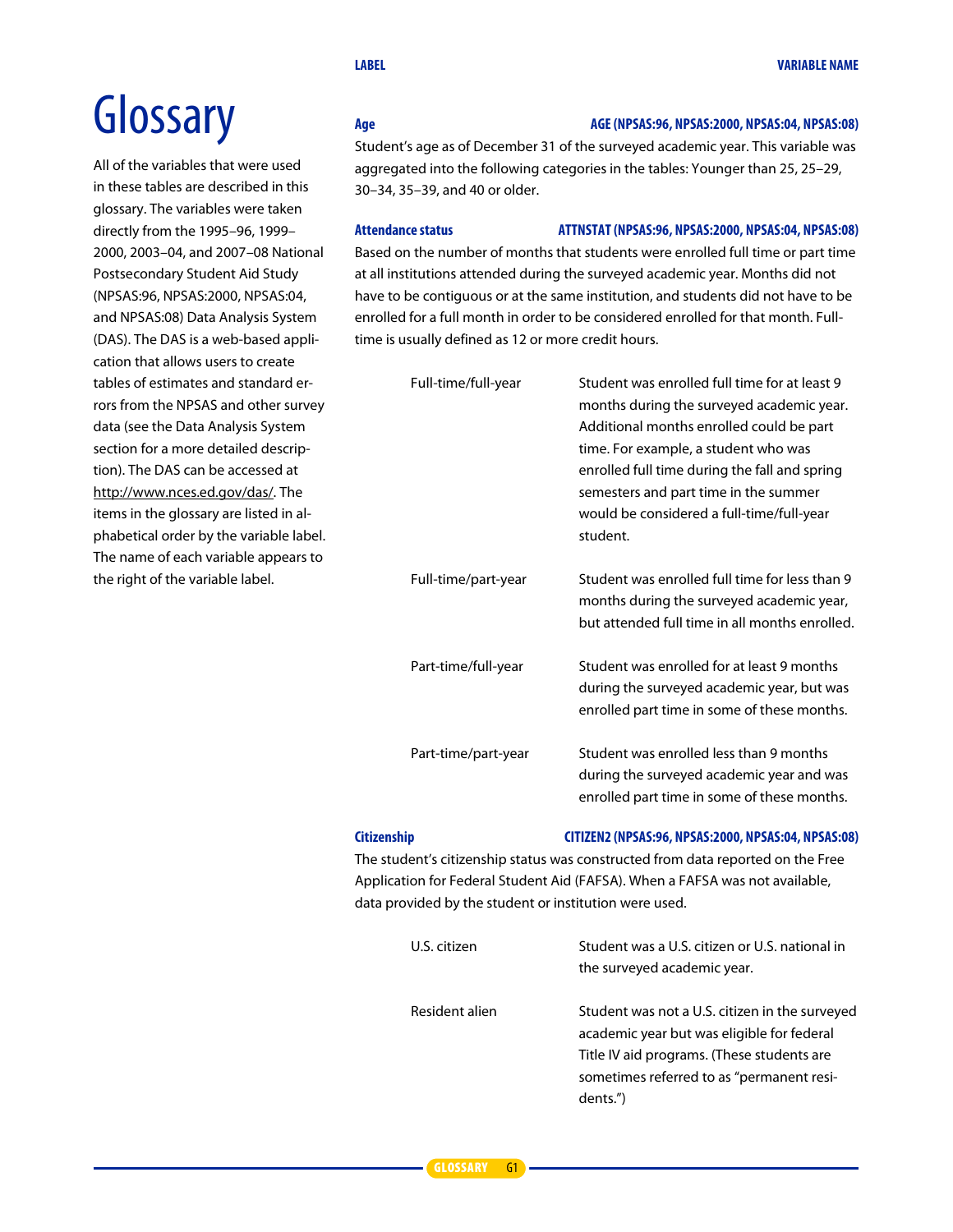# Glossary

All of the variables that were used in these tables are described in this glossary. The variables were taken directly from the 1995–96, 1999–2000, 2003–04, and 2007–08 National Postsecondary Student Aid Study (NPSAS:96, NPSAS:2000, NPSAS:04, and NPSAS:08) Data Analysis System (DAS). The DAS is a web-based application that allows users to create tables of estimates and standard errors from the NPSAS and other survey data (see the Data Analysis System section for a more detailed description). The DAS can be accessed at http://www.nces.ed.gov/das/. The items in the glossary are listed in alphabetical order by the variable label. The name of each variable appears to the right of the variable label.

| LABEL | VARIABLE NAME |
|---|---|

**Age** — AGE (NPSAS:96, NPSAS:2000, NPSAS:04, NPSAS:08)

Student's age as of December 31 of the surveyed academic year. This variable was aggregated into the following categories in the tables: Younger than 25, 25–29, 30–34, 35–39, and 40 or older.

**Attendance status** — ATTNSTAT (NPSAS:96, NPSAS:2000, NPSAS:04, NPSAS:08)

Based on the number of months that students were enrolled full time or part time at all institutions attended during the surveyed academic year. Months did not have to be contiguous or at the same institution, and students did not have to be enrolled for a full month in order to be considered enrolled for that month. Full-time is usually defined as 12 or more credit hours.

| | |
|---|---|
| Full-time/full-year | Student was enrolled full time for at least 9 months during the surveyed academic year. Additional months enrolled could be part time. For example, a student who was enrolled full time during the fall and spring semesters and part time in the summer would be considered a full-time/full-year student. |
| Full-time/part-year | Student was enrolled full time for less than 9 months during the surveyed academic year, but attended full time in all months enrolled. |
| Part-time/full-year | Student was enrolled for at least 9 months during the surveyed academic year, but was enrolled part time in some of these months. |
| Part-time/part-year | Student was enrolled less than 9 months during the surveyed academic year and was enrolled part time in some of these months. |

**Citizenship** — CITIZEN2 (NPSAS:96, NPSAS:2000, NPSAS:04, NPSAS:08)

The student's citizenship status was constructed from data reported on the Free Application for Federal Student Aid (FAFSA). When a FAFSA was not available, data provided by the student or institution were used.

| | |
|---|---|
| U.S. citizen | Student was a U.S. citizen or U.S. national in the surveyed academic year. |
| Resident alien | Student was not a U.S. citizen in the surveyed academic year but was eligible for federal Title IV aid programs. (These students are sometimes referred to as "permanent residents.") |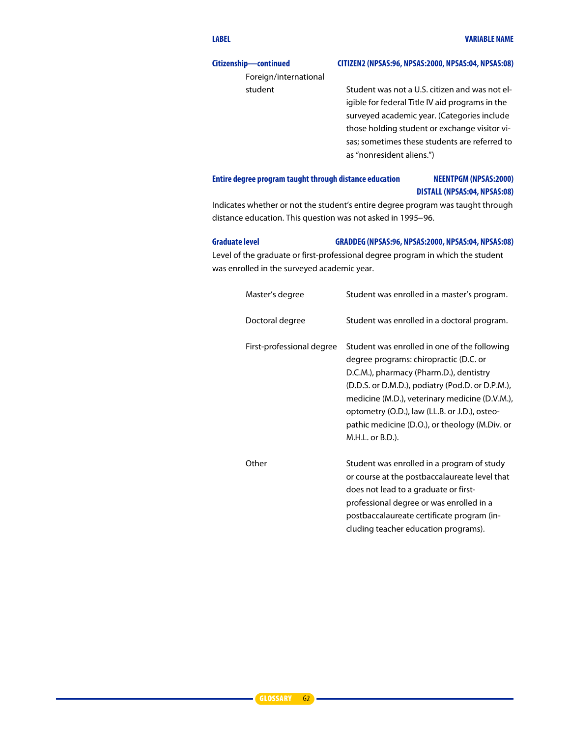| LABEL | VARIABLE NAME |
|---|---|

**Citizenship—continued** — **CITIZEN2 (NPSAS:96, NPSAS:2000, NPSAS:04, NPSAS:08)**

| | |
|---|---|
| Foreign/international student | Student was not a U.S. citizen and was not eligible for federal Title IV aid programs in the surveyed academic year. (Categories include those holding student or exchange visitor visas; sometimes these students are referred to as "nonresident aliens.") |

**Entire degree program taught through distance education** — **NEENTPGM (NPSAS:2000)** **DISTALL (NPSAS:04, NPSAS:08)**

Indicates whether or not the student's entire degree program was taught through distance education. This question was not asked in 1995–96.

**Graduate level** — **GRADDEG (NPSAS:96, NPSAS:2000, NPSAS:04, NPSAS:08)**

Level of the graduate or first-professional degree program in which the student was enrolled in the surveyed academic year.

| | |
|---|---|
| Master's degree | Student was enrolled in a master's program. |
| Doctoral degree | Student was enrolled in a doctoral program. |
| First-professional degree | Student was enrolled in one of the following degree programs: chiropractic (D.C. or D.C.M.), pharmacy (Pharm.D.), dentistry (D.D.S. or D.M.D.), podiatry (Pod.D. or D.P.M.), medicine (M.D.), veterinary medicine (D.V.M.), optometry (O.D.), law (LL.B. or J.D.), osteopathic medicine (D.O.), or theology (M.Div. or M.H.L. or B.D.). |
| Other | Student was enrolled in a program of study or course at the postbaccalaureate level that does not lead to a graduate or first-professional degree or was enrolled in a postbaccalaureate certificate program (including teacher education programs). |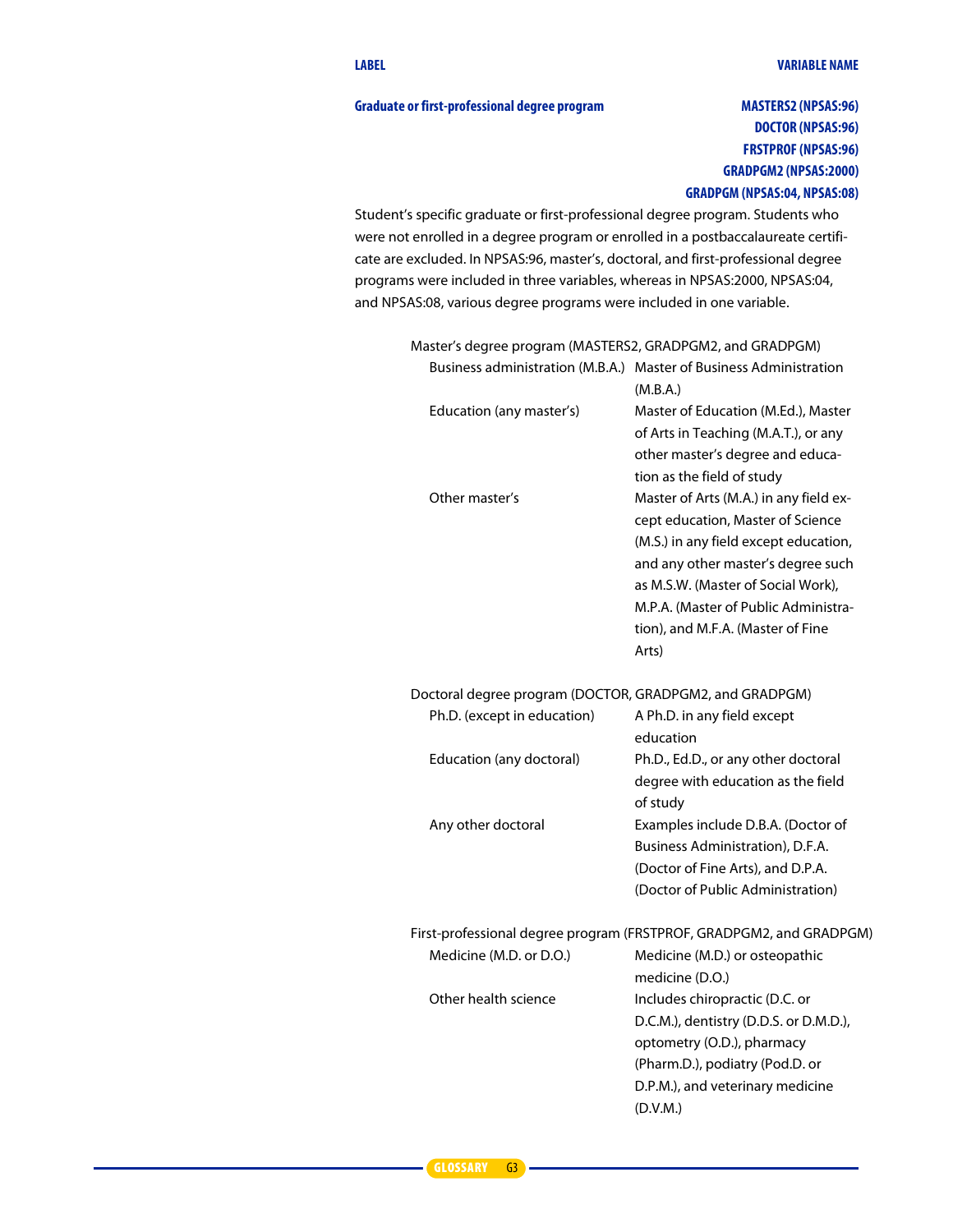| LABEL | VARIABLE NAME |
|---|---|
| **Graduate or first-professional degree program** | **MASTERS2 (NPSAS:96)**<br>**DOCTOR (NPSAS:96)**<br>**FRSTPROF (NPSAS:96)**<br>**GRADPGM2 (NPSAS:2000)**<br>**GRADPGM (NPSAS:04, NPSAS:08)** |

Student's specific graduate or first-professional degree program. Students who were not enrolled in a degree program or enrolled in a postbaccalaureate certificate are excluded. In NPSAS:96, master's, doctoral, and first-professional degree programs were included in three variables, whereas in NPSAS:2000, NPSAS:04, and NPSAS:08, various degree programs were included in one variable.

Master's degree program (MASTERS2, GRADPGM2, and GRADPGM)

| | |
|---|---|
| Business administration (M.B.A.) | Master of Business Administration (M.B.A.) |
| Education (any master's) | Master of Education (M.Ed.), Master of Arts in Teaching (M.A.T.), or any other master's degree and education as the field of study |
| Other master's | Master of Arts (M.A.) in any field except education, Master of Science (M.S.) in any field except education, and any other master's degree such as M.S.W. (Master of Social Work), M.P.A. (Master of Public Administration), and M.F.A. (Master of Fine Arts) |

Doctoral degree program (DOCTOR, GRADPGM2, and GRADPGM)

| | |
|---|---|
| Ph.D. (except in education) | A Ph.D. in any field except education |
| Education (any doctoral) | Ph.D., Ed.D., or any other doctoral degree with education as the field of study |
| Any other doctoral | Examples include D.B.A. (Doctor of Business Administration), D.F.A. (Doctor of Fine Arts), and D.P.A. (Doctor of Public Administration) |

First-professional degree program (FRSTPROF, GRADPGM2, and GRADPGM)

| | |
|---|---|
| Medicine (M.D. or D.O.) | Medicine (M.D.) or osteopathic medicine (D.O.) |
| Other health science | Includes chiropractic (D.C. or D.C.M.), dentistry (D.D.S. or D.M.D.), optometry (O.D.), pharmacy (Pharm.D.), podiatry (Pod.D. or D.P.M.), and veterinary medicine (D.V.M.) |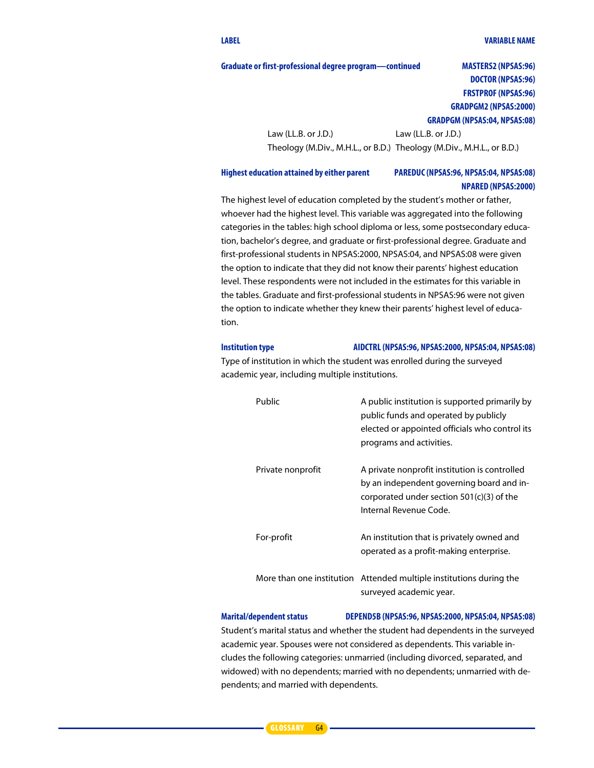| LABEL | VARIABLE NAME |
|---|---|

**Graduate or first-professional degree program—continued** — **MASTERS2 (NPSAS:96)**, **DOCTOR (NPSAS:96)**, **FRSTPROF (NPSAS:96)**, **GRADPGM2 (NPSAS:2000)**, **GRADPGM (NPSAS:04, NPSAS:08)**

| | |
|---|---|
| Law (LL.B. or J.D.) | Law (LL.B. or J.D.) |
| Theology (M.Div., M.H.L., or B.D.) | Theology (M.Div., M.H.L., or B.D.) |

**Highest education attained by either parent** — **PAREDUC (NPSAS:96, NPSAS:04, NPSAS:08)**, **NPARED (NPSAS:2000)**

The highest level of education completed by the student's mother or father, whoever had the highest level. This variable was aggregated into the following categories in the tables: high school diploma or less, some postsecondary education, bachelor's degree, and graduate or first-professional degree. Graduate and first-professional students in NPSAS:2000, NPSAS:04, and NPSAS:08 were given the option to indicate that they did not know their parents' highest education level. These respondents were not included in the estimates for this variable in the tables. Graduate and first-professional students in NPSAS:96 were not given the option to indicate whether they knew their parents' highest level of education.

**Institution type** — **AIDCTRL (NPSAS:96, NPSAS:2000, NPSAS:04, NPSAS:08)**

Type of institution in which the student was enrolled during the surveyed academic year, including multiple institutions.

| | |
|---|---|
| Public | A public institution is supported primarily by public funds and operated by publicly elected or appointed officials who control its programs and activities. |
| Private nonprofit | A private nonprofit institution is controlled by an independent governing board and incorporated under section 501(c)(3) of the Internal Revenue Code. |
| For-profit | An institution that is privately owned and operated as a profit-making enterprise. |
| More than one institution | Attended multiple institutions during the surveyed academic year. |

**Marital/dependent status** — **DEPEND5B (NPSAS:96, NPSAS:2000, NPSAS:04, NPSAS:08)**

Student's marital status and whether the student had dependents in the surveyed academic year. Spouses were not considered as dependents. This variable includes the following categories: unmarried (including divorced, separated, and widowed) with no dependents; married with no dependents; unmarried with dependents; and married with dependents.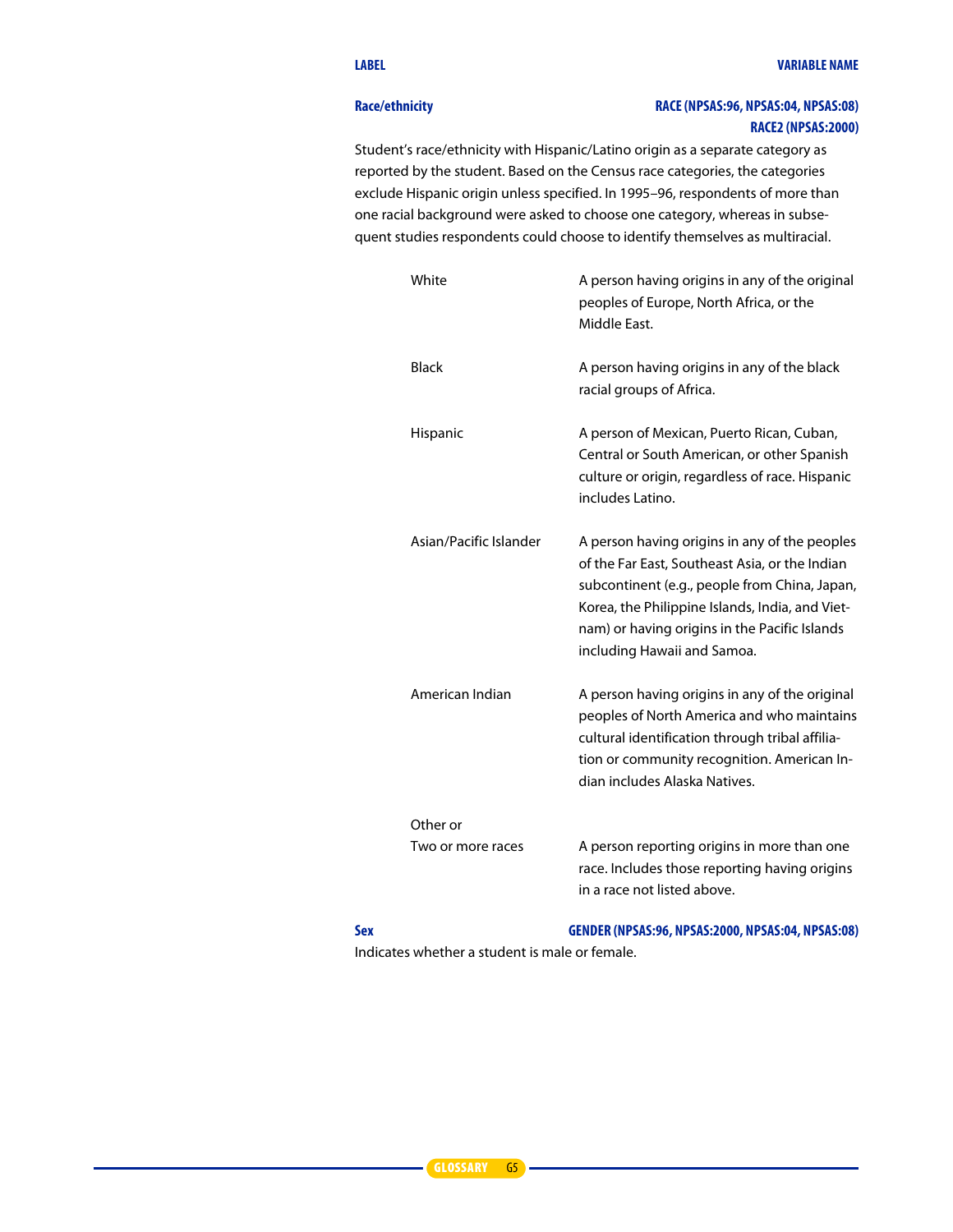| LABEL | VARIABLE NAME |
|---|---|
| **Race/ethnicity** | **RACE (NPSAS:96, NPSAS:04, NPSAS:08)** **RACE2 (NPSAS:2000)** |

Student's race/ethnicity with Hispanic/Latino origin as a separate category as reported by the student. Based on the Census race categories, the categories exclude Hispanic origin unless specified. In 1995–96, respondents of more than one racial background were asked to choose one category, whereas in subsequent studies respondents could choose to identify themselves as multiracial.

| | |
|---|---|
| White | A person having origins in any of the original peoples of Europe, North Africa, or the Middle East. |
| Black | A person having origins in any of the black racial groups of Africa. |
| Hispanic | A person of Mexican, Puerto Rican, Cuban, Central or South American, or other Spanish culture or origin, regardless of race. Hispanic includes Latino. |
| Asian/Pacific Islander | A person having origins in any of the peoples of the Far East, Southeast Asia, or the Indian subcontinent (e.g., people from China, Japan, Korea, the Philippine Islands, India, and Vietnam) or having origins in the Pacific Islands including Hawaii and Samoa. |
| American Indian | A person having origins in any of the original peoples of North America and who maintains cultural identification through tribal affiliation or community recognition. American Indian includes Alaska Natives. |
| Other or Two or more races | A person reporting origins in more than one race. Includes those reporting having origins in a race not listed above. |

| | |
|---|---|
| **Sex** | **GENDER (NPSAS:96, NPSAS:2000, NPSAS:04, NPSAS:08)** |

Indicates whether a student is male or female.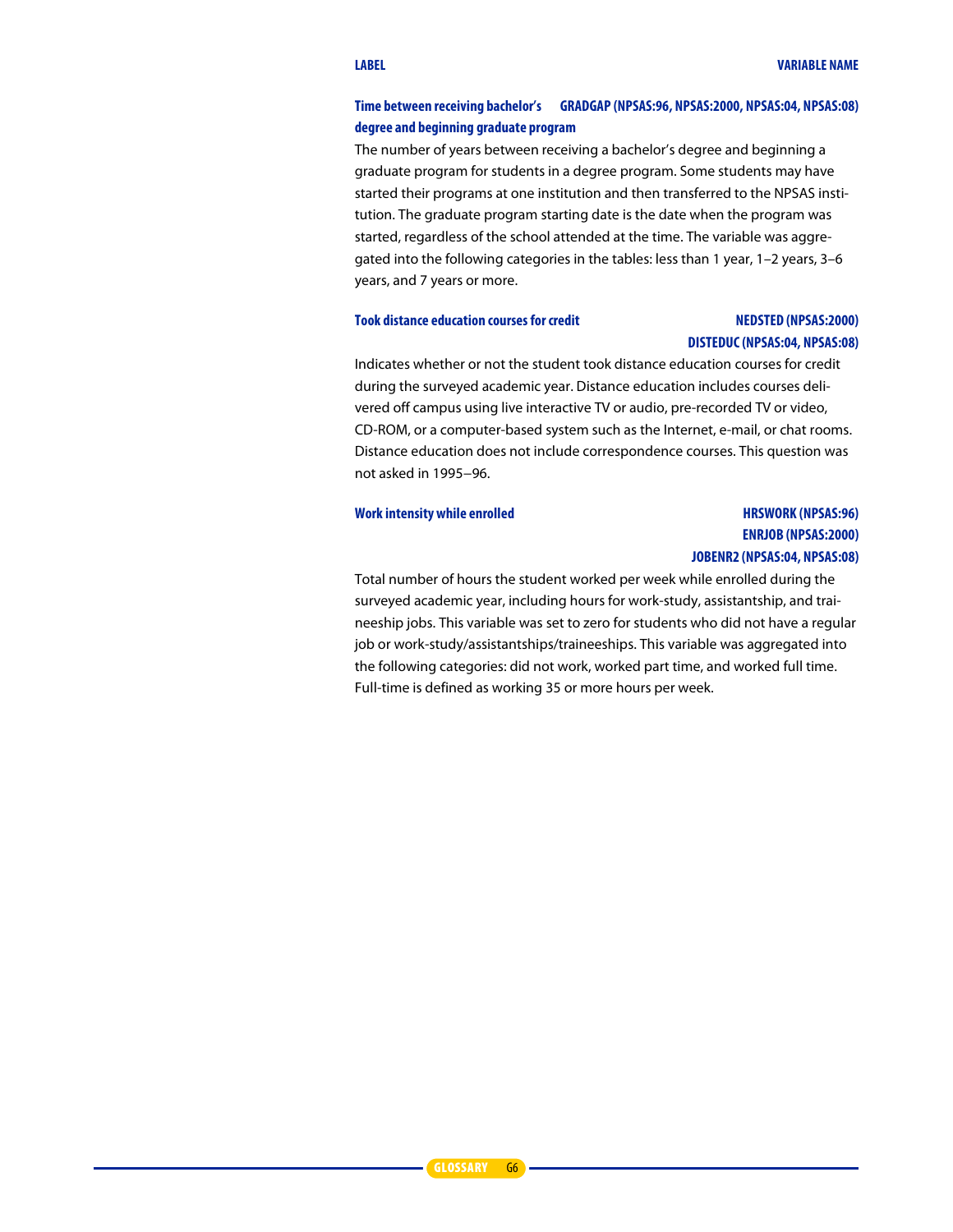| LABEL | VARIABLE NAME |
|---|---|

**Time between receiving bachelor's degree and beginning graduate program** — **GRADGAP (NPSAS:96, NPSAS:2000, NPSAS:04, NPSAS:08)**

The number of years between receiving a bachelor's degree and beginning a graduate program for students in a degree program. Some students may have started their programs at one institution and then transferred to the NPSAS institution. The graduate program starting date is the date when the program was started, regardless of the school attended at the time. The variable was aggregated into the following categories in the tables: less than 1 year, 1–2 years, 3–6 years, and 7 years or more.

**Took distance education courses for credit** — **NEDSTED (NPSAS:2000)**, **DISTEDUC (NPSAS:04, NPSAS:08)**

Indicates whether or not the student took distance education courses for credit during the surveyed academic year. Distance education includes courses delivered off campus using live interactive TV or audio, pre-recorded TV or video, CD-ROM, or a computer-based system such as the Internet, e-mail, or chat rooms. Distance education does not include correspondence courses. This question was not asked in 1995–96.

**Work intensity while enrolled** — **HRSWORK (NPSAS:96)**, **ENRJOB (NPSAS:2000)**, **JOBENR2 (NPSAS:04, NPSAS:08)**

Total number of hours the student worked per week while enrolled during the surveyed academic year, including hours for work-study, assistantship, and traineeship jobs. This variable was set to zero for students who did not have a regular job or work-study/assistantships/traineeships. This variable was aggregated into the following categories: did not work, worked part time, and worked full time. Full-time is defined as working 35 or more hours per week.